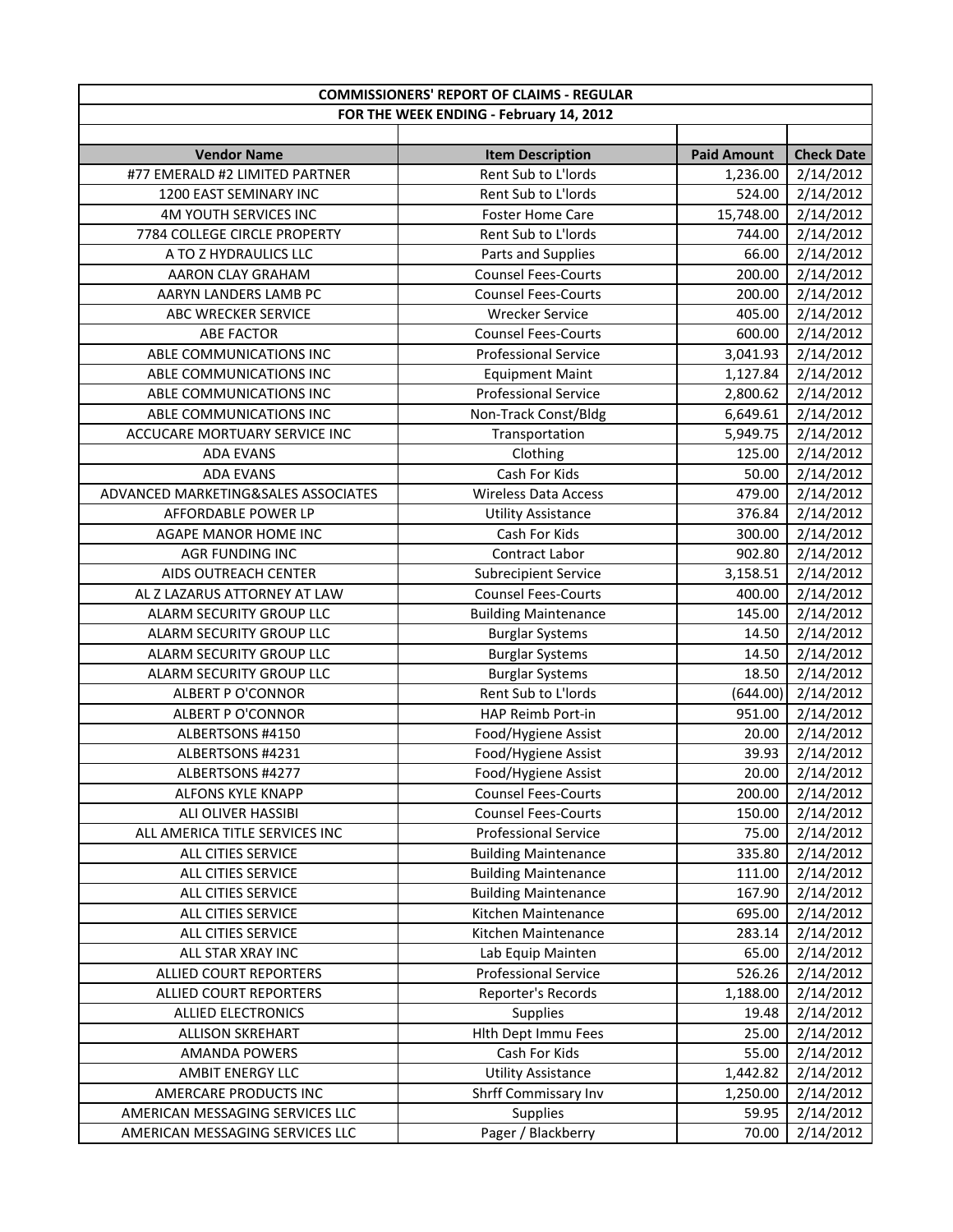| COMMISSIONERS' REPORT OF CLAIMS - REGULAR | | | |
|---|---|---|---|
| FOR THE WEEK ENDING - February 14, 2012 | | | |
| | | | |
| **Vendor Name** | **Item Description** | **Paid Amount** | **Check Date** |
| #77 EMERALD #2 LIMITED PARTNER | Rent Sub to L'lords | 1,236.00 | 2/14/2012 |
| 1200 EAST SEMINARY INC | Rent Sub to L'lords | 524.00 | 2/14/2012 |
| 4M YOUTH SERVICES INC | Foster Home Care | 15,748.00 | 2/14/2012 |
| 7784 COLLEGE CIRCLE PROPERTY | Rent Sub to L'lords | 744.00 | 2/14/2012 |
| A TO Z HYDRAULICS LLC | Parts and Supplies | 66.00 | 2/14/2012 |
| AARON CLAY GRAHAM | Counsel Fees-Courts | 200.00 | 2/14/2012 |
| AARYN LANDERS LAMB PC | Counsel Fees-Courts | 200.00 | 2/14/2012 |
| ABC WRECKER SERVICE | Wrecker Service | 405.00 | 2/14/2012 |
| ABE FACTOR | Counsel Fees-Courts | 600.00 | 2/14/2012 |
| ABLE COMMUNICATIONS INC | Professional Service | 3,041.93 | 2/14/2012 |
| ABLE COMMUNICATIONS INC | Equipment Maint | 1,127.84 | 2/14/2012 |
| ABLE COMMUNICATIONS INC | Professional Service | 2,800.62 | 2/14/2012 |
| ABLE COMMUNICATIONS INC | Non-Track Const/Bldg | 6,649.61 | 2/14/2012 |
| ACCUCARE MORTUARY SERVICE INC | Transportation | 5,949.75 | 2/14/2012 |
| ADA EVANS | Clothing | 125.00 | 2/14/2012 |
| ADA EVANS | Cash For Kids | 50.00 | 2/14/2012 |
| ADVANCED MARKETING&SALES ASSOCIATES | Wireless Data Access | 479.00 | 2/14/2012 |
| AFFORDABLE POWER LP | Utility Assistance | 376.84 | 2/14/2012 |
| AGAPE MANOR HOME INC | Cash For Kids | 300.00 | 2/14/2012 |
| AGR FUNDING INC | Contract Labor | 902.80 | 2/14/2012 |
| AIDS OUTREACH CENTER | Subrecipient Service | 3,158.51 | 2/14/2012 |
| AL Z LAZARUS ATTORNEY AT LAW | Counsel Fees-Courts | 400.00 | 2/14/2012 |
| ALARM SECURITY GROUP LLC | Building Maintenance | 145.00 | 2/14/2012 |
| ALARM SECURITY GROUP LLC | Burglar Systems | 14.50 | 2/14/2012 |
| ALARM SECURITY GROUP LLC | Burglar Systems | 14.50 | 2/14/2012 |
| ALARM SECURITY GROUP LLC | Burglar Systems | 18.50 | 2/14/2012 |
| ALBERT P O'CONNOR | Rent Sub to L'lords | (644.00) | 2/14/2012 |
| ALBERT P O'CONNOR | HAP Reimb Port-in | 951.00 | 2/14/2012 |
| ALBERTSONS #4150 | Food/Hygiene Assist | 20.00 | 2/14/2012 |
| ALBERTSONS #4231 | Food/Hygiene Assist | 39.93 | 2/14/2012 |
| ALBERTSONS #4277 | Food/Hygiene Assist | 20.00 | 2/14/2012 |
| ALFONS KYLE KNAPP | Counsel Fees-Courts | 200.00 | 2/14/2012 |
| ALI OLIVER HASSIBI | Counsel Fees-Courts | 150.00 | 2/14/2012 |
| ALL AMERICA TITLE SERVICES INC | Professional Service | 75.00 | 2/14/2012 |
| ALL CITIES SERVICE | Building Maintenance | 335.80 | 2/14/2012 |
| ALL CITIES SERVICE | Building Maintenance | 111.00 | 2/14/2012 |
| ALL CITIES SERVICE | Building Maintenance | 167.90 | 2/14/2012 |
| ALL CITIES SERVICE | Kitchen Maintenance | 695.00 | 2/14/2012 |
| ALL CITIES SERVICE | Kitchen Maintenance | 283.14 | 2/14/2012 |
| ALL STAR XRAY INC | Lab Equip Mainten | 65.00 | 2/14/2012 |
| ALLIED COURT REPORTERS | Professional Service | 526.26 | 2/14/2012 |
| ALLIED COURT REPORTERS | Reporter's Records | 1,188.00 | 2/14/2012 |
| ALLIED ELECTRONICS | Supplies | 19.48 | 2/14/2012 |
| ALLISON SKREHART | Hlth Dept Immu Fees | 25.00 | 2/14/2012 |
| AMANDA POWERS | Cash For Kids | 55.00 | 2/14/2012 |
| AMBIT ENERGY LLC | Utility Assistance | 1,442.82 | 2/14/2012 |
| AMERCARE PRODUCTS INC | Shrff Commissary Inv | 1,250.00 | 2/14/2012 |
| AMERICAN MESSAGING SERVICES LLC | Supplies | 59.95 | 2/14/2012 |
| AMERICAN MESSAGING SERVICES LLC | Pager / Blackberry | 70.00 | 2/14/2012 |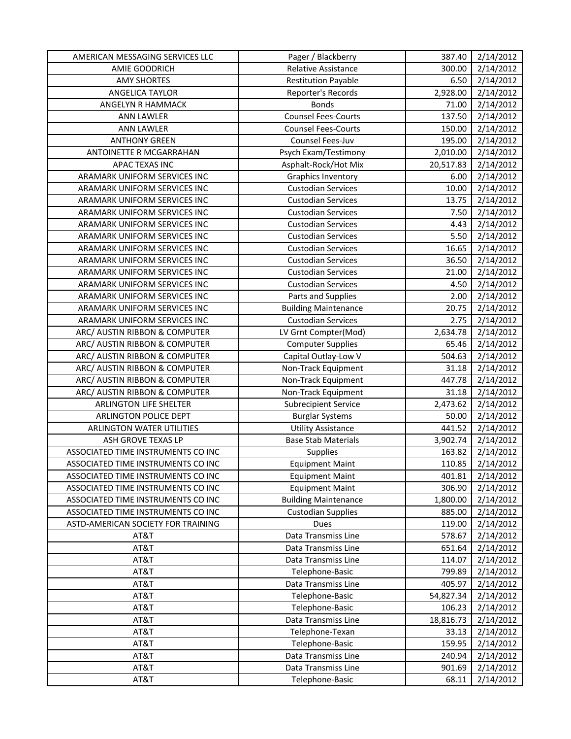| | | | |
|---|---|---|---|
| AMERICAN MESSAGING SERVICES LLC | Pager / Blackberry | 387.40 | 2/14/2012 |
| AMIE GOODRICH | Relative Assistance | 300.00 | 2/14/2012 |
| AMY SHORTES | Restitution Payable | 6.50 | 2/14/2012 |
| ANGELICA TAYLOR | Reporter's Records | 2,928.00 | 2/14/2012 |
| ANGELYN R HAMMACK | Bonds | 71.00 | 2/14/2012 |
| ANN LAWLER | Counsel Fees-Courts | 137.50 | 2/14/2012 |
| ANN LAWLER | Counsel Fees-Courts | 150.00 | 2/14/2012 |
| ANTHONY GREEN | Counsel Fees-Juv | 195.00 | 2/14/2012 |
| ANTOINETTE R MCGARRAHAN | Psych Exam/Testimony | 2,010.00 | 2/14/2012 |
| APAC TEXAS INC | Asphalt-Rock/Hot Mix | 20,517.83 | 2/14/2012 |
| ARAMARK UNIFORM SERVICES INC | Graphics Inventory | 6.00 | 2/14/2012 |
| ARAMARK UNIFORM SERVICES INC | Custodian Services | 10.00 | 2/14/2012 |
| ARAMARK UNIFORM SERVICES INC | Custodian Services | 13.75 | 2/14/2012 |
| ARAMARK UNIFORM SERVICES INC | Custodian Services | 7.50 | 2/14/2012 |
| ARAMARK UNIFORM SERVICES INC | Custodian Services | 4.43 | 2/14/2012 |
| ARAMARK UNIFORM SERVICES INC | Custodian Services | 5.50 | 2/14/2012 |
| ARAMARK UNIFORM SERVICES INC | Custodian Services | 16.65 | 2/14/2012 |
| ARAMARK UNIFORM SERVICES INC | Custodian Services | 36.50 | 2/14/2012 |
| ARAMARK UNIFORM SERVICES INC | Custodian Services | 21.00 | 2/14/2012 |
| ARAMARK UNIFORM SERVICES INC | Custodian Services | 4.50 | 2/14/2012 |
| ARAMARK UNIFORM SERVICES INC | Parts and Supplies | 2.00 | 2/14/2012 |
| ARAMARK UNIFORM SERVICES INC | Building Maintenance | 20.75 | 2/14/2012 |
| ARAMARK UNIFORM SERVICES INC | Custodian Services | 2.75 | 2/14/2012 |
| ARC/ AUSTIN RIBBON & COMPUTER | LV Grnt Compter(Mod) | 2,634.78 | 2/14/2012 |
| ARC/ AUSTIN RIBBON & COMPUTER | Computer Supplies | 65.46 | 2/14/2012 |
| ARC/ AUSTIN RIBBON & COMPUTER | Capital Outlay-Low V | 504.63 | 2/14/2012 |
| ARC/ AUSTIN RIBBON & COMPUTER | Non-Track Equipment | 31.18 | 2/14/2012 |
| ARC/ AUSTIN RIBBON & COMPUTER | Non-Track Equipment | 447.78 | 2/14/2012 |
| ARC/ AUSTIN RIBBON & COMPUTER | Non-Track Equipment | 31.18 | 2/14/2012 |
| ARLINGTON LIFE SHELTER | Subrecipient Service | 2,473.62 | 2/14/2012 |
| ARLINGTON POLICE DEPT | Burglar Systems | 50.00 | 2/14/2012 |
| ARLINGTON WATER UTILITIES | Utility Assistance | 441.52 | 2/14/2012 |
| ASH GROVE TEXAS LP | Base Stab Materials | 3,902.74 | 2/14/2012 |
| ASSOCIATED TIME INSTRUMENTS CO INC | Supplies | 163.82 | 2/14/2012 |
| ASSOCIATED TIME INSTRUMENTS CO INC | Equipment Maint | 110.85 | 2/14/2012 |
| ASSOCIATED TIME INSTRUMENTS CO INC | Equipment Maint | 401.81 | 2/14/2012 |
| ASSOCIATED TIME INSTRUMENTS CO INC | Equipment Maint | 306.90 | 2/14/2012 |
| ASSOCIATED TIME INSTRUMENTS CO INC | Building Maintenance | 1,800.00 | 2/14/2012 |
| ASSOCIATED TIME INSTRUMENTS CO INC | Custodian Supplies | 885.00 | 2/14/2012 |
| ASTD-AMERICAN SOCIETY FOR TRAINING | Dues | 119.00 | 2/14/2012 |
| AT&T | Data Transmiss Line | 578.67 | 2/14/2012 |
| AT&T | Data Transmiss Line | 651.64 | 2/14/2012 |
| AT&T | Data Transmiss Line | 114.07 | 2/14/2012 |
| AT&T | Telephone-Basic | 799.89 | 2/14/2012 |
| AT&T | Data Transmiss Line | 405.97 | 2/14/2012 |
| AT&T | Telephone-Basic | 54,827.34 | 2/14/2012 |
| AT&T | Telephone-Basic | 106.23 | 2/14/2012 |
| AT&T | Data Transmiss Line | 18,816.73 | 2/14/2012 |
| AT&T | Telephone-Texan | 33.13 | 2/14/2012 |
| AT&T | Telephone-Basic | 159.95 | 2/14/2012 |
| AT&T | Data Transmiss Line | 240.94 | 2/14/2012 |
| AT&T | Data Transmiss Line | 901.69 | 2/14/2012 |
| AT&T | Telephone-Basic | 68.11 | 2/14/2012 |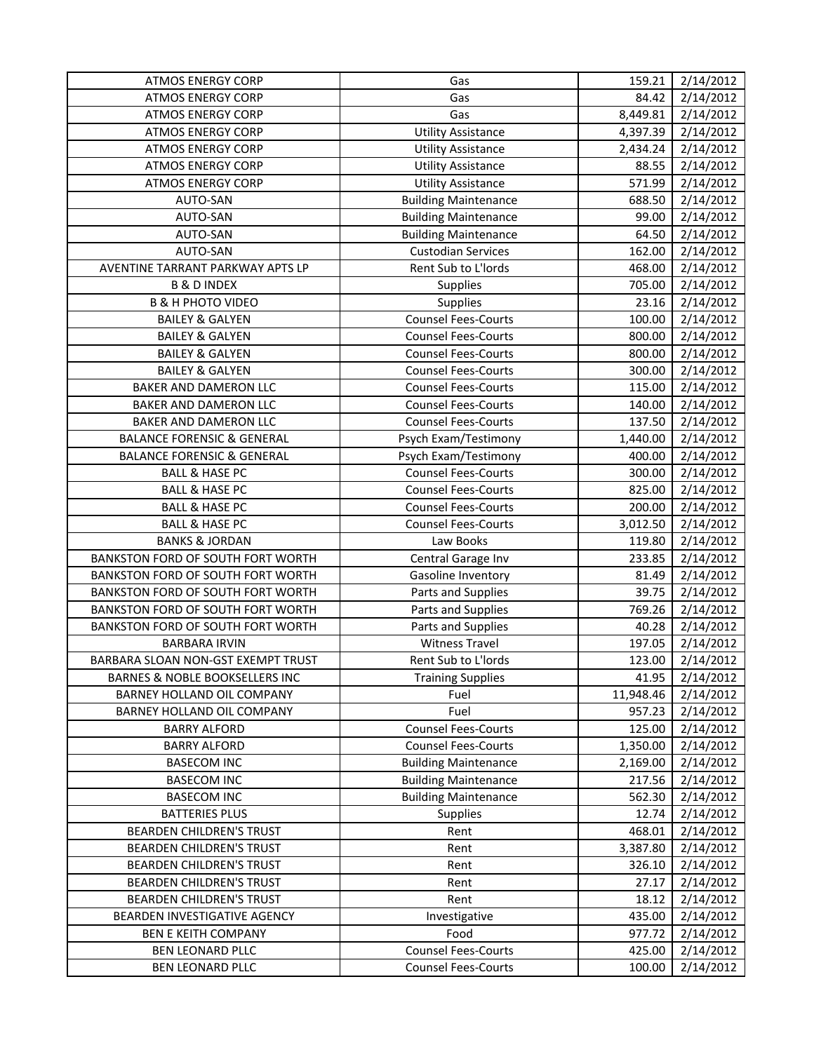| ATMOS ENERGY CORP | Gas | 159.21 | 2/14/2012 |
|---|---|---|---|
| ATMOS ENERGY CORP | Gas | 84.42 | 2/14/2012 |
| ATMOS ENERGY CORP | Gas | 8,449.81 | 2/14/2012 |
| ATMOS ENERGY CORP | Utility Assistance | 4,397.39 | 2/14/2012 |
| ATMOS ENERGY CORP | Utility Assistance | 2,434.24 | 2/14/2012 |
| ATMOS ENERGY CORP | Utility Assistance | 88.55 | 2/14/2012 |
| ATMOS ENERGY CORP | Utility Assistance | 571.99 | 2/14/2012 |
| AUTO-SAN | Building Maintenance | 688.50 | 2/14/2012 |
| AUTO-SAN | Building Maintenance | 99.00 | 2/14/2012 |
| AUTO-SAN | Building Maintenance | 64.50 | 2/14/2012 |
| AUTO-SAN | Custodian Services | 162.00 | 2/14/2012 |
| AVENTINE TARRANT PARKWAY APTS LP | Rent Sub to L'lords | 468.00 | 2/14/2012 |
| B & D INDEX | Supplies | 705.00 | 2/14/2012 |
| B & H PHOTO VIDEO | Supplies | 23.16 | 2/14/2012 |
| BAILEY & GALYEN | Counsel Fees-Courts | 100.00 | 2/14/2012 |
| BAILEY & GALYEN | Counsel Fees-Courts | 800.00 | 2/14/2012 |
| BAILEY & GALYEN | Counsel Fees-Courts | 800.00 | 2/14/2012 |
| BAILEY & GALYEN | Counsel Fees-Courts | 300.00 | 2/14/2012 |
| BAKER AND DAMERON LLC | Counsel Fees-Courts | 115.00 | 2/14/2012 |
| BAKER AND DAMERON LLC | Counsel Fees-Courts | 140.00 | 2/14/2012 |
| BAKER AND DAMERON LLC | Counsel Fees-Courts | 137.50 | 2/14/2012 |
| BALANCE FORENSIC & GENERAL | Psych Exam/Testimony | 1,440.00 | 2/14/2012 |
| BALANCE FORENSIC & GENERAL | Psych Exam/Testimony | 400.00 | 2/14/2012 |
| BALL & HASE PC | Counsel Fees-Courts | 300.00 | 2/14/2012 |
| BALL & HASE PC | Counsel Fees-Courts | 825.00 | 2/14/2012 |
| BALL & HASE PC | Counsel Fees-Courts | 200.00 | 2/14/2012 |
| BALL & HASE PC | Counsel Fees-Courts | 3,012.50 | 2/14/2012 |
| BANKS & JORDAN | Law Books | 119.80 | 2/14/2012 |
| BANKSTON FORD OF SOUTH FORT WORTH | Central Garage Inv | 233.85 | 2/14/2012 |
| BANKSTON FORD OF SOUTH FORT WORTH | Gasoline Inventory | 81.49 | 2/14/2012 |
| BANKSTON FORD OF SOUTH FORT WORTH | Parts and Supplies | 39.75 | 2/14/2012 |
| BANKSTON FORD OF SOUTH FORT WORTH | Parts and Supplies | 769.26 | 2/14/2012 |
| BANKSTON FORD OF SOUTH FORT WORTH | Parts and Supplies | 40.28 | 2/14/2012 |
| BARBARA IRVIN | Witness Travel | 197.05 | 2/14/2012 |
| BARBARA SLOAN NON-GST EXEMPT TRUST | Rent Sub to L'lords | 123.00 | 2/14/2012 |
| BARNES & NOBLE BOOKSELLERS INC | Training Supplies | 41.95 | 2/14/2012 |
| BARNEY HOLLAND OIL COMPANY | Fuel | 11,948.46 | 2/14/2012 |
| BARNEY HOLLAND OIL COMPANY | Fuel | 957.23 | 2/14/2012 |
| BARRY ALFORD | Counsel Fees-Courts | 125.00 | 2/14/2012 |
| BARRY ALFORD | Counsel Fees-Courts | 1,350.00 | 2/14/2012 |
| BASECOM INC | Building Maintenance | 2,169.00 | 2/14/2012 |
| BASECOM INC | Building Maintenance | 217.56 | 2/14/2012 |
| BASECOM INC | Building Maintenance | 562.30 | 2/14/2012 |
| BATTERIES PLUS | Supplies | 12.74 | 2/14/2012 |
| BEARDEN CHILDREN'S TRUST | Rent | 468.01 | 2/14/2012 |
| BEARDEN CHILDREN'S TRUST | Rent | 3,387.80 | 2/14/2012 |
| BEARDEN CHILDREN'S TRUST | Rent | 326.10 | 2/14/2012 |
| BEARDEN CHILDREN'S TRUST | Rent | 27.17 | 2/14/2012 |
| BEARDEN CHILDREN'S TRUST | Rent | 18.12 | 2/14/2012 |
| BEARDEN INVESTIGATIVE AGENCY | Investigative | 435.00 | 2/14/2012 |
| BEN E KEITH COMPANY | Food | 977.72 | 2/14/2012 |
| BEN LEONARD PLLC | Counsel Fees-Courts | 425.00 | 2/14/2012 |
| BEN LEONARD PLLC | Counsel Fees-Courts | 100.00 | 2/14/2012 |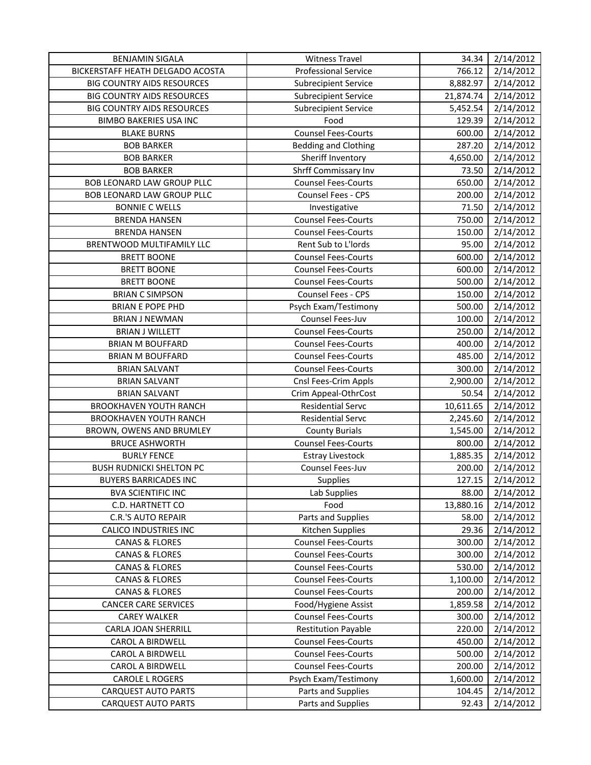| BENJAMIN SIGALA | Witness Travel | 34.34 | 2/14/2012 |
|---|---|---|---|
| BICKERSTAFF HEATH DELGADO ACOSTA | Professional Service | 766.12 | 2/14/2012 |
| BIG COUNTRY AIDS RESOURCES | Subrecipient Service | 8,882.97 | 2/14/2012 |
| BIG COUNTRY AIDS RESOURCES | Subrecipient Service | 21,874.74 | 2/14/2012 |
| BIG COUNTRY AIDS RESOURCES | Subrecipient Service | 5,452.54 | 2/14/2012 |
| BIMBO BAKERIES USA INC | Food | 129.39 | 2/14/2012 |
| BLAKE BURNS | Counsel Fees-Courts | 600.00 | 2/14/2012 |
| BOB BARKER | Bedding and Clothing | 287.20 | 2/14/2012 |
| BOB BARKER | Sheriff Inventory | 4,650.00 | 2/14/2012 |
| BOB BARKER | Shrff Commissary Inv | 73.50 | 2/14/2012 |
| BOB LEONARD LAW GROUP PLLC | Counsel Fees-Courts | 650.00 | 2/14/2012 |
| BOB LEONARD LAW GROUP PLLC | Counsel Fees - CPS | 200.00 | 2/14/2012 |
| BONNIE C WELLS | Investigative | 71.50 | 2/14/2012 |
| BRENDA HANSEN | Counsel Fees-Courts | 750.00 | 2/14/2012 |
| BRENDA HANSEN | Counsel Fees-Courts | 150.00 | 2/14/2012 |
| BRENTWOOD MULTIFAMILY LLC | Rent Sub to L'lords | 95.00 | 2/14/2012 |
| BRETT BOONE | Counsel Fees-Courts | 600.00 | 2/14/2012 |
| BRETT BOONE | Counsel Fees-Courts | 600.00 | 2/14/2012 |
| BRETT BOONE | Counsel Fees-Courts | 500.00 | 2/14/2012 |
| BRIAN C SIMPSON | Counsel Fees - CPS | 150.00 | 2/14/2012 |
| BRIAN E POPE PHD | Psych Exam/Testimony | 500.00 | 2/14/2012 |
| BRIAN J NEWMAN | Counsel Fees-Juv | 100.00 | 2/14/2012 |
| BRIAN J WILLETT | Counsel Fees-Courts | 250.00 | 2/14/2012 |
| BRIAN M BOUFFARD | Counsel Fees-Courts | 400.00 | 2/14/2012 |
| BRIAN M BOUFFARD | Counsel Fees-Courts | 485.00 | 2/14/2012 |
| BRIAN SALVANT | Counsel Fees-Courts | 300.00 | 2/14/2012 |
| BRIAN SALVANT | Cnsl Fees-Crim Appls | 2,900.00 | 2/14/2012 |
| BRIAN SALVANT | Crim Appeal-OthrCost | 50.54 | 2/14/2012 |
| BROOKHAVEN YOUTH RANCH | Residential Servc | 10,611.65 | 2/14/2012 |
| BROOKHAVEN YOUTH RANCH | Residential Servc | 2,245.60 | 2/14/2012 |
| BROWN, OWENS AND BRUMLEY | County Burials | 1,545.00 | 2/14/2012 |
| BRUCE ASHWORTH | Counsel Fees-Courts | 800.00 | 2/14/2012 |
| BURLY FENCE | Estray Livestock | 1,885.35 | 2/14/2012 |
| BUSH RUDNICKI SHELTON PC | Counsel Fees-Juv | 200.00 | 2/14/2012 |
| BUYERS BARRICADES INC | Supplies | 127.15 | 2/14/2012 |
| BVA SCIENTIFIC INC | Lab Supplies | 88.00 | 2/14/2012 |
| C.D. HARTNETT CO | Food | 13,880.16 | 2/14/2012 |
| C.R.'S AUTO REPAIR | Parts and Supplies | 58.00 | 2/14/2012 |
| CALICO INDUSTRIES INC | Kitchen Supplies | 29.36 | 2/14/2012 |
| CANAS & FLORES | Counsel Fees-Courts | 300.00 | 2/14/2012 |
| CANAS & FLORES | Counsel Fees-Courts | 300.00 | 2/14/2012 |
| CANAS & FLORES | Counsel Fees-Courts | 530.00 | 2/14/2012 |
| CANAS & FLORES | Counsel Fees-Courts | 1,100.00 | 2/14/2012 |
| CANAS & FLORES | Counsel Fees-Courts | 200.00 | 2/14/2012 |
| CANCER CARE SERVICES | Food/Hygiene Assist | 1,859.58 | 2/14/2012 |
| CAREY WALKER | Counsel Fees-Courts | 300.00 | 2/14/2012 |
| CARLA JOAN SHERRILL | Restitution Payable | 220.00 | 2/14/2012 |
| CAROL A BIRDWELL | Counsel Fees-Courts | 450.00 | 2/14/2012 |
| CAROL A BIRDWELL | Counsel Fees-Courts | 500.00 | 2/14/2012 |
| CAROL A BIRDWELL | Counsel Fees-Courts | 200.00 | 2/14/2012 |
| CAROLE L ROGERS | Psych Exam/Testimony | 1,600.00 | 2/14/2012 |
| CARQUEST AUTO PARTS | Parts and Supplies | 104.45 | 2/14/2012 |
| CARQUEST AUTO PARTS | Parts and Supplies | 92.43 | 2/14/2012 |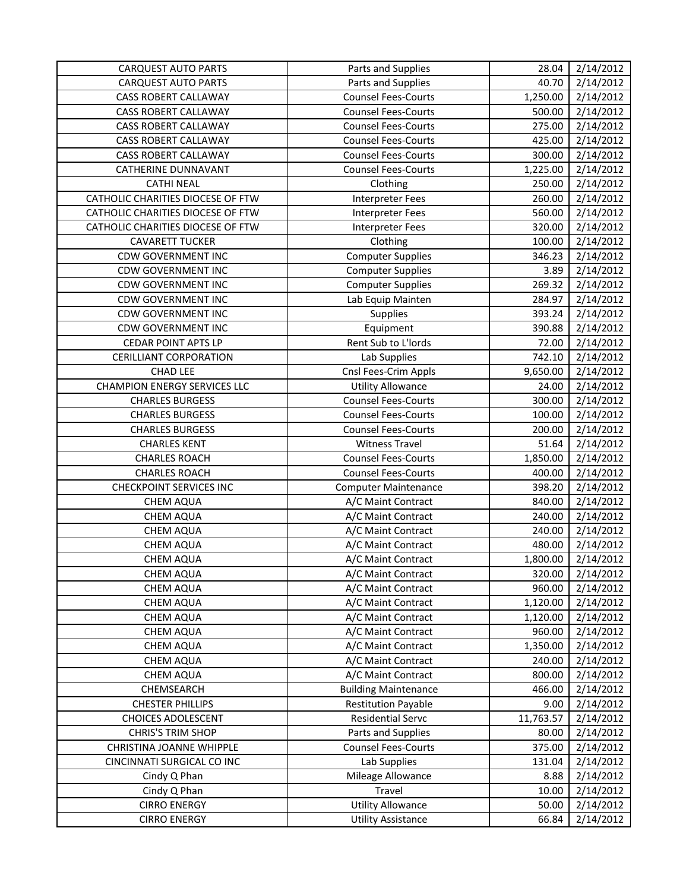| CARQUEST AUTO PARTS | Parts and Supplies | 28.04 | 2/14/2012 |
|---|---|---|---|
| CARQUEST AUTO PARTS | Parts and Supplies | 40.70 | 2/14/2012 |
| CASS ROBERT CALLAWAY | Counsel Fees-Courts | 1,250.00 | 2/14/2012 |
| CASS ROBERT CALLAWAY | Counsel Fees-Courts | 500.00 | 2/14/2012 |
| CASS ROBERT CALLAWAY | Counsel Fees-Courts | 275.00 | 2/14/2012 |
| CASS ROBERT CALLAWAY | Counsel Fees-Courts | 425.00 | 2/14/2012 |
| CASS ROBERT CALLAWAY | Counsel Fees-Courts | 300.00 | 2/14/2012 |
| CATHERINE DUNNAVANT | Counsel Fees-Courts | 1,225.00 | 2/14/2012 |
| CATHI NEAL | Clothing | 250.00 | 2/14/2012 |
| CATHOLIC CHARITIES DIOCESE OF FTW | Interpreter Fees | 260.00 | 2/14/2012 |
| CATHOLIC CHARITIES DIOCESE OF FTW | Interpreter Fees | 560.00 | 2/14/2012 |
| CATHOLIC CHARITIES DIOCESE OF FTW | Interpreter Fees | 320.00 | 2/14/2012 |
| CAVARETT TUCKER | Clothing | 100.00 | 2/14/2012 |
| CDW GOVERNMENT INC | Computer Supplies | 346.23 | 2/14/2012 |
| CDW GOVERNMENT INC | Computer Supplies | 3.89 | 2/14/2012 |
| CDW GOVERNMENT INC | Computer Supplies | 269.32 | 2/14/2012 |
| CDW GOVERNMENT INC | Lab Equip Mainten | 284.97 | 2/14/2012 |
| CDW GOVERNMENT INC | Supplies | 393.24 | 2/14/2012 |
| CDW GOVERNMENT INC | Equipment | 390.88 | 2/14/2012 |
| CEDAR POINT APTS LP | Rent Sub to L'lords | 72.00 | 2/14/2012 |
| CERILLIANT CORPORATION | Lab Supplies | 742.10 | 2/14/2012 |
| CHAD LEE | Cnsl Fees-Crim Appls | 9,650.00 | 2/14/2012 |
| CHAMPION ENERGY SERVICES LLC | Utility Allowance | 24.00 | 2/14/2012 |
| CHARLES BURGESS | Counsel Fees-Courts | 300.00 | 2/14/2012 |
| CHARLES BURGESS | Counsel Fees-Courts | 100.00 | 2/14/2012 |
| CHARLES BURGESS | Counsel Fees-Courts | 200.00 | 2/14/2012 |
| CHARLES KENT | Witness Travel | 51.64 | 2/14/2012 |
| CHARLES ROACH | Counsel Fees-Courts | 1,850.00 | 2/14/2012 |
| CHARLES ROACH | Counsel Fees-Courts | 400.00 | 2/14/2012 |
| CHECKPOINT SERVICES INC | Computer Maintenance | 398.20 | 2/14/2012 |
| CHEM AQUA | A/C Maint Contract | 840.00 | 2/14/2012 |
| CHEM AQUA | A/C Maint Contract | 240.00 | 2/14/2012 |
| CHEM AQUA | A/C Maint Contract | 240.00 | 2/14/2012 |
| CHEM AQUA | A/C Maint Contract | 480.00 | 2/14/2012 |
| CHEM AQUA | A/C Maint Contract | 1,800.00 | 2/14/2012 |
| CHEM AQUA | A/C Maint Contract | 320.00 | 2/14/2012 |
| CHEM AQUA | A/C Maint Contract | 960.00 | 2/14/2012 |
| CHEM AQUA | A/C Maint Contract | 1,120.00 | 2/14/2012 |
| CHEM AQUA | A/C Maint Contract | 1,120.00 | 2/14/2012 |
| CHEM AQUA | A/C Maint Contract | 960.00 | 2/14/2012 |
| CHEM AQUA | A/C Maint Contract | 1,350.00 | 2/14/2012 |
| CHEM AQUA | A/C Maint Contract | 240.00 | 2/14/2012 |
| CHEM AQUA | A/C Maint Contract | 800.00 | 2/14/2012 |
| CHEMSEARCH | Building Maintenance | 466.00 | 2/14/2012 |
| CHESTER PHILLIPS | Restitution Payable | 9.00 | 2/14/2012 |
| CHOICES ADOLESCENT | Residential Servc | 11,763.57 | 2/14/2012 |
| CHRIS'S TRIM SHOP | Parts and Supplies | 80.00 | 2/14/2012 |
| CHRISTINA JOANNE WHIPPLE | Counsel Fees-Courts | 375.00 | 2/14/2012 |
| CINCINNATI SURGICAL CO INC | Lab Supplies | 131.04 | 2/14/2012 |
| Cindy Q Phan | Mileage Allowance | 8.88 | 2/14/2012 |
| Cindy Q Phan | Travel | 10.00 | 2/14/2012 |
| CIRRO ENERGY | Utility Allowance | 50.00 | 2/14/2012 |
| CIRRO ENERGY | Utility Assistance | 66.84 | 2/14/2012 |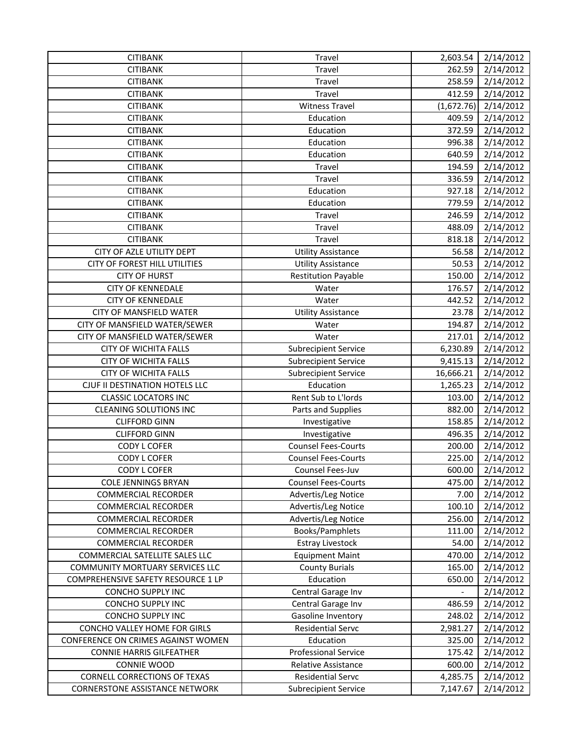| CITIBANK | Travel | 2,603.54 | 2/14/2012 |
|---|---|---|---|
| CITIBANK | Travel | 262.59 | 2/14/2012 |
| CITIBANK | Travel | 258.59 | 2/14/2012 |
| CITIBANK | Travel | 412.59 | 2/14/2012 |
| CITIBANK | Witness Travel | (1,672.76) | 2/14/2012 |
| CITIBANK | Education | 409.59 | 2/14/2012 |
| CITIBANK | Education | 372.59 | 2/14/2012 |
| CITIBANK | Education | 996.38 | 2/14/2012 |
| CITIBANK | Education | 640.59 | 2/14/2012 |
| CITIBANK | Travel | 194.59 | 2/14/2012 |
| CITIBANK | Travel | 336.59 | 2/14/2012 |
| CITIBANK | Education | 927.18 | 2/14/2012 |
| CITIBANK | Education | 779.59 | 2/14/2012 |
| CITIBANK | Travel | 246.59 | 2/14/2012 |
| CITIBANK | Travel | 488.09 | 2/14/2012 |
| CITIBANK | Travel | 818.18 | 2/14/2012 |
| CITY OF AZLE UTILITY DEPT | Utility Assistance | 56.58 | 2/14/2012 |
| CITY OF FOREST HILL UTILITIES | Utility Assistance | 50.53 | 2/14/2012 |
| CITY OF HURST | Restitution Payable | 150.00 | 2/14/2012 |
| CITY OF KENNEDALE | Water | 176.57 | 2/14/2012 |
| CITY OF KENNEDALE | Water | 442.52 | 2/14/2012 |
| CITY OF MANSFIELD WATER | Utility Assistance | 23.78 | 2/14/2012 |
| CITY OF MANSFIELD WATER/SEWER | Water | 194.87 | 2/14/2012 |
| CITY OF MANSFIELD WATER/SEWER | Water | 217.01 | 2/14/2012 |
| CITY OF WICHITA FALLS | Subrecipient Service | 6,230.89 | 2/14/2012 |
| CITY OF WICHITA FALLS | Subrecipient Service | 9,415.13 | 2/14/2012 |
| CITY OF WICHITA FALLS | Subrecipient Service | 16,666.21 | 2/14/2012 |
| CJUF II DESTINATION HOTELS LLC | Education | 1,265.23 | 2/14/2012 |
| CLASSIC LOCATORS INC | Rent Sub to L'lords | 103.00 | 2/14/2012 |
| CLEANING SOLUTIONS INC | Parts and Supplies | 882.00 | 2/14/2012 |
| CLIFFORD GINN | Investigative | 158.85 | 2/14/2012 |
| CLIFFORD GINN | Investigative | 496.35 | 2/14/2012 |
| CODY L COFER | Counsel Fees-Courts | 200.00 | 2/14/2012 |
| CODY L COFER | Counsel Fees-Courts | 225.00 | 2/14/2012 |
| CODY L COFER | Counsel Fees-Juv | 600.00 | 2/14/2012 |
| COLE JENNINGS BRYAN | Counsel Fees-Courts | 475.00 | 2/14/2012 |
| COMMERCIAL RECORDER | Advertis/Leg Notice | 7.00 | 2/14/2012 |
| COMMERCIAL RECORDER | Advertis/Leg Notice | 100.10 | 2/14/2012 |
| COMMERCIAL RECORDER | Advertis/Leg Notice | 256.00 | 2/14/2012 |
| COMMERCIAL RECORDER | Books/Pamphlets | 111.00 | 2/14/2012 |
| COMMERCIAL RECORDER | Estray Livestock | 54.00 | 2/14/2012 |
| COMMERCIAL SATELLITE SALES LLC | Equipment Maint | 470.00 | 2/14/2012 |
| COMMUNITY MORTUARY SERVICES LLC | County Burials | 165.00 | 2/14/2012 |
| COMPREHENSIVE SAFETY RESOURCE 1 LP | Education | 650.00 | 2/14/2012 |
| CONCHO SUPPLY INC | Central Garage Inv | - | 2/14/2012 |
| CONCHO SUPPLY INC | Central Garage Inv | 486.59 | 2/14/2012 |
| CONCHO SUPPLY INC | Gasoline Inventory | 248.02 | 2/14/2012 |
| CONCHO VALLEY HOME FOR GIRLS | Residential Servc | 2,981.27 | 2/14/2012 |
| CONFERENCE ON CRIMES AGAINST WOMEN | Education | 325.00 | 2/14/2012 |
| CONNIE HARRIS GILFEATHER | Professional Service | 175.42 | 2/14/2012 |
| CONNIE WOOD | Relative Assistance | 600.00 | 2/14/2012 |
| CORNELL CORRECTIONS OF TEXAS | Residential Servc | 4,285.75 | 2/14/2012 |
| CORNERSTONE ASSISTANCE NETWORK | Subrecipient Service | 7,147.67 | 2/14/2012 |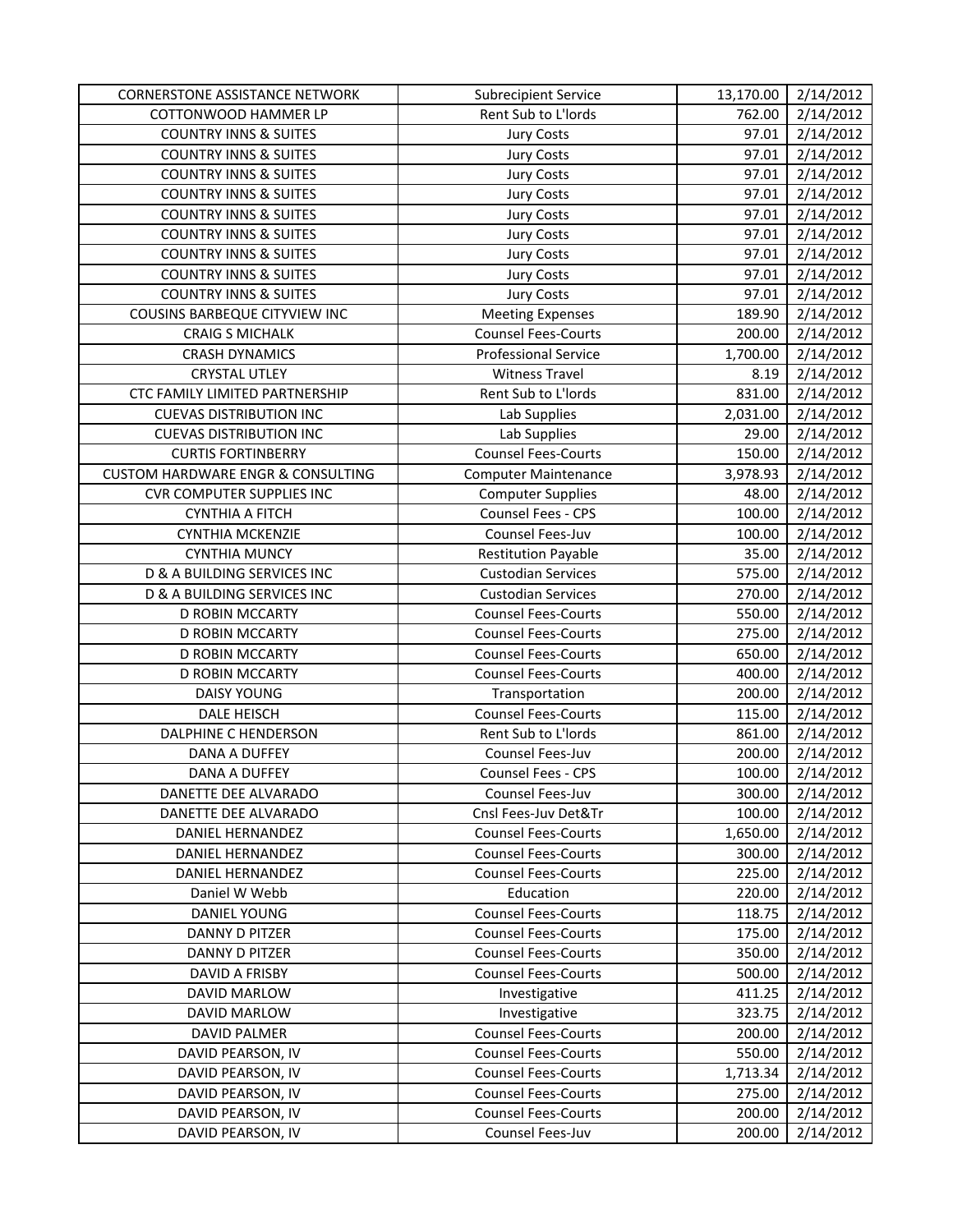| CORNERSTONE ASSISTANCE NETWORK | Subrecipient Service | 13,170.00 | 2/14/2012 |
|---|---|---|---|
| COTTONWOOD HAMMER LP | Rent Sub to L'lords | 762.00 | 2/14/2012 |
| COUNTRY INNS & SUITES | Jury Costs | 97.01 | 2/14/2012 |
| COUNTRY INNS & SUITES | Jury Costs | 97.01 | 2/14/2012 |
| COUNTRY INNS & SUITES | Jury Costs | 97.01 | 2/14/2012 |
| COUNTRY INNS & SUITES | Jury Costs | 97.01 | 2/14/2012 |
| COUNTRY INNS & SUITES | Jury Costs | 97.01 | 2/14/2012 |
| COUNTRY INNS & SUITES | Jury Costs | 97.01 | 2/14/2012 |
| COUNTRY INNS & SUITES | Jury Costs | 97.01 | 2/14/2012 |
| COUNTRY INNS & SUITES | Jury Costs | 97.01 | 2/14/2012 |
| COUNTRY INNS & SUITES | Jury Costs | 97.01 | 2/14/2012 |
| COUSINS BARBEQUE CITYVIEW INC | Meeting Expenses | 189.90 | 2/14/2012 |
| CRAIG S MICHALK | Counsel Fees-Courts | 200.00 | 2/14/2012 |
| CRASH DYNAMICS | Professional Service | 1,700.00 | 2/14/2012 |
| CRYSTAL UTLEY | Witness Travel | 8.19 | 2/14/2012 |
| CTC FAMILY LIMITED PARTNERSHIP | Rent Sub to L'lords | 831.00 | 2/14/2012 |
| CUEVAS DISTRIBUTION INC | Lab Supplies | 2,031.00 | 2/14/2012 |
| CUEVAS DISTRIBUTION INC | Lab Supplies | 29.00 | 2/14/2012 |
| CURTIS FORTINBERRY | Counsel Fees-Courts | 150.00 | 2/14/2012 |
| CUSTOM HARDWARE ENGR & CONSULTING | Computer Maintenance | 3,978.93 | 2/14/2012 |
| CVR COMPUTER SUPPLIES INC | Computer Supplies | 48.00 | 2/14/2012 |
| CYNTHIA A FITCH | Counsel Fees - CPS | 100.00 | 2/14/2012 |
| CYNTHIA MCKENZIE | Counsel Fees-Juv | 100.00 | 2/14/2012 |
| CYNTHIA MUNCY | Restitution Payable | 35.00 | 2/14/2012 |
| D & A BUILDING SERVICES INC | Custodian Services | 575.00 | 2/14/2012 |
| D & A BUILDING SERVICES INC | Custodian Services | 270.00 | 2/14/2012 |
| D ROBIN MCCARTY | Counsel Fees-Courts | 550.00 | 2/14/2012 |
| D ROBIN MCCARTY | Counsel Fees-Courts | 275.00 | 2/14/2012 |
| D ROBIN MCCARTY | Counsel Fees-Courts | 650.00 | 2/14/2012 |
| D ROBIN MCCARTY | Counsel Fees-Courts | 400.00 | 2/14/2012 |
| DAISY YOUNG | Transportation | 200.00 | 2/14/2012 |
| DALE HEISCH | Counsel Fees-Courts | 115.00 | 2/14/2012 |
| DALPHINE C HENDERSON | Rent Sub to L'lords | 861.00 | 2/14/2012 |
| DANA A DUFFEY | Counsel Fees-Juv | 200.00 | 2/14/2012 |
| DANA A DUFFEY | Counsel Fees - CPS | 100.00 | 2/14/2012 |
| DANETTE DEE ALVARADO | Counsel Fees-Juv | 300.00 | 2/14/2012 |
| DANETTE DEE ALVARADO | Cnsl Fees-Juv Det&Tr | 100.00 | 2/14/2012 |
| DANIEL HERNANDEZ | Counsel Fees-Courts | 1,650.00 | 2/14/2012 |
| DANIEL HERNANDEZ | Counsel Fees-Courts | 300.00 | 2/14/2012 |
| DANIEL HERNANDEZ | Counsel Fees-Courts | 225.00 | 2/14/2012 |
| Daniel W Webb | Education | 220.00 | 2/14/2012 |
| DANIEL YOUNG | Counsel Fees-Courts | 118.75 | 2/14/2012 |
| DANNY D PITZER | Counsel Fees-Courts | 175.00 | 2/14/2012 |
| DANNY D PITZER | Counsel Fees-Courts | 350.00 | 2/14/2012 |
| DAVID A FRISBY | Counsel Fees-Courts | 500.00 | 2/14/2012 |
| DAVID MARLOW | Investigative | 411.25 | 2/14/2012 |
| DAVID MARLOW | Investigative | 323.75 | 2/14/2012 |
| DAVID PALMER | Counsel Fees-Courts | 200.00 | 2/14/2012 |
| DAVID PEARSON, IV | Counsel Fees-Courts | 550.00 | 2/14/2012 |
| DAVID PEARSON, IV | Counsel Fees-Courts | 1,713.34 | 2/14/2012 |
| DAVID PEARSON, IV | Counsel Fees-Courts | 275.00 | 2/14/2012 |
| DAVID PEARSON, IV | Counsel Fees-Courts | 200.00 | 2/14/2012 |
| DAVID PEARSON, IV | Counsel Fees-Juv | 200.00 | 2/14/2012 |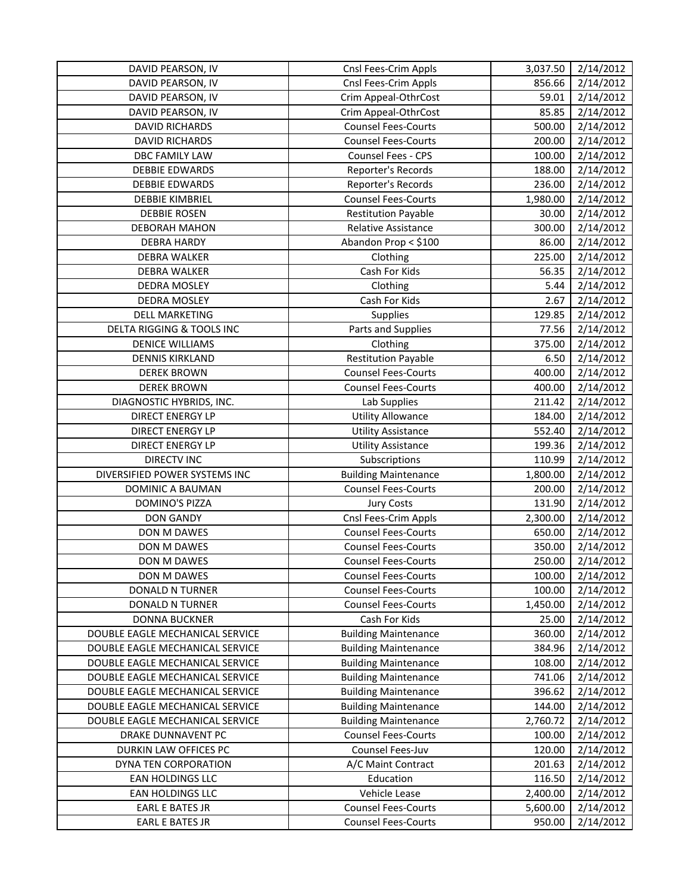| DAVID PEARSON, IV | Cnsl Fees-Crim Appls | 3,037.50 | 2/14/2012 |
|---|---|---|---|
| DAVID PEARSON, IV | Cnsl Fees-Crim Appls | 856.66 | 2/14/2012 |
| DAVID PEARSON, IV | Crim Appeal-OthrCost | 59.01 | 2/14/2012 |
| DAVID PEARSON, IV | Crim Appeal-OthrCost | 85.85 | 2/14/2012 |
| DAVID RICHARDS | Counsel Fees-Courts | 500.00 | 2/14/2012 |
| DAVID RICHARDS | Counsel Fees-Courts | 200.00 | 2/14/2012 |
| DBC FAMILY LAW | Counsel Fees - CPS | 100.00 | 2/14/2012 |
| DEBBIE EDWARDS | Reporter's Records | 188.00 | 2/14/2012 |
| DEBBIE EDWARDS | Reporter's Records | 236.00 | 2/14/2012 |
| DEBBIE KIMBRIEL | Counsel Fees-Courts | 1,980.00 | 2/14/2012 |
| DEBBIE ROSEN | Restitution Payable | 30.00 | 2/14/2012 |
| DEBORAH MAHON | Relative Assistance | 300.00 | 2/14/2012 |
| DEBRA HARDY | Abandon Prop < $100 | 86.00 | 2/14/2012 |
| DEBRA WALKER | Clothing | 225.00 | 2/14/2012 |
| DEBRA WALKER | Cash For Kids | 56.35 | 2/14/2012 |
| DEDRA MOSLEY | Clothing | 5.44 | 2/14/2012 |
| DEDRA MOSLEY | Cash For Kids | 2.67 | 2/14/2012 |
| DELL MARKETING | Supplies | 129.85 | 2/14/2012 |
| DELTA RIGGING & TOOLS INC | Parts and Supplies | 77.56 | 2/14/2012 |
| DENICE WILLIAMS | Clothing | 375.00 | 2/14/2012 |
| DENNIS KIRKLAND | Restitution Payable | 6.50 | 2/14/2012 |
| DEREK BROWN | Counsel Fees-Courts | 400.00 | 2/14/2012 |
| DEREK BROWN | Counsel Fees-Courts | 400.00 | 2/14/2012 |
| DIAGNOSTIC HYBRIDS, INC. | Lab Supplies | 211.42 | 2/14/2012 |
| DIRECT ENERGY LP | Utility Allowance | 184.00 | 2/14/2012 |
| DIRECT ENERGY LP | Utility Assistance | 552.40 | 2/14/2012 |
| DIRECT ENERGY LP | Utility Assistance | 199.36 | 2/14/2012 |
| DIRECTV INC | Subscriptions | 110.99 | 2/14/2012 |
| DIVERSIFIED POWER SYSTEMS INC | Building Maintenance | 1,800.00 | 2/14/2012 |
| DOMINIC A BAUMAN | Counsel Fees-Courts | 200.00 | 2/14/2012 |
| DOMINO'S PIZZA | Jury Costs | 131.90 | 2/14/2012 |
| DON GANDY | Cnsl Fees-Crim Appls | 2,300.00 | 2/14/2012 |
| DON M DAWES | Counsel Fees-Courts | 650.00 | 2/14/2012 |
| DON M DAWES | Counsel Fees-Courts | 350.00 | 2/14/2012 |
| DON M DAWES | Counsel Fees-Courts | 250.00 | 2/14/2012 |
| DON M DAWES | Counsel Fees-Courts | 100.00 | 2/14/2012 |
| DONALD N TURNER | Counsel Fees-Courts | 100.00 | 2/14/2012 |
| DONALD N TURNER | Counsel Fees-Courts | 1,450.00 | 2/14/2012 |
| DONNA BUCKNER | Cash For Kids | 25.00 | 2/14/2012 |
| DOUBLE EAGLE MECHANICAL SERVICE | Building Maintenance | 360.00 | 2/14/2012 |
| DOUBLE EAGLE MECHANICAL SERVICE | Building Maintenance | 384.96 | 2/14/2012 |
| DOUBLE EAGLE MECHANICAL SERVICE | Building Maintenance | 108.00 | 2/14/2012 |
| DOUBLE EAGLE MECHANICAL SERVICE | Building Maintenance | 741.06 | 2/14/2012 |
| DOUBLE EAGLE MECHANICAL SERVICE | Building Maintenance | 396.62 | 2/14/2012 |
| DOUBLE EAGLE MECHANICAL SERVICE | Building Maintenance | 144.00 | 2/14/2012 |
| DOUBLE EAGLE MECHANICAL SERVICE | Building Maintenance | 2,760.72 | 2/14/2012 |
| DRAKE DUNNAVENT PC | Counsel Fees-Courts | 100.00 | 2/14/2012 |
| DURKIN LAW OFFICES PC | Counsel Fees-Juv | 120.00 | 2/14/2012 |
| DYNA TEN CORPORATION | A/C Maint Contract | 201.63 | 2/14/2012 |
| EAN HOLDINGS LLC | Education | 116.50 | 2/14/2012 |
| EAN HOLDINGS LLC | Vehicle Lease | 2,400.00 | 2/14/2012 |
| EARL E BATES JR | Counsel Fees-Courts | 5,600.00 | 2/14/2012 |
| EARL E BATES JR | Counsel Fees-Courts | 950.00 | 2/14/2012 |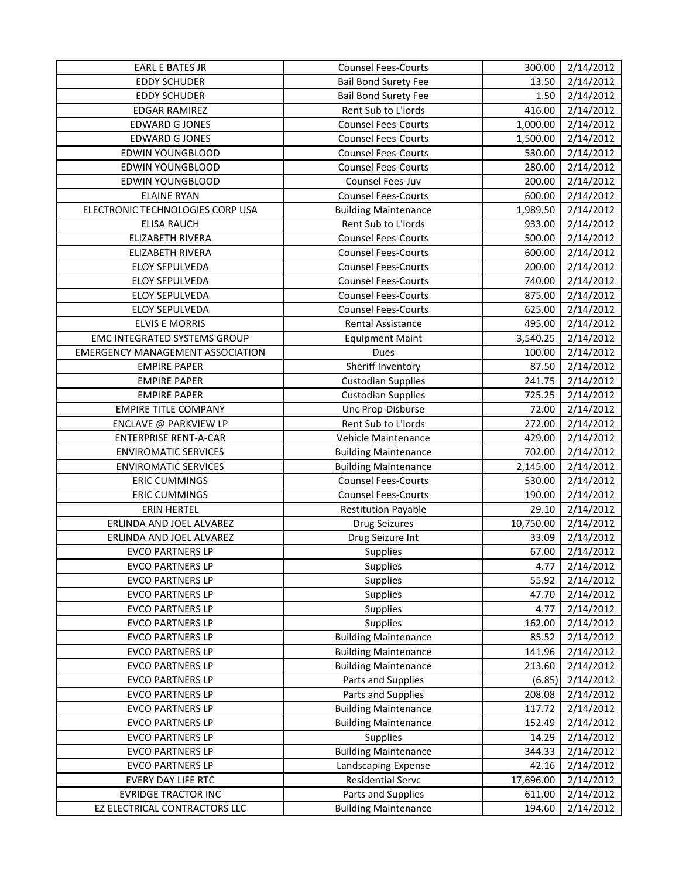| EARL E BATES JR | Counsel Fees-Courts | 300.00 | 2/14/2012 |
|---|---|---|---|
| EDDY SCHUDER | Bail Bond Surety Fee | 13.50 | 2/14/2012 |
| EDDY SCHUDER | Bail Bond Surety Fee | 1.50 | 2/14/2012 |
| EDGAR RAMIREZ | Rent Sub to L'lords | 416.00 | 2/14/2012 |
| EDWARD G JONES | Counsel Fees-Courts | 1,000.00 | 2/14/2012 |
| EDWARD G JONES | Counsel Fees-Courts | 1,500.00 | 2/14/2012 |
| EDWIN YOUNGBLOOD | Counsel Fees-Courts | 530.00 | 2/14/2012 |
| EDWIN YOUNGBLOOD | Counsel Fees-Courts | 280.00 | 2/14/2012 |
| EDWIN YOUNGBLOOD | Counsel Fees-Juv | 200.00 | 2/14/2012 |
| ELAINE RYAN | Counsel Fees-Courts | 600.00 | 2/14/2012 |
| ELECTRONIC TECHNOLOGIES CORP USA | Building Maintenance | 1,989.50 | 2/14/2012 |
| ELISA RAUCH | Rent Sub to L'lords | 933.00 | 2/14/2012 |
| ELIZABETH RIVERA | Counsel Fees-Courts | 500.00 | 2/14/2012 |
| ELIZABETH RIVERA | Counsel Fees-Courts | 600.00 | 2/14/2012 |
| ELOY SEPULVEDA | Counsel Fees-Courts | 200.00 | 2/14/2012 |
| ELOY SEPULVEDA | Counsel Fees-Courts | 740.00 | 2/14/2012 |
| ELOY SEPULVEDA | Counsel Fees-Courts | 875.00 | 2/14/2012 |
| ELOY SEPULVEDA | Counsel Fees-Courts | 625.00 | 2/14/2012 |
| ELVIS E MORRIS | Rental Assistance | 495.00 | 2/14/2012 |
| EMC INTEGRATED SYSTEMS GROUP | Equipment Maint | 3,540.25 | 2/14/2012 |
| EMERGENCY MANAGEMENT ASSOCIATION | Dues | 100.00 | 2/14/2012 |
| EMPIRE PAPER | Sheriff Inventory | 87.50 | 2/14/2012 |
| EMPIRE PAPER | Custodian Supplies | 241.75 | 2/14/2012 |
| EMPIRE PAPER | Custodian Supplies | 725.25 | 2/14/2012 |
| EMPIRE TITLE COMPANY | Unc Prop-Disburse | 72.00 | 2/14/2012 |
| ENCLAVE @ PARKVIEW LP | Rent Sub to L'lords | 272.00 | 2/14/2012 |
| ENTERPRISE RENT-A-CAR | Vehicle Maintenance | 429.00 | 2/14/2012 |
| ENVIROMATIC SERVICES | Building Maintenance | 702.00 | 2/14/2012 |
| ENVIROMATIC SERVICES | Building Maintenance | 2,145.00 | 2/14/2012 |
| ERIC CUMMINGS | Counsel Fees-Courts | 530.00 | 2/14/2012 |
| ERIC CUMMINGS | Counsel Fees-Courts | 190.00 | 2/14/2012 |
| ERIN HERTEL | Restitution Payable | 29.10 | 2/14/2012 |
| ERLINDA AND JOEL ALVAREZ | Drug Seizures | 10,750.00 | 2/14/2012 |
| ERLINDA AND JOEL ALVAREZ | Drug Seizure Int | 33.09 | 2/14/2012 |
| EVCO PARTNERS LP | Supplies | 67.00 | 2/14/2012 |
| EVCO PARTNERS LP | Supplies | 4.77 | 2/14/2012 |
| EVCO PARTNERS LP | Supplies | 55.92 | 2/14/2012 |
| EVCO PARTNERS LP | Supplies | 47.70 | 2/14/2012 |
| EVCO PARTNERS LP | Supplies | 4.77 | 2/14/2012 |
| EVCO PARTNERS LP | Supplies | 162.00 | 2/14/2012 |
| EVCO PARTNERS LP | Building Maintenance | 85.52 | 2/14/2012 |
| EVCO PARTNERS LP | Building Maintenance | 141.96 | 2/14/2012 |
| EVCO PARTNERS LP | Building Maintenance | 213.60 | 2/14/2012 |
| EVCO PARTNERS LP | Parts and Supplies | (6.85) | 2/14/2012 |
| EVCO PARTNERS LP | Parts and Supplies | 208.08 | 2/14/2012 |
| EVCO PARTNERS LP | Building Maintenance | 117.72 | 2/14/2012 |
| EVCO PARTNERS LP | Building Maintenance | 152.49 | 2/14/2012 |
| EVCO PARTNERS LP | Supplies | 14.29 | 2/14/2012 |
| EVCO PARTNERS LP | Building Maintenance | 344.33 | 2/14/2012 |
| EVCO PARTNERS LP | Landscaping Expense | 42.16 | 2/14/2012 |
| EVERY DAY LIFE RTC | Residential Servc | 17,696.00 | 2/14/2012 |
| EVRIDGE TRACTOR INC | Parts and Supplies | 611.00 | 2/14/2012 |
| EZ ELECTRICAL CONTRACTORS LLC | Building Maintenance | 194.60 | 2/14/2012 |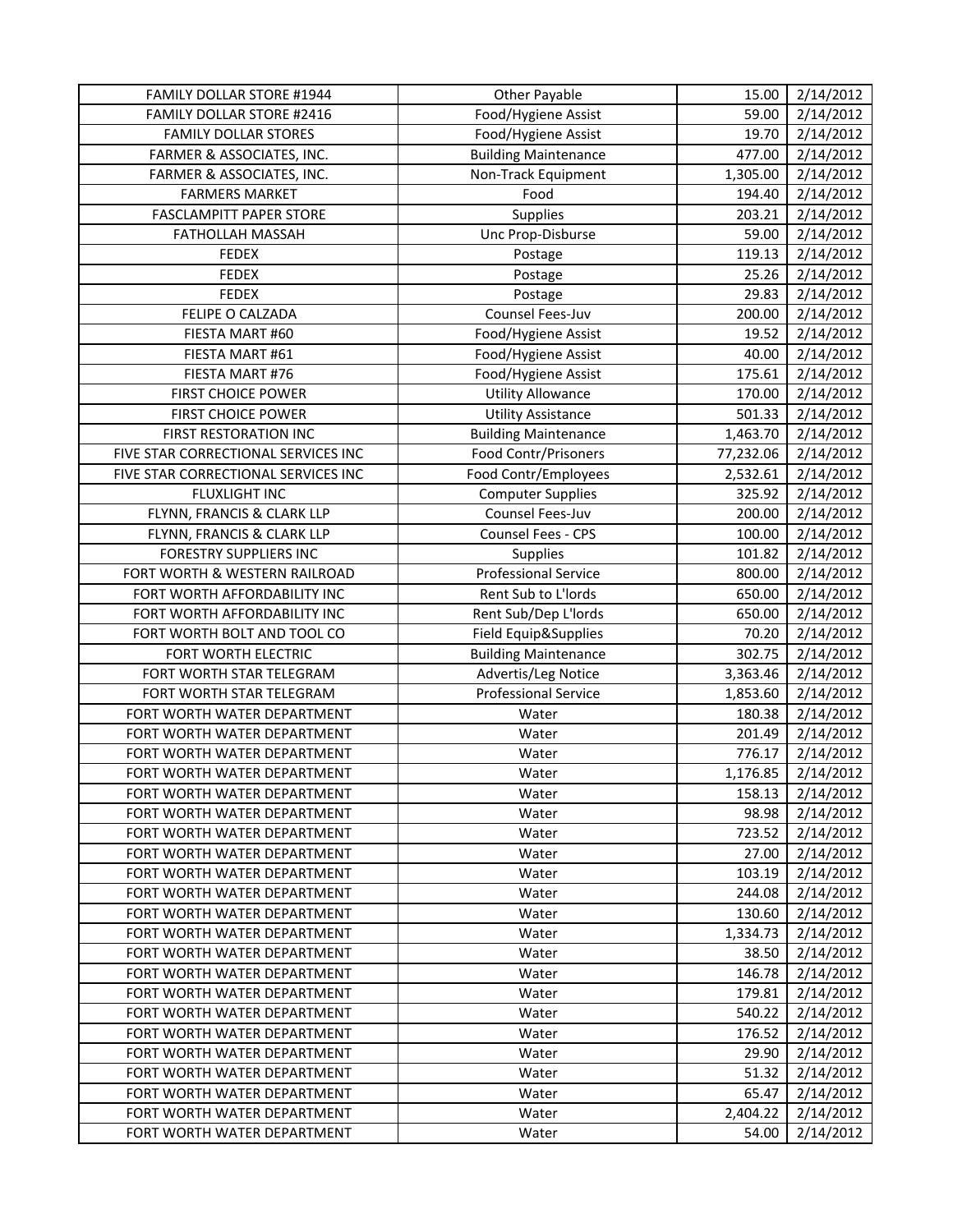| FAMILY DOLLAR STORE #1944 | Other Payable | 15.00 | 2/14/2012 |
|---|---|---|---|
| FAMILY DOLLAR STORE #2416 | Food/Hygiene Assist | 59.00 | 2/14/2012 |
| FAMILY DOLLAR STORES | Food/Hygiene Assist | 19.70 | 2/14/2012 |
| FARMER & ASSOCIATES, INC. | Building Maintenance | 477.00 | 2/14/2012 |
| FARMER & ASSOCIATES, INC. | Non-Track Equipment | 1,305.00 | 2/14/2012 |
| FARMERS MARKET | Food | 194.40 | 2/14/2012 |
| FASCLAMPITT PAPER STORE | Supplies | 203.21 | 2/14/2012 |
| FATHOLLAH MASSAH | Unc Prop-Disburse | 59.00 | 2/14/2012 |
| FEDEX | Postage | 119.13 | 2/14/2012 |
| FEDEX | Postage | 25.26 | 2/14/2012 |
| FEDEX | Postage | 29.83 | 2/14/2012 |
| FELIPE O CALZADA | Counsel Fees-Juv | 200.00 | 2/14/2012 |
| FIESTA MART #60 | Food/Hygiene Assist | 19.52 | 2/14/2012 |
| FIESTA MART #61 | Food/Hygiene Assist | 40.00 | 2/14/2012 |
| FIESTA MART #76 | Food/Hygiene Assist | 175.61 | 2/14/2012 |
| FIRST CHOICE POWER | Utility Allowance | 170.00 | 2/14/2012 |
| FIRST CHOICE POWER | Utility Assistance | 501.33 | 2/14/2012 |
| FIRST RESTORATION INC | Building Maintenance | 1,463.70 | 2/14/2012 |
| FIVE STAR CORRECTIONAL SERVICES INC | Food Contr/Prisoners | 77,232.06 | 2/14/2012 |
| FIVE STAR CORRECTIONAL SERVICES INC | Food Contr/Employees | 2,532.61 | 2/14/2012 |
| FLUXLIGHT INC | Computer Supplies | 325.92 | 2/14/2012 |
| FLYNN, FRANCIS & CLARK LLP | Counsel Fees-Juv | 200.00 | 2/14/2012 |
| FLYNN, FRANCIS & CLARK LLP | Counsel Fees - CPS | 100.00 | 2/14/2012 |
| FORESTRY SUPPLIERS INC | Supplies | 101.82 | 2/14/2012 |
| FORT WORTH & WESTERN RAILROAD | Professional Service | 800.00 | 2/14/2012 |
| FORT WORTH AFFORDABILITY INC | Rent Sub to L'lords | 650.00 | 2/14/2012 |
| FORT WORTH AFFORDABILITY INC | Rent Sub/Dep L'lords | 650.00 | 2/14/2012 |
| FORT WORTH BOLT AND TOOL CO | Field Equip&Supplies | 70.20 | 2/14/2012 |
| FORT WORTH ELECTRIC | Building Maintenance | 302.75 | 2/14/2012 |
| FORT WORTH STAR TELEGRAM | Advertis/Leg Notice | 3,363.46 | 2/14/2012 |
| FORT WORTH STAR TELEGRAM | Professional Service | 1,853.60 | 2/14/2012 |
| FORT WORTH WATER DEPARTMENT | Water | 180.38 | 2/14/2012 |
| FORT WORTH WATER DEPARTMENT | Water | 201.49 | 2/14/2012 |
| FORT WORTH WATER DEPARTMENT | Water | 776.17 | 2/14/2012 |
| FORT WORTH WATER DEPARTMENT | Water | 1,176.85 | 2/14/2012 |
| FORT WORTH WATER DEPARTMENT | Water | 158.13 | 2/14/2012 |
| FORT WORTH WATER DEPARTMENT | Water | 98.98 | 2/14/2012 |
| FORT WORTH WATER DEPARTMENT | Water | 723.52 | 2/14/2012 |
| FORT WORTH WATER DEPARTMENT | Water | 27.00 | 2/14/2012 |
| FORT WORTH WATER DEPARTMENT | Water | 103.19 | 2/14/2012 |
| FORT WORTH WATER DEPARTMENT | Water | 244.08 | 2/14/2012 |
| FORT WORTH WATER DEPARTMENT | Water | 130.60 | 2/14/2012 |
| FORT WORTH WATER DEPARTMENT | Water | 1,334.73 | 2/14/2012 |
| FORT WORTH WATER DEPARTMENT | Water | 38.50 | 2/14/2012 |
| FORT WORTH WATER DEPARTMENT | Water | 146.78 | 2/14/2012 |
| FORT WORTH WATER DEPARTMENT | Water | 179.81 | 2/14/2012 |
| FORT WORTH WATER DEPARTMENT | Water | 540.22 | 2/14/2012 |
| FORT WORTH WATER DEPARTMENT | Water | 176.52 | 2/14/2012 |
| FORT WORTH WATER DEPARTMENT | Water | 29.90 | 2/14/2012 |
| FORT WORTH WATER DEPARTMENT | Water | 51.32 | 2/14/2012 |
| FORT WORTH WATER DEPARTMENT | Water | 65.47 | 2/14/2012 |
| FORT WORTH WATER DEPARTMENT | Water | 2,404.22 | 2/14/2012 |
| FORT WORTH WATER DEPARTMENT | Water | 54.00 | 2/14/2012 |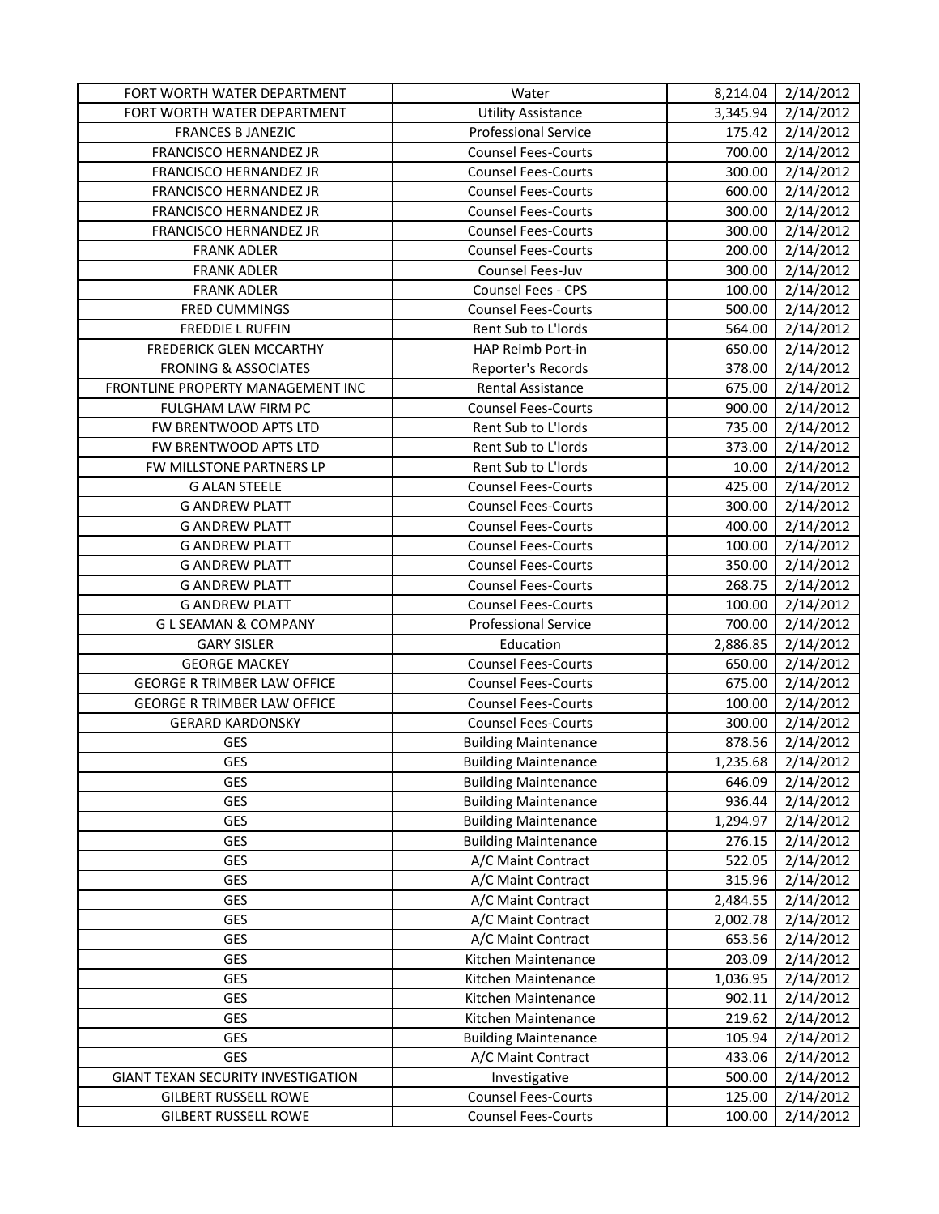| | | | |
|---|---|---|---|
| FORT WORTH WATER DEPARTMENT | Water | 8,214.04 | 2/14/2012 |
| FORT WORTH WATER DEPARTMENT | Utility Assistance | 3,345.94 | 2/14/2012 |
| FRANCES B JANEZIC | Professional Service | 175.42 | 2/14/2012 |
| FRANCISCO HERNANDEZ JR | Counsel Fees-Courts | 700.00 | 2/14/2012 |
| FRANCISCO HERNANDEZ JR | Counsel Fees-Courts | 300.00 | 2/14/2012 |
| FRANCISCO HERNANDEZ JR | Counsel Fees-Courts | 600.00 | 2/14/2012 |
| FRANCISCO HERNANDEZ JR | Counsel Fees-Courts | 300.00 | 2/14/2012 |
| FRANCISCO HERNANDEZ JR | Counsel Fees-Courts | 300.00 | 2/14/2012 |
| FRANK ADLER | Counsel Fees-Courts | 200.00 | 2/14/2012 |
| FRANK ADLER | Counsel Fees-Juv | 300.00 | 2/14/2012 |
| FRANK ADLER | Counsel Fees - CPS | 100.00 | 2/14/2012 |
| FRED CUMMINGS | Counsel Fees-Courts | 500.00 | 2/14/2012 |
| FREDDIE L RUFFIN | Rent Sub to L'lords | 564.00 | 2/14/2012 |
| FREDERICK GLEN MCCARTHY | HAP Reimb Port-in | 650.00 | 2/14/2012 |
| FRONING & ASSOCIATES | Reporter's Records | 378.00 | 2/14/2012 |
| FRONTLINE PROPERTY MANAGEMENT INC | Rental Assistance | 675.00 | 2/14/2012 |
| FULGHAM LAW FIRM PC | Counsel Fees-Courts | 900.00 | 2/14/2012 |
| FW BRENTWOOD APTS LTD | Rent Sub to L'lords | 735.00 | 2/14/2012 |
| FW BRENTWOOD APTS LTD | Rent Sub to L'lords | 373.00 | 2/14/2012 |
| FW MILLSTONE PARTNERS LP | Rent Sub to L'lords | 10.00 | 2/14/2012 |
| G ALAN STEELE | Counsel Fees-Courts | 425.00 | 2/14/2012 |
| G ANDREW PLATT | Counsel Fees-Courts | 300.00 | 2/14/2012 |
| G ANDREW PLATT | Counsel Fees-Courts | 400.00 | 2/14/2012 |
| G ANDREW PLATT | Counsel Fees-Courts | 100.00 | 2/14/2012 |
| G ANDREW PLATT | Counsel Fees-Courts | 350.00 | 2/14/2012 |
| G ANDREW PLATT | Counsel Fees-Courts | 268.75 | 2/14/2012 |
| G ANDREW PLATT | Counsel Fees-Courts | 100.00 | 2/14/2012 |
| G L SEAMAN & COMPANY | Professional Service | 700.00 | 2/14/2012 |
| GARY SISLER | Education | 2,886.85 | 2/14/2012 |
| GEORGE MACKEY | Counsel Fees-Courts | 650.00 | 2/14/2012 |
| GEORGE R TRIMBER LAW OFFICE | Counsel Fees-Courts | 675.00 | 2/14/2012 |
| GEORGE R TRIMBER LAW OFFICE | Counsel Fees-Courts | 100.00 | 2/14/2012 |
| GERARD KARDONSKY | Counsel Fees-Courts | 300.00 | 2/14/2012 |
| GES | Building Maintenance | 878.56 | 2/14/2012 |
| GES | Building Maintenance | 1,235.68 | 2/14/2012 |
| GES | Building Maintenance | 646.09 | 2/14/2012 |
| GES | Building Maintenance | 936.44 | 2/14/2012 |
| GES | Building Maintenance | 1,294.97 | 2/14/2012 |
| GES | Building Maintenance | 276.15 | 2/14/2012 |
| GES | A/C Maint Contract | 522.05 | 2/14/2012 |
| GES | A/C Maint Contract | 315.96 | 2/14/2012 |
| GES | A/C Maint Contract | 2,484.55 | 2/14/2012 |
| GES | A/C Maint Contract | 2,002.78 | 2/14/2012 |
| GES | A/C Maint Contract | 653.56 | 2/14/2012 |
| GES | Kitchen Maintenance | 203.09 | 2/14/2012 |
| GES | Kitchen Maintenance | 1,036.95 | 2/14/2012 |
| GES | Kitchen Maintenance | 902.11 | 2/14/2012 |
| GES | Kitchen Maintenance | 219.62 | 2/14/2012 |
| GES | Building Maintenance | 105.94 | 2/14/2012 |
| GES | A/C Maint Contract | 433.06 | 2/14/2012 |
| GIANT TEXAN SECURITY INVESTIGATION | Investigative | 500.00 | 2/14/2012 |
| GILBERT RUSSELL ROWE | Counsel Fees-Courts | 125.00 | 2/14/2012 |
| GILBERT RUSSELL ROWE | Counsel Fees-Courts | 100.00 | 2/14/2012 |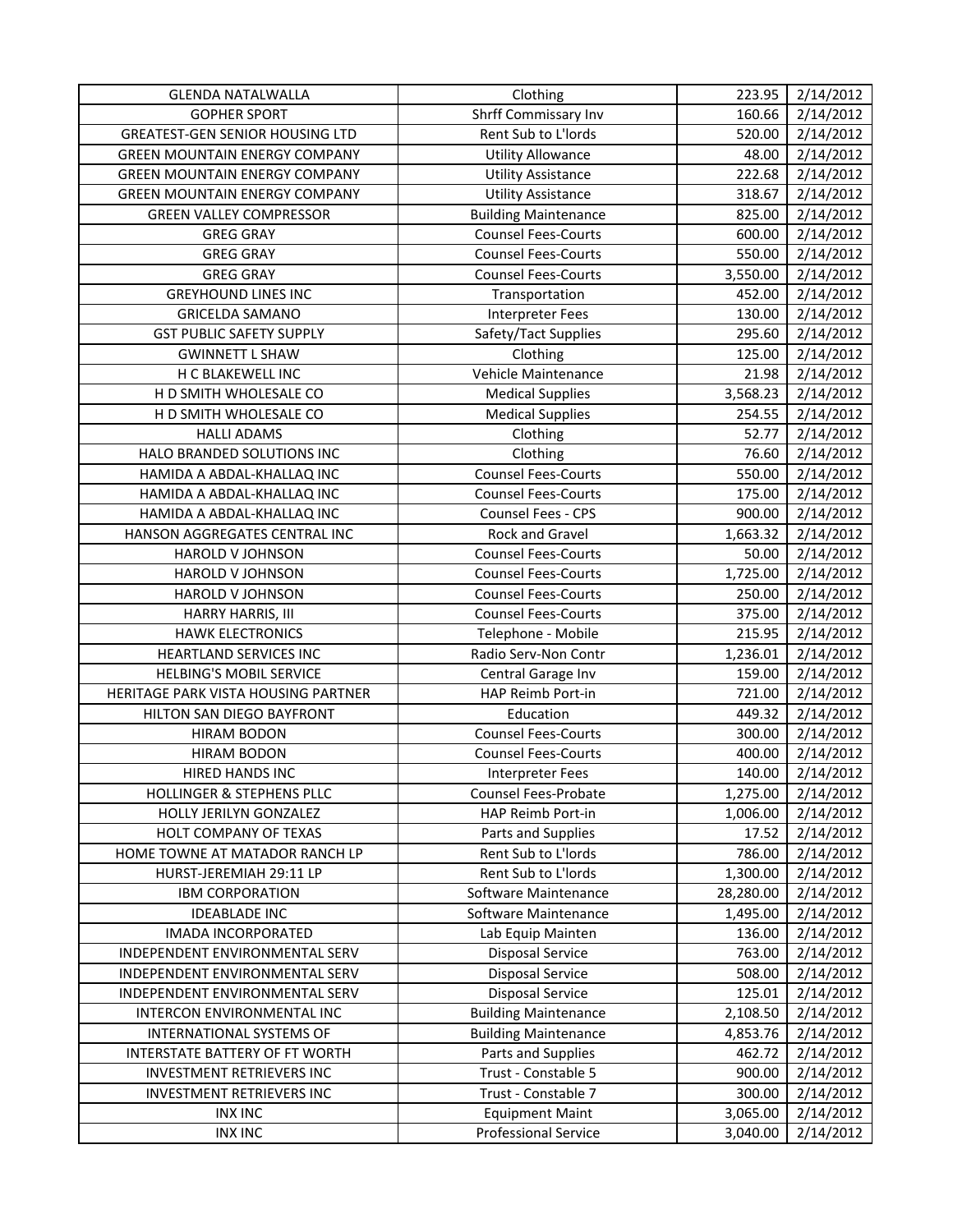| GLENDA NATALWALLA | Clothing | 223.95 | 2/14/2012 |
|---|---|---|---|
| GOPHER SPORT | Shrff Commissary Inv | 160.66 | 2/14/2012 |
| GREATEST-GEN SENIOR HOUSING LTD | Rent Sub to L'lords | 520.00 | 2/14/2012 |
| GREEN MOUNTAIN ENERGY COMPANY | Utility Allowance | 48.00 | 2/14/2012 |
| GREEN MOUNTAIN ENERGY COMPANY | Utility Assistance | 222.68 | 2/14/2012 |
| GREEN MOUNTAIN ENERGY COMPANY | Utility Assistance | 318.67 | 2/14/2012 |
| GREEN VALLEY COMPRESSOR | Building Maintenance | 825.00 | 2/14/2012 |
| GREG GRAY | Counsel Fees-Courts | 600.00 | 2/14/2012 |
| GREG GRAY | Counsel Fees-Courts | 550.00 | 2/14/2012 |
| GREG GRAY | Counsel Fees-Courts | 3,550.00 | 2/14/2012 |
| GREYHOUND LINES INC | Transportation | 452.00 | 2/14/2012 |
| GRICELDA SAMANO | Interpreter Fees | 130.00 | 2/14/2012 |
| GST PUBLIC SAFETY SUPPLY | Safety/Tact Supplies | 295.60 | 2/14/2012 |
| GWINNETT L SHAW | Clothing | 125.00 | 2/14/2012 |
| H C BLAKEWELL INC | Vehicle Maintenance | 21.98 | 2/14/2012 |
| H D SMITH WHOLESALE CO | Medical Supplies | 3,568.23 | 2/14/2012 |
| H D SMITH WHOLESALE CO | Medical Supplies | 254.55 | 2/14/2012 |
| HALLI ADAMS | Clothing | 52.77 | 2/14/2012 |
| HALO BRANDED SOLUTIONS INC | Clothing | 76.60 | 2/14/2012 |
| HAMIDA A ABDAL-KHALLAQ INC | Counsel Fees-Courts | 550.00 | 2/14/2012 |
| HAMIDA A ABDAL-KHALLAQ INC | Counsel Fees-Courts | 175.00 | 2/14/2012 |
| HAMIDA A ABDAL-KHALLAQ INC | Counsel Fees - CPS | 900.00 | 2/14/2012 |
| HANSON AGGREGATES CENTRAL INC | Rock and Gravel | 1,663.32 | 2/14/2012 |
| HAROLD V JOHNSON | Counsel Fees-Courts | 50.00 | 2/14/2012 |
| HAROLD V JOHNSON | Counsel Fees-Courts | 1,725.00 | 2/14/2012 |
| HAROLD V JOHNSON | Counsel Fees-Courts | 250.00 | 2/14/2012 |
| HARRY HARRIS, III | Counsel Fees-Courts | 375.00 | 2/14/2012 |
| HAWK ELECTRONICS | Telephone - Mobile | 215.95 | 2/14/2012 |
| HEARTLAND SERVICES INC | Radio Serv-Non Contr | 1,236.01 | 2/14/2012 |
| HELBING'S MOBIL SERVICE | Central Garage Inv | 159.00 | 2/14/2012 |
| HERITAGE PARK VISTA HOUSING PARTNER | HAP Reimb Port-in | 721.00 | 2/14/2012 |
| HILTON SAN DIEGO BAYFRONT | Education | 449.32 | 2/14/2012 |
| HIRAM BODON | Counsel Fees-Courts | 300.00 | 2/14/2012 |
| HIRAM BODON | Counsel Fees-Courts | 400.00 | 2/14/2012 |
| HIRED HANDS INC | Interpreter Fees | 140.00 | 2/14/2012 |
| HOLLINGER & STEPHENS PLLC | Counsel Fees-Probate | 1,275.00 | 2/14/2012 |
| HOLLY JERILYN GONZALEZ | HAP Reimb Port-in | 1,006.00 | 2/14/2012 |
| HOLT COMPANY OF TEXAS | Parts and Supplies | 17.52 | 2/14/2012 |
| HOME TOWNE AT MATADOR RANCH LP | Rent Sub to L'lords | 786.00 | 2/14/2012 |
| HURST-JEREMIAH 29:11 LP | Rent Sub to L'lords | 1,300.00 | 2/14/2012 |
| IBM CORPORATION | Software Maintenance | 28,280.00 | 2/14/2012 |
| IDEABLADE INC | Software Maintenance | 1,495.00 | 2/14/2012 |
| IMADA INCORPORATED | Lab Equip Mainten | 136.00 | 2/14/2012 |
| INDEPENDENT ENVIRONMENTAL SERV | Disposal Service | 763.00 | 2/14/2012 |
| INDEPENDENT ENVIRONMENTAL SERV | Disposal Service | 508.00 | 2/14/2012 |
| INDEPENDENT ENVIRONMENTAL SERV | Disposal Service | 125.01 | 2/14/2012 |
| INTERCON ENVIRONMENTAL INC | Building Maintenance | 2,108.50 | 2/14/2012 |
| INTERNATIONAL SYSTEMS OF | Building Maintenance | 4,853.76 | 2/14/2012 |
| INTERSTATE BATTERY OF FT WORTH | Parts and Supplies | 462.72 | 2/14/2012 |
| INVESTMENT RETRIEVERS INC | Trust - Constable 5 | 900.00 | 2/14/2012 |
| INVESTMENT RETRIEVERS INC | Trust - Constable 7 | 300.00 | 2/14/2012 |
| INX INC | Equipment Maint | 3,065.00 | 2/14/2012 |
| INX INC | Professional Service | 3,040.00 | 2/14/2012 |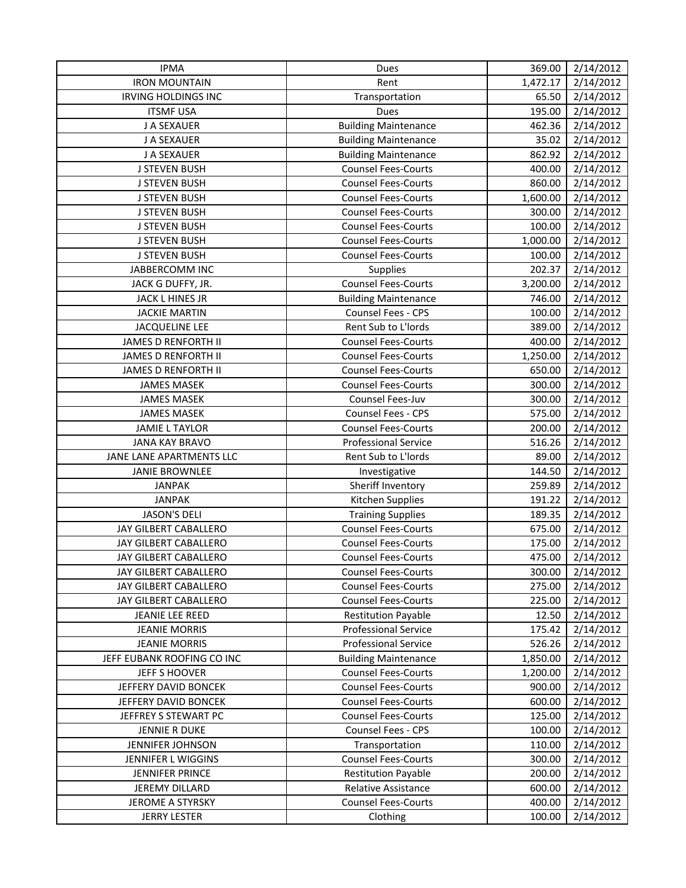| IPMA | Dues | 369.00 | 2/14/2012 |
|---|---|---|---|
| IRON MOUNTAIN | Rent | 1,472.17 | 2/14/2012 |
| IRVING HOLDINGS INC | Transportation | 65.50 | 2/14/2012 |
| ITSMF USA | Dues | 195.00 | 2/14/2012 |
| J A SEXAUER | Building Maintenance | 462.36 | 2/14/2012 |
| J A SEXAUER | Building Maintenance | 35.02 | 2/14/2012 |
| J A SEXAUER | Building Maintenance | 862.92 | 2/14/2012 |
| J STEVEN BUSH | Counsel Fees-Courts | 400.00 | 2/14/2012 |
| J STEVEN BUSH | Counsel Fees-Courts | 860.00 | 2/14/2012 |
| J STEVEN BUSH | Counsel Fees-Courts | 1,600.00 | 2/14/2012 |
| J STEVEN BUSH | Counsel Fees-Courts | 300.00 | 2/14/2012 |
| J STEVEN BUSH | Counsel Fees-Courts | 100.00 | 2/14/2012 |
| J STEVEN BUSH | Counsel Fees-Courts | 1,000.00 | 2/14/2012 |
| J STEVEN BUSH | Counsel Fees-Courts | 100.00 | 2/14/2012 |
| JABBERCOMM INC | Supplies | 202.37 | 2/14/2012 |
| JACK G DUFFY, JR. | Counsel Fees-Courts | 3,200.00 | 2/14/2012 |
| JACK L HINES JR | Building Maintenance | 746.00 | 2/14/2012 |
| JACKIE MARTIN | Counsel Fees - CPS | 100.00 | 2/14/2012 |
| JACQUELINE LEE | Rent Sub to L'lords | 389.00 | 2/14/2012 |
| JAMES D RENFORTH II | Counsel Fees-Courts | 400.00 | 2/14/2012 |
| JAMES D RENFORTH II | Counsel Fees-Courts | 1,250.00 | 2/14/2012 |
| JAMES D RENFORTH II | Counsel Fees-Courts | 650.00 | 2/14/2012 |
| JAMES MASEK | Counsel Fees-Courts | 300.00 | 2/14/2012 |
| JAMES MASEK | Counsel Fees-Juv | 300.00 | 2/14/2012 |
| JAMES MASEK | Counsel Fees - CPS | 575.00 | 2/14/2012 |
| JAMIE L TAYLOR | Counsel Fees-Courts | 200.00 | 2/14/2012 |
| JANA KAY BRAVO | Professional Service | 516.26 | 2/14/2012 |
| JANE LANE APARTMENTS LLC | Rent Sub to L'lords | 89.00 | 2/14/2012 |
| JANIE BROWNLEE | Investigative | 144.50 | 2/14/2012 |
| JANPAK | Sheriff Inventory | 259.89 | 2/14/2012 |
| JANPAK | Kitchen Supplies | 191.22 | 2/14/2012 |
| JASON'S DELI | Training Supplies | 189.35 | 2/14/2012 |
| JAY GILBERT CABALLERO | Counsel Fees-Courts | 675.00 | 2/14/2012 |
| JAY GILBERT CABALLERO | Counsel Fees-Courts | 175.00 | 2/14/2012 |
| JAY GILBERT CABALLERO | Counsel Fees-Courts | 475.00 | 2/14/2012 |
| JAY GILBERT CABALLERO | Counsel Fees-Courts | 300.00 | 2/14/2012 |
| JAY GILBERT CABALLERO | Counsel Fees-Courts | 275.00 | 2/14/2012 |
| JAY GILBERT CABALLERO | Counsel Fees-Courts | 225.00 | 2/14/2012 |
| JEANIE LEE REED | Restitution Payable | 12.50 | 2/14/2012 |
| JEANIE MORRIS | Professional Service | 175.42 | 2/14/2012 |
| JEANIE MORRIS | Professional Service | 526.26 | 2/14/2012 |
| JEFF EUBANK ROOFING CO INC | Building Maintenance | 1,850.00 | 2/14/2012 |
| JEFF S HOOVER | Counsel Fees-Courts | 1,200.00 | 2/14/2012 |
| JEFFERY DAVID BONCEK | Counsel Fees-Courts | 900.00 | 2/14/2012 |
| JEFFERY DAVID BONCEK | Counsel Fees-Courts | 600.00 | 2/14/2012 |
| JEFFREY S STEWART PC | Counsel Fees-Courts | 125.00 | 2/14/2012 |
| JENNIE R DUKE | Counsel Fees - CPS | 100.00 | 2/14/2012 |
| JENNIFER JOHNSON | Transportation | 110.00 | 2/14/2012 |
| JENNIFER L WIGGINS | Counsel Fees-Courts | 300.00 | 2/14/2012 |
| JENNIFER PRINCE | Restitution Payable | 200.00 | 2/14/2012 |
| JEREMY DILLARD | Relative Assistance | 600.00 | 2/14/2012 |
| JEROME A STYRSKY | Counsel Fees-Courts | 400.00 | 2/14/2012 |
| JERRY LESTER | Clothing | 100.00 | 2/14/2012 |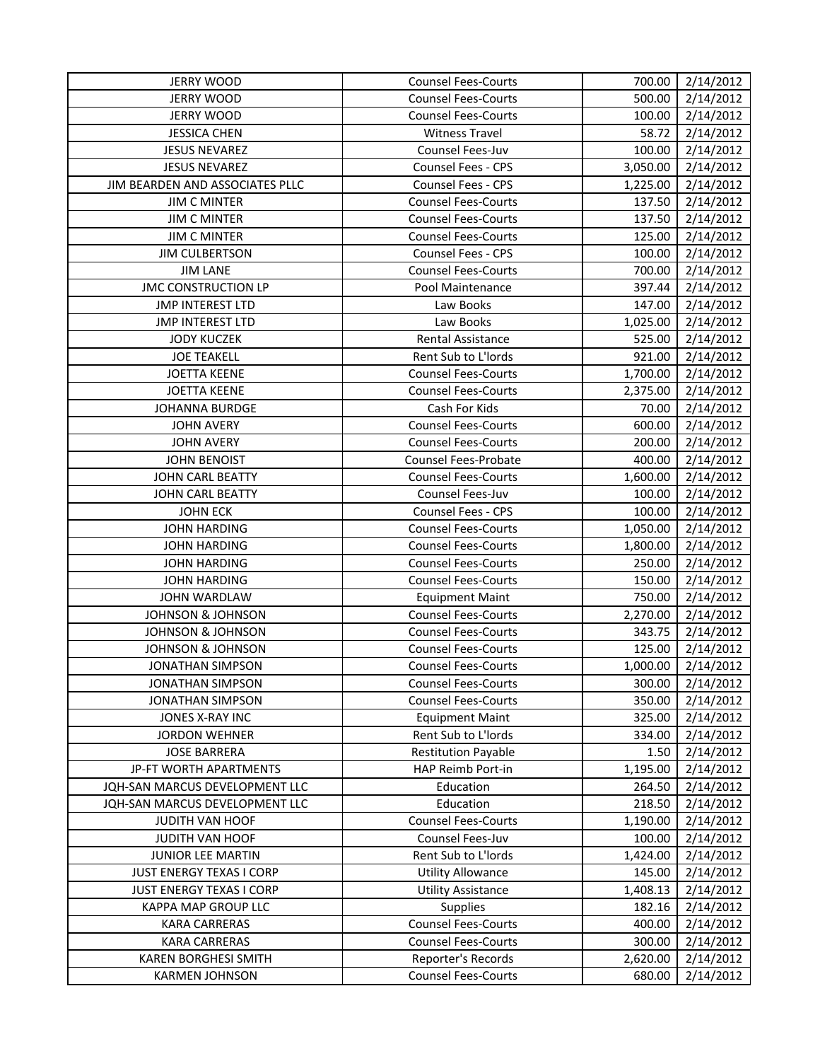| JERRY WOOD | Counsel Fees-Courts | 700.00 | 2/14/2012 |
|---|---|---|---|
| JERRY WOOD | Counsel Fees-Courts | 500.00 | 2/14/2012 |
| JERRY WOOD | Counsel Fees-Courts | 100.00 | 2/14/2012 |
| JESSICA CHEN | Witness Travel | 58.72 | 2/14/2012 |
| JESUS NEVAREZ | Counsel Fees-Juv | 100.00 | 2/14/2012 |
| JESUS NEVAREZ | Counsel Fees - CPS | 3,050.00 | 2/14/2012 |
| JIM BEARDEN AND ASSOCIATES PLLC | Counsel Fees - CPS | 1,225.00 | 2/14/2012 |
| JIM C MINTER | Counsel Fees-Courts | 137.50 | 2/14/2012 |
| JIM C MINTER | Counsel Fees-Courts | 137.50 | 2/14/2012 |
| JIM C MINTER | Counsel Fees-Courts | 125.00 | 2/14/2012 |
| JIM CULBERTSON | Counsel Fees - CPS | 100.00 | 2/14/2012 |
| JIM LANE | Counsel Fees-Courts | 700.00 | 2/14/2012 |
| JMC CONSTRUCTION LP | Pool Maintenance | 397.44 | 2/14/2012 |
| JMP INTEREST LTD | Law Books | 147.00 | 2/14/2012 |
| JMP INTEREST LTD | Law Books | 1,025.00 | 2/14/2012 |
| JODY KUCZEK | Rental Assistance | 525.00 | 2/14/2012 |
| JOE TEAKELL | Rent Sub to L'lords | 921.00 | 2/14/2012 |
| JOETTA KEENE | Counsel Fees-Courts | 1,700.00 | 2/14/2012 |
| JOETTA KEENE | Counsel Fees-Courts | 2,375.00 | 2/14/2012 |
| JOHANNA BURDGE | Cash For Kids | 70.00 | 2/14/2012 |
| JOHN AVERY | Counsel Fees-Courts | 600.00 | 2/14/2012 |
| JOHN AVERY | Counsel Fees-Courts | 200.00 | 2/14/2012 |
| JOHN BENOIST | Counsel Fees-Probate | 400.00 | 2/14/2012 |
| JOHN CARL BEATTY | Counsel Fees-Courts | 1,600.00 | 2/14/2012 |
| JOHN CARL BEATTY | Counsel Fees-Juv | 100.00 | 2/14/2012 |
| JOHN ECK | Counsel Fees - CPS | 100.00 | 2/14/2012 |
| JOHN HARDING | Counsel Fees-Courts | 1,050.00 | 2/14/2012 |
| JOHN HARDING | Counsel Fees-Courts | 1,800.00 | 2/14/2012 |
| JOHN HARDING | Counsel Fees-Courts | 250.00 | 2/14/2012 |
| JOHN HARDING | Counsel Fees-Courts | 150.00 | 2/14/2012 |
| JOHN WARDLAW | Equipment Maint | 750.00 | 2/14/2012 |
| JOHNSON & JOHNSON | Counsel Fees-Courts | 2,270.00 | 2/14/2012 |
| JOHNSON & JOHNSON | Counsel Fees-Courts | 343.75 | 2/14/2012 |
| JOHNSON & JOHNSON | Counsel Fees-Courts | 125.00 | 2/14/2012 |
| JONATHAN SIMPSON | Counsel Fees-Courts | 1,000.00 | 2/14/2012 |
| JONATHAN SIMPSON | Counsel Fees-Courts | 300.00 | 2/14/2012 |
| JONATHAN SIMPSON | Counsel Fees-Courts | 350.00 | 2/14/2012 |
| JONES X-RAY INC | Equipment Maint | 325.00 | 2/14/2012 |
| JORDON WEHNER | Rent Sub to L'lords | 334.00 | 2/14/2012 |
| JOSE BARRERA | Restitution Payable | 1.50 | 2/14/2012 |
| JP-FT WORTH APARTMENTS | HAP Reimb Port-in | 1,195.00 | 2/14/2012 |
| JQH-SAN MARCUS DEVELOPMENT LLC | Education | 264.50 | 2/14/2012 |
| JQH-SAN MARCUS DEVELOPMENT LLC | Education | 218.50 | 2/14/2012 |
| JUDITH VAN HOOF | Counsel Fees-Courts | 1,190.00 | 2/14/2012 |
| JUDITH VAN HOOF | Counsel Fees-Juv | 100.00 | 2/14/2012 |
| JUNIOR LEE MARTIN | Rent Sub to L'lords | 1,424.00 | 2/14/2012 |
| JUST ENERGY TEXAS I CORP | Utility Allowance | 145.00 | 2/14/2012 |
| JUST ENERGY TEXAS I CORP | Utility Assistance | 1,408.13 | 2/14/2012 |
| KAPPA MAP GROUP LLC | Supplies | 182.16 | 2/14/2012 |
| KARA CARRERAS | Counsel Fees-Courts | 400.00 | 2/14/2012 |
| KARA CARRERAS | Counsel Fees-Courts | 300.00 | 2/14/2012 |
| KAREN BORGHESI SMITH | Reporter's Records | 2,620.00 | 2/14/2012 |
| KARMEN JOHNSON | Counsel Fees-Courts | 680.00 | 2/14/2012 |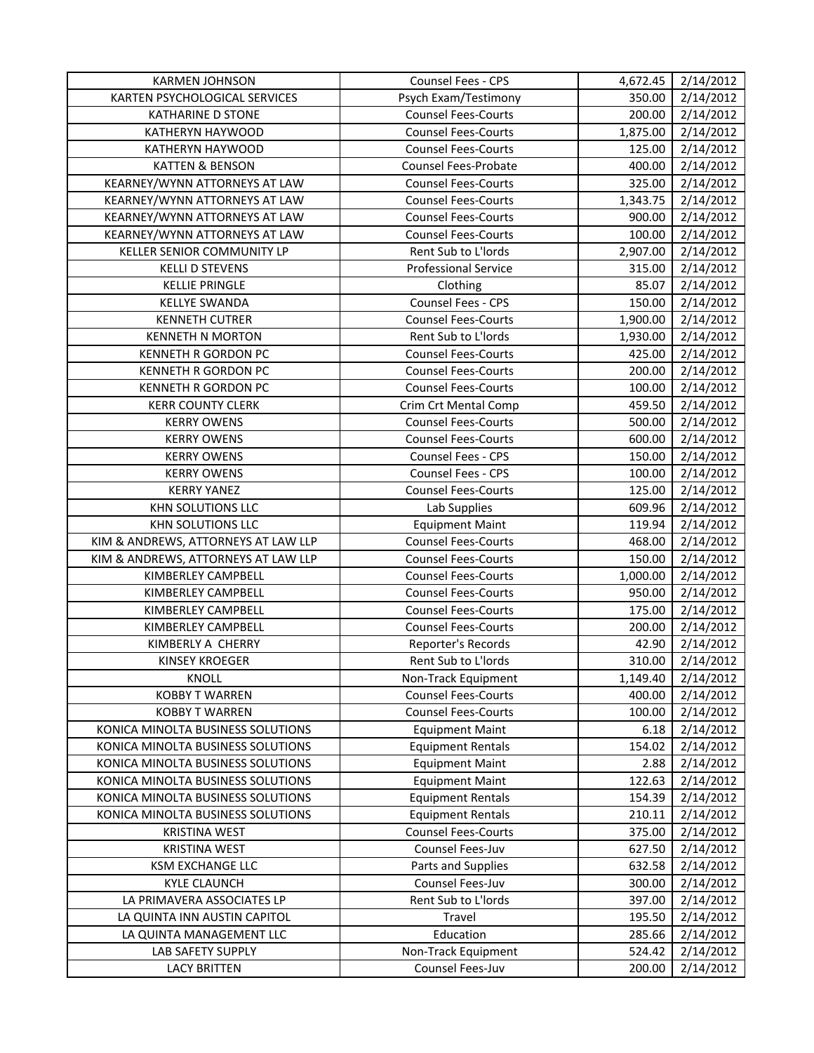| | | | |
|---|---|---|---|
| KARMEN JOHNSON | Counsel Fees - CPS | 4,672.45 | 2/14/2012 |
| KARTEN PSYCHOLOGICAL SERVICES | Psych Exam/Testimony | 350.00 | 2/14/2012 |
| KATHARINE D STONE | Counsel Fees-Courts | 200.00 | 2/14/2012 |
| KATHERYN HAYWOOD | Counsel Fees-Courts | 1,875.00 | 2/14/2012 |
| KATHERYN HAYWOOD | Counsel Fees-Courts | 125.00 | 2/14/2012 |
| KATTEN & BENSON | Counsel Fees-Probate | 400.00 | 2/14/2012 |
| KEARNEY/WYNN ATTORNEYS AT LAW | Counsel Fees-Courts | 325.00 | 2/14/2012 |
| KEARNEY/WYNN ATTORNEYS AT LAW | Counsel Fees-Courts | 1,343.75 | 2/14/2012 |
| KEARNEY/WYNN ATTORNEYS AT LAW | Counsel Fees-Courts | 900.00 | 2/14/2012 |
| KEARNEY/WYNN ATTORNEYS AT LAW | Counsel Fees-Courts | 100.00 | 2/14/2012 |
| KELLER SENIOR COMMUNITY LP | Rent Sub to L'lords | 2,907.00 | 2/14/2012 |
| KELLI D STEVENS | Professional Service | 315.00 | 2/14/2012 |
| KELLIE PRINGLE | Clothing | 85.07 | 2/14/2012 |
| KELLYE SWANDA | Counsel Fees - CPS | 150.00 | 2/14/2012 |
| KENNETH CUTRER | Counsel Fees-Courts | 1,900.00 | 2/14/2012 |
| KENNETH N MORTON | Rent Sub to L'lords | 1,930.00 | 2/14/2012 |
| KENNETH R GORDON PC | Counsel Fees-Courts | 425.00 | 2/14/2012 |
| KENNETH R GORDON PC | Counsel Fees-Courts | 200.00 | 2/14/2012 |
| KENNETH R GORDON PC | Counsel Fees-Courts | 100.00 | 2/14/2012 |
| KERR COUNTY CLERK | Crim Crt Mental Comp | 459.50 | 2/14/2012 |
| KERRY OWENS | Counsel Fees-Courts | 500.00 | 2/14/2012 |
| KERRY OWENS | Counsel Fees-Courts | 600.00 | 2/14/2012 |
| KERRY OWENS | Counsel Fees - CPS | 150.00 | 2/14/2012 |
| KERRY OWENS | Counsel Fees - CPS | 100.00 | 2/14/2012 |
| KERRY YANEZ | Counsel Fees-Courts | 125.00 | 2/14/2012 |
| KHN SOLUTIONS LLC | Lab Supplies | 609.96 | 2/14/2012 |
| KHN SOLUTIONS LLC | Equipment Maint | 119.94 | 2/14/2012 |
| KIM & ANDREWS, ATTORNEYS AT LAW LLP | Counsel Fees-Courts | 468.00 | 2/14/2012 |
| KIM & ANDREWS, ATTORNEYS AT LAW LLP | Counsel Fees-Courts | 150.00 | 2/14/2012 |
| KIMBERLEY CAMPBELL | Counsel Fees-Courts | 1,000.00 | 2/14/2012 |
| KIMBERLEY CAMPBELL | Counsel Fees-Courts | 950.00 | 2/14/2012 |
| KIMBERLEY CAMPBELL | Counsel Fees-Courts | 175.00 | 2/14/2012 |
| KIMBERLEY CAMPBELL | Counsel Fees-Courts | 200.00 | 2/14/2012 |
| KIMBERLY A CHERRY | Reporter's Records | 42.90 | 2/14/2012 |
| KINSEY KROEGER | Rent Sub to L'lords | 310.00 | 2/14/2012 |
| KNOLL | Non-Track Equipment | 1,149.40 | 2/14/2012 |
| KOBBY T WARREN | Counsel Fees-Courts | 400.00 | 2/14/2012 |
| KOBBY T WARREN | Counsel Fees-Courts | 100.00 | 2/14/2012 |
| KONICA MINOLTA BUSINESS SOLUTIONS | Equipment Maint | 6.18 | 2/14/2012 |
| KONICA MINOLTA BUSINESS SOLUTIONS | Equipment Rentals | 154.02 | 2/14/2012 |
| KONICA MINOLTA BUSINESS SOLUTIONS | Equipment Maint | 2.88 | 2/14/2012 |
| KONICA MINOLTA BUSINESS SOLUTIONS | Equipment Maint | 122.63 | 2/14/2012 |
| KONICA MINOLTA BUSINESS SOLUTIONS | Equipment Rentals | 154.39 | 2/14/2012 |
| KONICA MINOLTA BUSINESS SOLUTIONS | Equipment Rentals | 210.11 | 2/14/2012 |
| KRISTINA WEST | Counsel Fees-Courts | 375.00 | 2/14/2012 |
| KRISTINA WEST | Counsel Fees-Juv | 627.50 | 2/14/2012 |
| KSM EXCHANGE LLC | Parts and Supplies | 632.58 | 2/14/2012 |
| KYLE CLAUNCH | Counsel Fees-Juv | 300.00 | 2/14/2012 |
| LA PRIMAVERA ASSOCIATES LP | Rent Sub to L'lords | 397.00 | 2/14/2012 |
| LA QUINTA INN AUSTIN CAPITOL | Travel | 195.50 | 2/14/2012 |
| LA QUINTA MANAGEMENT LLC | Education | 285.66 | 2/14/2012 |
| LAB SAFETY SUPPLY | Non-Track Equipment | 524.42 | 2/14/2012 |
| LACY BRITTEN | Counsel Fees-Juv | 200.00 | 2/14/2012 |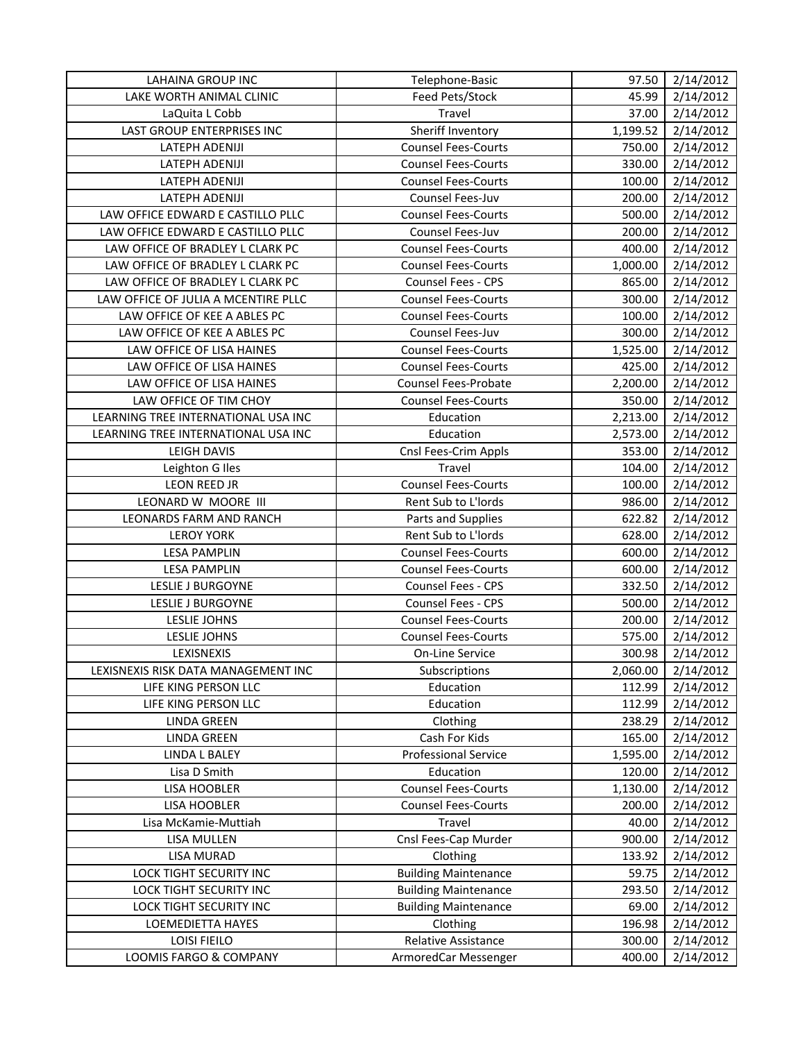| | | | |
|---|---|---|---|
| LAHAINA GROUP INC | Telephone-Basic | 97.50 | 2/14/2012 |
| LAKE WORTH ANIMAL CLINIC | Feed Pets/Stock | 45.99 | 2/14/2012 |
| LaQuita L Cobb | Travel | 37.00 | 2/14/2012 |
| LAST GROUP ENTERPRISES INC | Sheriff Inventory | 1,199.52 | 2/14/2012 |
| LATEPH ADENIJI | Counsel Fees-Courts | 750.00 | 2/14/2012 |
| LATEPH ADENIJI | Counsel Fees-Courts | 330.00 | 2/14/2012 |
| LATEPH ADENIJI | Counsel Fees-Courts | 100.00 | 2/14/2012 |
| LATEPH ADENIJI | Counsel Fees-Juv | 200.00 | 2/14/2012 |
| LAW OFFICE EDWARD E CASTILLO PLLC | Counsel Fees-Courts | 500.00 | 2/14/2012 |
| LAW OFFICE EDWARD E CASTILLO PLLC | Counsel Fees-Juv | 200.00 | 2/14/2012 |
| LAW OFFICE OF BRADLEY L CLARK PC | Counsel Fees-Courts | 400.00 | 2/14/2012 |
| LAW OFFICE OF BRADLEY L CLARK PC | Counsel Fees-Courts | 1,000.00 | 2/14/2012 |
| LAW OFFICE OF BRADLEY L CLARK PC | Counsel Fees - CPS | 865.00 | 2/14/2012 |
| LAW OFFICE OF JULIA A MCENTIRE PLLC | Counsel Fees-Courts | 300.00 | 2/14/2012 |
| LAW OFFICE OF KEE A ABLES PC | Counsel Fees-Courts | 100.00 | 2/14/2012 |
| LAW OFFICE OF KEE A ABLES PC | Counsel Fees-Juv | 300.00 | 2/14/2012 |
| LAW OFFICE OF LISA HAINES | Counsel Fees-Courts | 1,525.00 | 2/14/2012 |
| LAW OFFICE OF LISA HAINES | Counsel Fees-Courts | 425.00 | 2/14/2012 |
| LAW OFFICE OF LISA HAINES | Counsel Fees-Probate | 2,200.00 | 2/14/2012 |
| LAW OFFICE OF TIM CHOY | Counsel Fees-Courts | 350.00 | 2/14/2012 |
| LEARNING TREE INTERNATIONAL USA INC | Education | 2,213.00 | 2/14/2012 |
| LEARNING TREE INTERNATIONAL USA INC | Education | 2,573.00 | 2/14/2012 |
| LEIGH DAVIS | Cnsl Fees-Crim Appls | 353.00 | 2/14/2012 |
| Leighton G Iles | Travel | 104.00 | 2/14/2012 |
| LEON REED JR | Counsel Fees-Courts | 100.00 | 2/14/2012 |
| LEONARD W MOORE III | Rent Sub to L'lords | 986.00 | 2/14/2012 |
| LEONARDS FARM AND RANCH | Parts and Supplies | 622.82 | 2/14/2012 |
| LEROY YORK | Rent Sub to L'lords | 628.00 | 2/14/2012 |
| LESA PAMPLIN | Counsel Fees-Courts | 600.00 | 2/14/2012 |
| LESA PAMPLIN | Counsel Fees-Courts | 600.00 | 2/14/2012 |
| LESLIE J BURGOYNE | Counsel Fees - CPS | 332.50 | 2/14/2012 |
| LESLIE J BURGOYNE | Counsel Fees - CPS | 500.00 | 2/14/2012 |
| LESLIE JOHNS | Counsel Fees-Courts | 200.00 | 2/14/2012 |
| LESLIE JOHNS | Counsel Fees-Courts | 575.00 | 2/14/2012 |
| LEXISNEXIS | On-Line Service | 300.98 | 2/14/2012 |
| LEXISNEXIS RISK DATA MANAGEMENT INC | Subscriptions | 2,060.00 | 2/14/2012 |
| LIFE KING PERSON LLC | Education | 112.99 | 2/14/2012 |
| LIFE KING PERSON LLC | Education | 112.99 | 2/14/2012 |
| LINDA GREEN | Clothing | 238.29 | 2/14/2012 |
| LINDA GREEN | Cash For Kids | 165.00 | 2/14/2012 |
| LINDA L BALEY | Professional Service | 1,595.00 | 2/14/2012 |
| Lisa D Smith | Education | 120.00 | 2/14/2012 |
| LISA HOOBLER | Counsel Fees-Courts | 1,130.00 | 2/14/2012 |
| LISA HOOBLER | Counsel Fees-Courts | 200.00 | 2/14/2012 |
| Lisa McKamie-Muttiah | Travel | 40.00 | 2/14/2012 |
| LISA MULLEN | Cnsl Fees-Cap Murder | 900.00 | 2/14/2012 |
| LISA MURAD | Clothing | 133.92 | 2/14/2012 |
| LOCK TIGHT SECURITY INC | Building Maintenance | 59.75 | 2/14/2012 |
| LOCK TIGHT SECURITY INC | Building Maintenance | 293.50 | 2/14/2012 |
| LOCK TIGHT SECURITY INC | Building Maintenance | 69.00 | 2/14/2012 |
| LOEMEDIETTA HAYES | Clothing | 196.98 | 2/14/2012 |
| LOISI FIEILO | Relative Assistance | 300.00 | 2/14/2012 |
| LOOMIS FARGO & COMPANY | ArmoredCar Messenger | 400.00 | 2/14/2012 |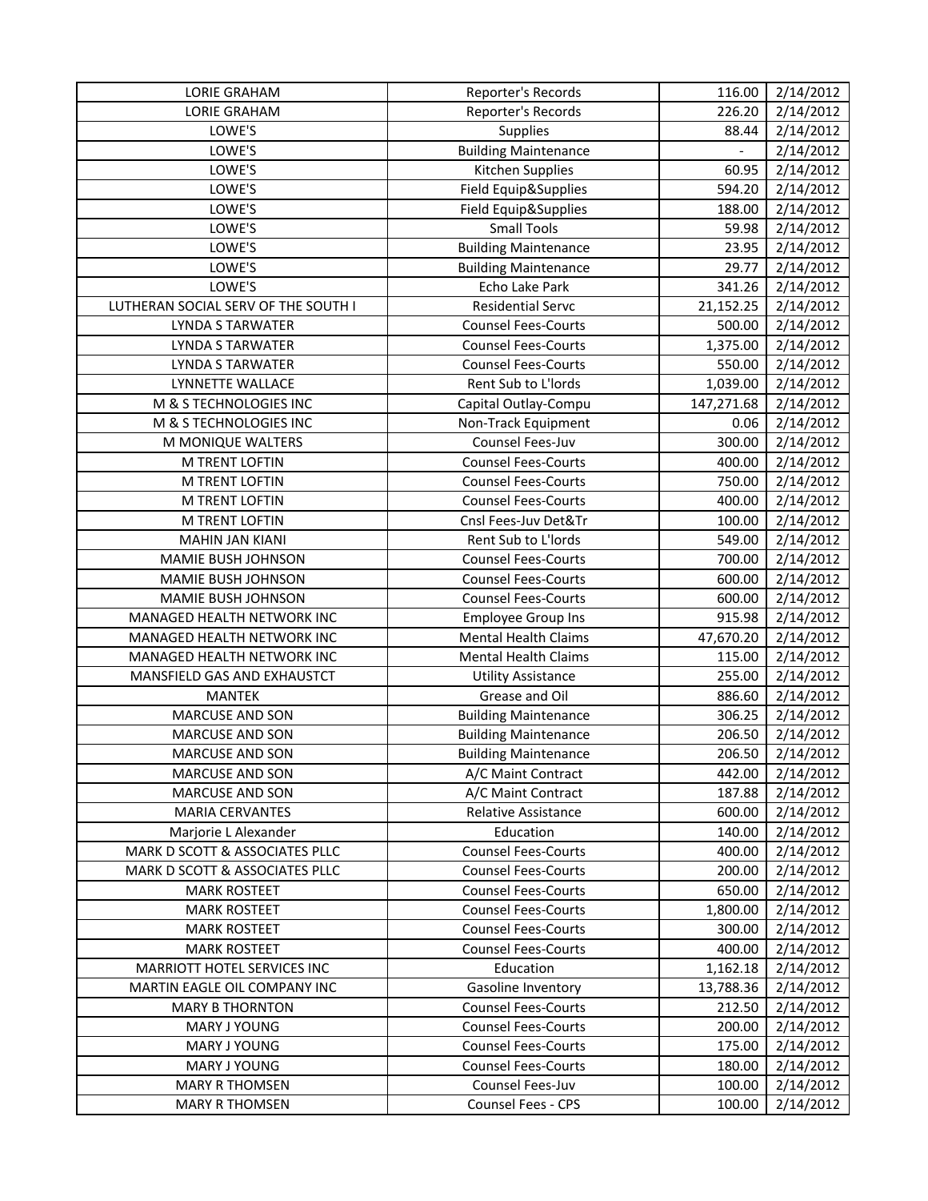| LORIE GRAHAM | Reporter's Records | 116.00 | 2/14/2012 |
|---|---|---|---|
| LORIE GRAHAM | Reporter's Records | 226.20 | 2/14/2012 |
| LOWE'S | Supplies | 88.44 | 2/14/2012 |
| LOWE'S | Building Maintenance | - | 2/14/2012 |
| LOWE'S | Kitchen Supplies | 60.95 | 2/14/2012 |
| LOWE'S | Field Equip&Supplies | 594.20 | 2/14/2012 |
| LOWE'S | Field Equip&Supplies | 188.00 | 2/14/2012 |
| LOWE'S | Small Tools | 59.98 | 2/14/2012 |
| LOWE'S | Building Maintenance | 23.95 | 2/14/2012 |
| LOWE'S | Building Maintenance | 29.77 | 2/14/2012 |
| LOWE'S | Echo Lake Park | 341.26 | 2/14/2012 |
| LUTHERAN SOCIAL SERV OF THE SOUTH I | Residential Servc | 21,152.25 | 2/14/2012 |
| LYNDA S TARWATER | Counsel Fees-Courts | 500.00 | 2/14/2012 |
| LYNDA S TARWATER | Counsel Fees-Courts | 1,375.00 | 2/14/2012 |
| LYNDA S TARWATER | Counsel Fees-Courts | 550.00 | 2/14/2012 |
| LYNNETTE WALLACE | Rent Sub to L'lords | 1,039.00 | 2/14/2012 |
| M & S TECHNOLOGIES INC | Capital Outlay-Compu | 147,271.68 | 2/14/2012 |
| M & S TECHNOLOGIES INC | Non-Track Equipment | 0.06 | 2/14/2012 |
| M MONIQUE WALTERS | Counsel Fees-Juv | 300.00 | 2/14/2012 |
| M TRENT LOFTIN | Counsel Fees-Courts | 400.00 | 2/14/2012 |
| M TRENT LOFTIN | Counsel Fees-Courts | 750.00 | 2/14/2012 |
| M TRENT LOFTIN | Counsel Fees-Courts | 400.00 | 2/14/2012 |
| M TRENT LOFTIN | Cnsl Fees-Juv Det&Tr | 100.00 | 2/14/2012 |
| MAHIN JAN KIANI | Rent Sub to L'lords | 549.00 | 2/14/2012 |
| MAMIE BUSH JOHNSON | Counsel Fees-Courts | 700.00 | 2/14/2012 |
| MAMIE BUSH JOHNSON | Counsel Fees-Courts | 600.00 | 2/14/2012 |
| MAMIE BUSH JOHNSON | Counsel Fees-Courts | 600.00 | 2/14/2012 |
| MANAGED HEALTH NETWORK INC | Employee Group Ins | 915.98 | 2/14/2012 |
| MANAGED HEALTH NETWORK INC | Mental Health Claims | 47,670.20 | 2/14/2012 |
| MANAGED HEALTH NETWORK INC | Mental Health Claims | 115.00 | 2/14/2012 |
| MANSFIELD GAS AND EXHAUSTCT | Utility Assistance | 255.00 | 2/14/2012 |
| MANTEK | Grease and Oil | 886.60 | 2/14/2012 |
| MARCUSE AND SON | Building Maintenance | 306.25 | 2/14/2012 |
| MARCUSE AND SON | Building Maintenance | 206.50 | 2/14/2012 |
| MARCUSE AND SON | Building Maintenance | 206.50 | 2/14/2012 |
| MARCUSE AND SON | A/C Maint Contract | 442.00 | 2/14/2012 |
| MARCUSE AND SON | A/C Maint Contract | 187.88 | 2/14/2012 |
| MARIA CERVANTES | Relative Assistance | 600.00 | 2/14/2012 |
| Marjorie L Alexander | Education | 140.00 | 2/14/2012 |
| MARK D SCOTT & ASSOCIATES PLLC | Counsel Fees-Courts | 400.00 | 2/14/2012 |
| MARK D SCOTT & ASSOCIATES PLLC | Counsel Fees-Courts | 200.00 | 2/14/2012 |
| MARK ROSTEET | Counsel Fees-Courts | 650.00 | 2/14/2012 |
| MARK ROSTEET | Counsel Fees-Courts | 1,800.00 | 2/14/2012 |
| MARK ROSTEET | Counsel Fees-Courts | 300.00 | 2/14/2012 |
| MARK ROSTEET | Counsel Fees-Courts | 400.00 | 2/14/2012 |
| MARRIOTT HOTEL SERVICES INC | Education | 1,162.18 | 2/14/2012 |
| MARTIN EAGLE OIL COMPANY INC | Gasoline Inventory | 13,788.36 | 2/14/2012 |
| MARY B THORNTON | Counsel Fees-Courts | 212.50 | 2/14/2012 |
| MARY J YOUNG | Counsel Fees-Courts | 200.00 | 2/14/2012 |
| MARY J YOUNG | Counsel Fees-Courts | 175.00 | 2/14/2012 |
| MARY J YOUNG | Counsel Fees-Courts | 180.00 | 2/14/2012 |
| MARY R THOMSEN | Counsel Fees-Juv | 100.00 | 2/14/2012 |
| MARY R THOMSEN | Counsel Fees - CPS | 100.00 | 2/14/2012 |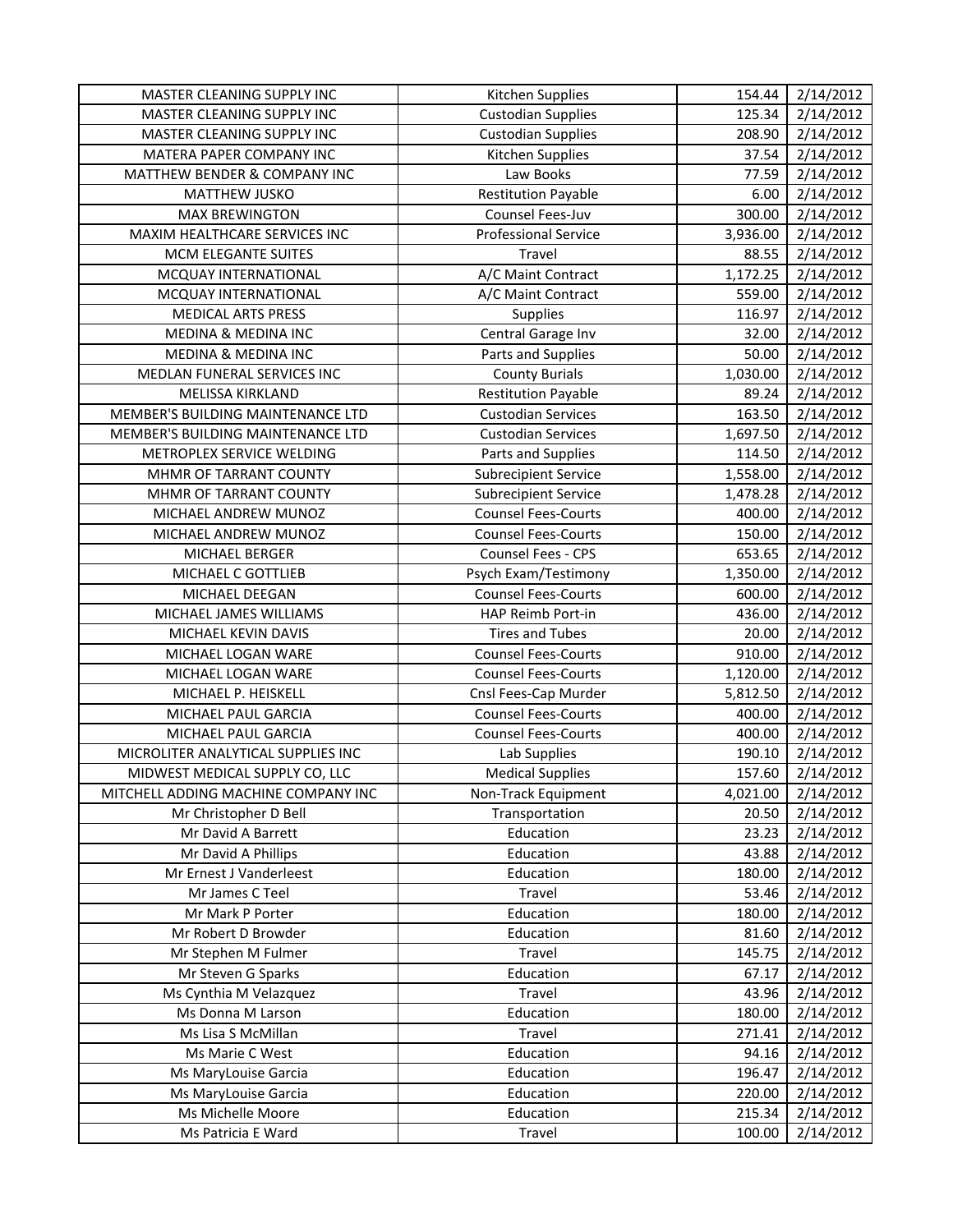| | | | |
|---|---|---|---|
| MASTER CLEANING SUPPLY INC | Kitchen Supplies | 154.44 | 2/14/2012 |
| MASTER CLEANING SUPPLY INC | Custodian Supplies | 125.34 | 2/14/2012 |
| MASTER CLEANING SUPPLY INC | Custodian Supplies | 208.90 | 2/14/2012 |
| MATERA PAPER COMPANY INC | Kitchen Supplies | 37.54 | 2/14/2012 |
| MATTHEW BENDER & COMPANY INC | Law Books | 77.59 | 2/14/2012 |
| MATTHEW JUSKO | Restitution Payable | 6.00 | 2/14/2012 |
| MAX BREWINGTON | Counsel Fees-Juv | 300.00 | 2/14/2012 |
| MAXIM HEALTHCARE SERVICES INC | Professional Service | 3,936.00 | 2/14/2012 |
| MCM ELEGANTE SUITES | Travel | 88.55 | 2/14/2012 |
| MCQUAY INTERNATIONAL | A/C Maint Contract | 1,172.25 | 2/14/2012 |
| MCQUAY INTERNATIONAL | A/C Maint Contract | 559.00 | 2/14/2012 |
| MEDICAL ARTS PRESS | Supplies | 116.97 | 2/14/2012 |
| MEDINA & MEDINA INC | Central Garage Inv | 32.00 | 2/14/2012 |
| MEDINA & MEDINA INC | Parts and Supplies | 50.00 | 2/14/2012 |
| MEDLAN FUNERAL SERVICES INC | County Burials | 1,030.00 | 2/14/2012 |
| MELISSA KIRKLAND | Restitution Payable | 89.24 | 2/14/2012 |
| MEMBER'S BUILDING MAINTENANCE LTD | Custodian Services | 163.50 | 2/14/2012 |
| MEMBER'S BUILDING MAINTENANCE LTD | Custodian Services | 1,697.50 | 2/14/2012 |
| METROPLEX SERVICE WELDING | Parts and Supplies | 114.50 | 2/14/2012 |
| MHMR OF TARRANT COUNTY | Subrecipient Service | 1,558.00 | 2/14/2012 |
| MHMR OF TARRANT COUNTY | Subrecipient Service | 1,478.28 | 2/14/2012 |
| MICHAEL ANDREW MUNOZ | Counsel Fees-Courts | 400.00 | 2/14/2012 |
| MICHAEL ANDREW MUNOZ | Counsel Fees-Courts | 150.00 | 2/14/2012 |
| MICHAEL BERGER | Counsel Fees - CPS | 653.65 | 2/14/2012 |
| MICHAEL C GOTTLIEB | Psych Exam/Testimony | 1,350.00 | 2/14/2012 |
| MICHAEL DEEGAN | Counsel Fees-Courts | 600.00 | 2/14/2012 |
| MICHAEL JAMES WILLIAMS | HAP Reimb Port-in | 436.00 | 2/14/2012 |
| MICHAEL KEVIN DAVIS | Tires and Tubes | 20.00 | 2/14/2012 |
| MICHAEL LOGAN WARE | Counsel Fees-Courts | 910.00 | 2/14/2012 |
| MICHAEL LOGAN WARE | Counsel Fees-Courts | 1,120.00 | 2/14/2012 |
| MICHAEL P. HEISKELL | Cnsl Fees-Cap Murder | 5,812.50 | 2/14/2012 |
| MICHAEL PAUL GARCIA | Counsel Fees-Courts | 400.00 | 2/14/2012 |
| MICHAEL PAUL GARCIA | Counsel Fees-Courts | 400.00 | 2/14/2012 |
| MICROLITER ANALYTICAL SUPPLIES INC | Lab Supplies | 190.10 | 2/14/2012 |
| MIDWEST MEDICAL SUPPLY CO, LLC | Medical Supplies | 157.60 | 2/14/2012 |
| MITCHELL ADDING MACHINE COMPANY INC | Non-Track Equipment | 4,021.00 | 2/14/2012 |
| Mr Christopher D Bell | Transportation | 20.50 | 2/14/2012 |
| Mr David A Barrett | Education | 23.23 | 2/14/2012 |
| Mr David A Phillips | Education | 43.88 | 2/14/2012 |
| Mr Ernest J Vanderleest | Education | 180.00 | 2/14/2012 |
| Mr James C Teel | Travel | 53.46 | 2/14/2012 |
| Mr Mark P Porter | Education | 180.00 | 2/14/2012 |
| Mr Robert D Browder | Education | 81.60 | 2/14/2012 |
| Mr Stephen M Fulmer | Travel | 145.75 | 2/14/2012 |
| Mr Steven G Sparks | Education | 67.17 | 2/14/2012 |
| Ms Cynthia M Velazquez | Travel | 43.96 | 2/14/2012 |
| Ms Donna M Larson | Education | 180.00 | 2/14/2012 |
| Ms Lisa S McMillan | Travel | 271.41 | 2/14/2012 |
| Ms Marie C West | Education | 94.16 | 2/14/2012 |
| Ms MaryLouise Garcia | Education | 196.47 | 2/14/2012 |
| Ms MaryLouise Garcia | Education | 220.00 | 2/14/2012 |
| Ms Michelle Moore | Education | 215.34 | 2/14/2012 |
| Ms Patricia E Ward | Travel | 100.00 | 2/14/2012 |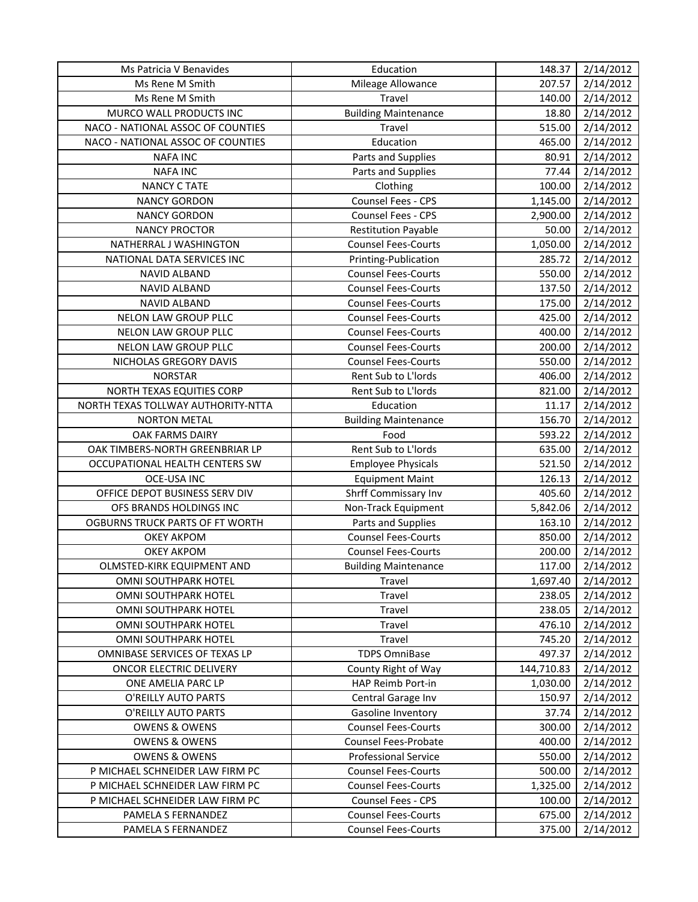| Ms Patricia V Benavides | Education | 148.37 | 2/14/2012 |
|---|---|---|---|
| Ms Rene M Smith | Mileage Allowance | 207.57 | 2/14/2012 |
| Ms Rene M Smith | Travel | 140.00 | 2/14/2012 |
| MURCO WALL PRODUCTS INC | Building Maintenance | 18.80 | 2/14/2012 |
| NACO - NATIONAL ASSOC OF COUNTIES | Travel | 515.00 | 2/14/2012 |
| NACO - NATIONAL ASSOC OF COUNTIES | Education | 465.00 | 2/14/2012 |
| NAFA INC | Parts and Supplies | 80.91 | 2/14/2012 |
| NAFA INC | Parts and Supplies | 77.44 | 2/14/2012 |
| NANCY C TATE | Clothing | 100.00 | 2/14/2012 |
| NANCY GORDON | Counsel Fees - CPS | 1,145.00 | 2/14/2012 |
| NANCY GORDON | Counsel Fees - CPS | 2,900.00 | 2/14/2012 |
| NANCY PROCTOR | Restitution Payable | 50.00 | 2/14/2012 |
| NATHERRAL J WASHINGTON | Counsel Fees-Courts | 1,050.00 | 2/14/2012 |
| NATIONAL DATA SERVICES INC | Printing-Publication | 285.72 | 2/14/2012 |
| NAVID ALBAND | Counsel Fees-Courts | 550.00 | 2/14/2012 |
| NAVID ALBAND | Counsel Fees-Courts | 137.50 | 2/14/2012 |
| NAVID ALBAND | Counsel Fees-Courts | 175.00 | 2/14/2012 |
| NELON LAW GROUP PLLC | Counsel Fees-Courts | 425.00 | 2/14/2012 |
| NELON LAW GROUP PLLC | Counsel Fees-Courts | 400.00 | 2/14/2012 |
| NELON LAW GROUP PLLC | Counsel Fees-Courts | 200.00 | 2/14/2012 |
| NICHOLAS GREGORY DAVIS | Counsel Fees-Courts | 550.00 | 2/14/2012 |
| NORSTAR | Rent Sub to L'lords | 406.00 | 2/14/2012 |
| NORTH TEXAS EQUITIES CORP | Rent Sub to L'lords | 821.00 | 2/14/2012 |
| NORTH TEXAS TOLLWAY AUTHORITY-NTTA | Education | 11.17 | 2/14/2012 |
| NORTON METAL | Building Maintenance | 156.70 | 2/14/2012 |
| OAK FARMS DAIRY | Food | 593.22 | 2/14/2012 |
| OAK TIMBERS-NORTH GREENBRIAR LP | Rent Sub to L'lords | 635.00 | 2/14/2012 |
| OCCUPATIONAL HEALTH CENTERS SW | Employee Physicals | 521.50 | 2/14/2012 |
| OCE-USA INC | Equipment Maint | 126.13 | 2/14/2012 |
| OFFICE DEPOT BUSINESS SERV DIV | Shrff Commissary Inv | 405.60 | 2/14/2012 |
| OFS BRANDS HOLDINGS INC | Non-Track Equipment | 5,842.06 | 2/14/2012 |
| OGBURNS TRUCK PARTS OF FT WORTH | Parts and Supplies | 163.10 | 2/14/2012 |
| OKEY AKPOM | Counsel Fees-Courts | 850.00 | 2/14/2012 |
| OKEY AKPOM | Counsel Fees-Courts | 200.00 | 2/14/2012 |
| OLMSTED-KIRK EQUIPMENT AND | Building Maintenance | 117.00 | 2/14/2012 |
| OMNI SOUTHPARK HOTEL | Travel | 1,697.40 | 2/14/2012 |
| OMNI SOUTHPARK HOTEL | Travel | 238.05 | 2/14/2012 |
| OMNI SOUTHPARK HOTEL | Travel | 238.05 | 2/14/2012 |
| OMNI SOUTHPARK HOTEL | Travel | 476.10 | 2/14/2012 |
| OMNI SOUTHPARK HOTEL | Travel | 745.20 | 2/14/2012 |
| OMNIBASE SERVICES OF TEXAS LP | TDPS OmniBase | 497.37 | 2/14/2012 |
| ONCOR ELECTRIC DELIVERY | County Right of Way | 144,710.83 | 2/14/2012 |
| ONE AMELIA PARC LP | HAP Reimb Port-in | 1,030.00 | 2/14/2012 |
| O'REILLY AUTO PARTS | Central Garage Inv | 150.97 | 2/14/2012 |
| O'REILLY AUTO PARTS | Gasoline Inventory | 37.74 | 2/14/2012 |
| OWENS & OWENS | Counsel Fees-Courts | 300.00 | 2/14/2012 |
| OWENS & OWENS | Counsel Fees-Probate | 400.00 | 2/14/2012 |
| OWENS & OWENS | Professional Service | 550.00 | 2/14/2012 |
| P MICHAEL SCHNEIDER LAW FIRM PC | Counsel Fees-Courts | 500.00 | 2/14/2012 |
| P MICHAEL SCHNEIDER LAW FIRM PC | Counsel Fees-Courts | 1,325.00 | 2/14/2012 |
| P MICHAEL SCHNEIDER LAW FIRM PC | Counsel Fees - CPS | 100.00 | 2/14/2012 |
| PAMELA S FERNANDEZ | Counsel Fees-Courts | 675.00 | 2/14/2012 |
| PAMELA S FERNANDEZ | Counsel Fees-Courts | 375.00 | 2/14/2012 |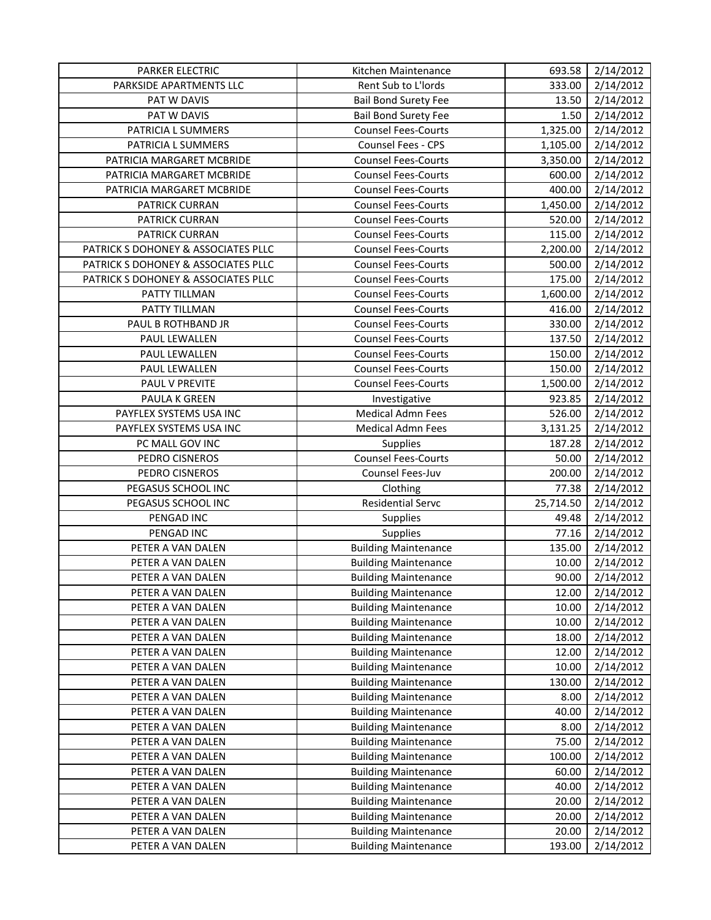| PARKER ELECTRIC | Kitchen Maintenance | 693.58 | 2/14/2012 |
|---|---|---|---|
| PARKSIDE APARTMENTS LLC | Rent Sub to L'lords | 333.00 | 2/14/2012 |
| PAT W DAVIS | Bail Bond Surety Fee | 13.50 | 2/14/2012 |
| PAT W DAVIS | Bail Bond Surety Fee | 1.50 | 2/14/2012 |
| PATRICIA L SUMMERS | Counsel Fees-Courts | 1,325.00 | 2/14/2012 |
| PATRICIA L SUMMERS | Counsel Fees - CPS | 1,105.00 | 2/14/2012 |
| PATRICIA MARGARET MCBRIDE | Counsel Fees-Courts | 3,350.00 | 2/14/2012 |
| PATRICIA MARGARET MCBRIDE | Counsel Fees-Courts | 600.00 | 2/14/2012 |
| PATRICIA MARGARET MCBRIDE | Counsel Fees-Courts | 400.00 | 2/14/2012 |
| PATRICK CURRAN | Counsel Fees-Courts | 1,450.00 | 2/14/2012 |
| PATRICK CURRAN | Counsel Fees-Courts | 520.00 | 2/14/2012 |
| PATRICK CURRAN | Counsel Fees-Courts | 115.00 | 2/14/2012 |
| PATRICK S DOHONEY & ASSOCIATES PLLC | Counsel Fees-Courts | 2,200.00 | 2/14/2012 |
| PATRICK S DOHONEY & ASSOCIATES PLLC | Counsel Fees-Courts | 500.00 | 2/14/2012 |
| PATRICK S DOHONEY & ASSOCIATES PLLC | Counsel Fees-Courts | 175.00 | 2/14/2012 |
| PATTY TILLMAN | Counsel Fees-Courts | 1,600.00 | 2/14/2012 |
| PATTY TILLMAN | Counsel Fees-Courts | 416.00 | 2/14/2012 |
| PAUL B ROTHBAND JR | Counsel Fees-Courts | 330.00 | 2/14/2012 |
| PAUL LEWALLEN | Counsel Fees-Courts | 137.50 | 2/14/2012 |
| PAUL LEWALLEN | Counsel Fees-Courts | 150.00 | 2/14/2012 |
| PAUL LEWALLEN | Counsel Fees-Courts | 150.00 | 2/14/2012 |
| PAUL V PREVITE | Counsel Fees-Courts | 1,500.00 | 2/14/2012 |
| PAULA K GREEN | Investigative | 923.85 | 2/14/2012 |
| PAYFLEX SYSTEMS USA INC | Medical Admn Fees | 526.00 | 2/14/2012 |
| PAYFLEX SYSTEMS USA INC | Medical Admn Fees | 3,131.25 | 2/14/2012 |
| PC MALL GOV INC | Supplies | 187.28 | 2/14/2012 |
| PEDRO CISNEROS | Counsel Fees-Courts | 50.00 | 2/14/2012 |
| PEDRO CISNEROS | Counsel Fees-Juv | 200.00 | 2/14/2012 |
| PEGASUS SCHOOL INC | Clothing | 77.38 | 2/14/2012 |
| PEGASUS SCHOOL INC | Residential Servc | 25,714.50 | 2/14/2012 |
| PENGAD INC | Supplies | 49.48 | 2/14/2012 |
| PENGAD INC | Supplies | 77.16 | 2/14/2012 |
| PETER A VAN DALEN | Building Maintenance | 135.00 | 2/14/2012 |
| PETER A VAN DALEN | Building Maintenance | 10.00 | 2/14/2012 |
| PETER A VAN DALEN | Building Maintenance | 90.00 | 2/14/2012 |
| PETER A VAN DALEN | Building Maintenance | 12.00 | 2/14/2012 |
| PETER A VAN DALEN | Building Maintenance | 10.00 | 2/14/2012 |
| PETER A VAN DALEN | Building Maintenance | 10.00 | 2/14/2012 |
| PETER A VAN DALEN | Building Maintenance | 18.00 | 2/14/2012 |
| PETER A VAN DALEN | Building Maintenance | 12.00 | 2/14/2012 |
| PETER A VAN DALEN | Building Maintenance | 10.00 | 2/14/2012 |
| PETER A VAN DALEN | Building Maintenance | 130.00 | 2/14/2012 |
| PETER A VAN DALEN | Building Maintenance | 8.00 | 2/14/2012 |
| PETER A VAN DALEN | Building Maintenance | 40.00 | 2/14/2012 |
| PETER A VAN DALEN | Building Maintenance | 8.00 | 2/14/2012 |
| PETER A VAN DALEN | Building Maintenance | 75.00 | 2/14/2012 |
| PETER A VAN DALEN | Building Maintenance | 100.00 | 2/14/2012 |
| PETER A VAN DALEN | Building Maintenance | 60.00 | 2/14/2012 |
| PETER A VAN DALEN | Building Maintenance | 40.00 | 2/14/2012 |
| PETER A VAN DALEN | Building Maintenance | 20.00 | 2/14/2012 |
| PETER A VAN DALEN | Building Maintenance | 20.00 | 2/14/2012 |
| PETER A VAN DALEN | Building Maintenance | 20.00 | 2/14/2012 |
| PETER A VAN DALEN | Building Maintenance | 193.00 | 2/14/2012 |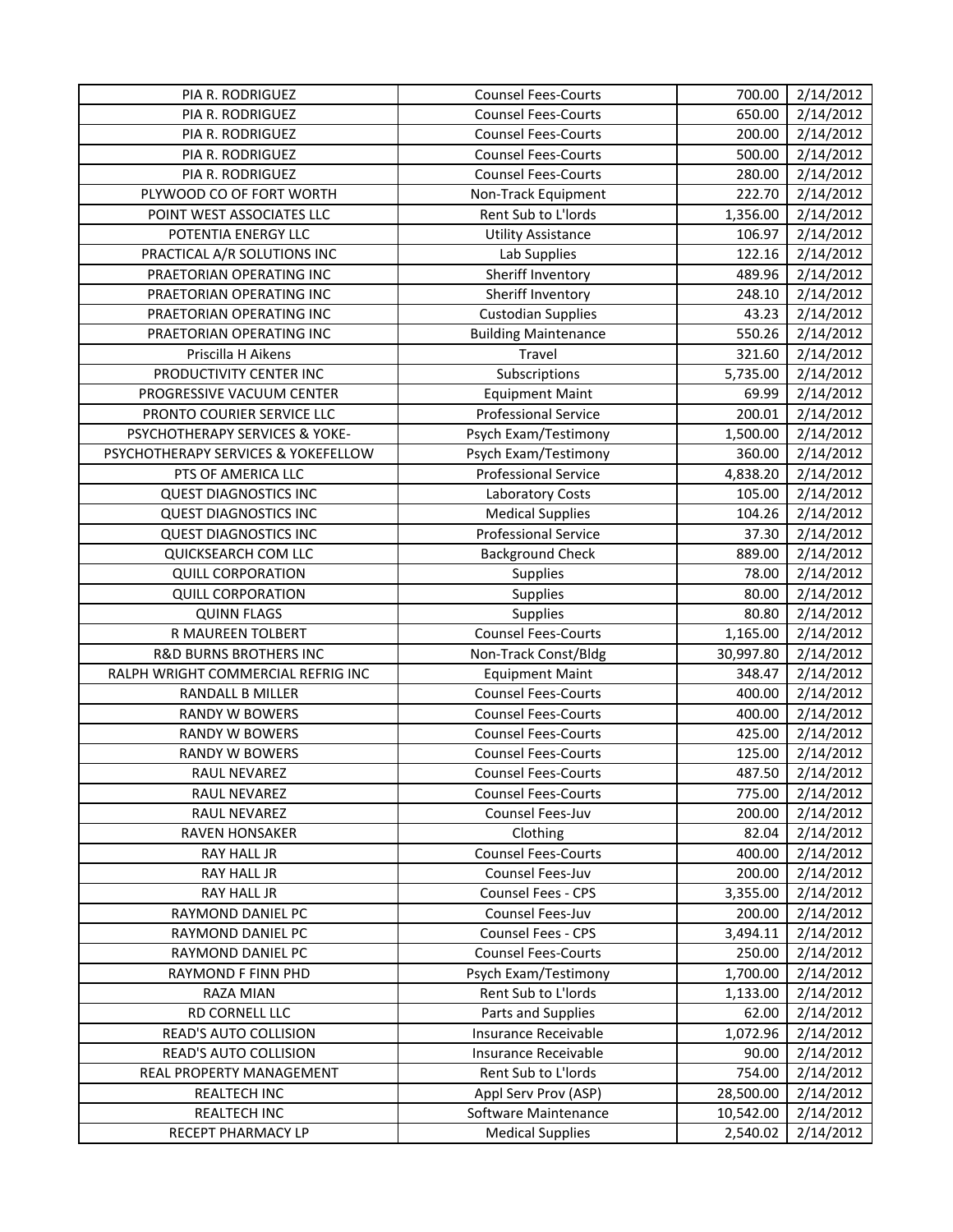| PIA R. RODRIGUEZ | Counsel Fees-Courts | 700.00 | 2/14/2012 |
|---|---|---|---|
| PIA R. RODRIGUEZ | Counsel Fees-Courts | 650.00 | 2/14/2012 |
| PIA R. RODRIGUEZ | Counsel Fees-Courts | 200.00 | 2/14/2012 |
| PIA R. RODRIGUEZ | Counsel Fees-Courts | 500.00 | 2/14/2012 |
| PIA R. RODRIGUEZ | Counsel Fees-Courts | 280.00 | 2/14/2012 |
| PLYWOOD CO OF FORT WORTH | Non-Track Equipment | 222.70 | 2/14/2012 |
| POINT WEST ASSOCIATES LLC | Rent Sub to L'lords | 1,356.00 | 2/14/2012 |
| POTENTIA ENERGY LLC | Utility Assistance | 106.97 | 2/14/2012 |
| PRACTICAL A/R SOLUTIONS INC | Lab Supplies | 122.16 | 2/14/2012 |
| PRAETORIAN OPERATING INC | Sheriff Inventory | 489.96 | 2/14/2012 |
| PRAETORIAN OPERATING INC | Sheriff Inventory | 248.10 | 2/14/2012 |
| PRAETORIAN OPERATING INC | Custodian Supplies | 43.23 | 2/14/2012 |
| PRAETORIAN OPERATING INC | Building Maintenance | 550.26 | 2/14/2012 |
| Priscilla H Aikens | Travel | 321.60 | 2/14/2012 |
| PRODUCTIVITY CENTER INC | Subscriptions | 5,735.00 | 2/14/2012 |
| PROGRESSIVE VACUUM CENTER | Equipment Maint | 69.99 | 2/14/2012 |
| PRONTO COURIER SERVICE LLC | Professional Service | 200.01 | 2/14/2012 |
| PSYCHOTHERAPY SERVICES & YOKE- | Psych Exam/Testimony | 1,500.00 | 2/14/2012 |
| PSYCHOTHERAPY SERVICES & YOKEFELLOW | Psych Exam/Testimony | 360.00 | 2/14/2012 |
| PTS OF AMERICA LLC | Professional Service | 4,838.20 | 2/14/2012 |
| QUEST DIAGNOSTICS INC | Laboratory Costs | 105.00 | 2/14/2012 |
| QUEST DIAGNOSTICS INC | Medical Supplies | 104.26 | 2/14/2012 |
| QUEST DIAGNOSTICS INC | Professional Service | 37.30 | 2/14/2012 |
| QUICKSEARCH COM LLC | Background Check | 889.00 | 2/14/2012 |
| QUILL CORPORATION | Supplies | 78.00 | 2/14/2012 |
| QUILL CORPORATION | Supplies | 80.00 | 2/14/2012 |
| QUINN FLAGS | Supplies | 80.80 | 2/14/2012 |
| R MAUREEN TOLBERT | Counsel Fees-Courts | 1,165.00 | 2/14/2012 |
| R&D BURNS BROTHERS INC | Non-Track Const/Bldg | 30,997.80 | 2/14/2012 |
| RALPH WRIGHT COMMERCIAL REFRIG INC | Equipment Maint | 348.47 | 2/14/2012 |
| RANDALL B MILLER | Counsel Fees-Courts | 400.00 | 2/14/2012 |
| RANDY W BOWERS | Counsel Fees-Courts | 400.00 | 2/14/2012 |
| RANDY W BOWERS | Counsel Fees-Courts | 425.00 | 2/14/2012 |
| RANDY W BOWERS | Counsel Fees-Courts | 125.00 | 2/14/2012 |
| RAUL NEVAREZ | Counsel Fees-Courts | 487.50 | 2/14/2012 |
| RAUL NEVAREZ | Counsel Fees-Courts | 775.00 | 2/14/2012 |
| RAUL NEVAREZ | Counsel Fees-Juv | 200.00 | 2/14/2012 |
| RAVEN HONSAKER | Clothing | 82.04 | 2/14/2012 |
| RAY HALL JR | Counsel Fees-Courts | 400.00 | 2/14/2012 |
| RAY HALL JR | Counsel Fees-Juv | 200.00 | 2/14/2012 |
| RAY HALL JR | Counsel Fees - CPS | 3,355.00 | 2/14/2012 |
| RAYMOND DANIEL PC | Counsel Fees-Juv | 200.00 | 2/14/2012 |
| RAYMOND DANIEL PC | Counsel Fees - CPS | 3,494.11 | 2/14/2012 |
| RAYMOND DANIEL PC | Counsel Fees-Courts | 250.00 | 2/14/2012 |
| RAYMOND F FINN PHD | Psych Exam/Testimony | 1,700.00 | 2/14/2012 |
| RAZA MIAN | Rent Sub to L'lords | 1,133.00 | 2/14/2012 |
| RD CORNELL LLC | Parts and Supplies | 62.00 | 2/14/2012 |
| READ'S AUTO COLLISION | Insurance Receivable | 1,072.96 | 2/14/2012 |
| READ'S AUTO COLLISION | Insurance Receivable | 90.00 | 2/14/2012 |
| REAL PROPERTY MANAGEMENT | Rent Sub to L'lords | 754.00 | 2/14/2012 |
| REALTECH INC | Appl Serv Prov (ASP) | 28,500.00 | 2/14/2012 |
| REALTECH INC | Software Maintenance | 10,542.00 | 2/14/2012 |
| RECEPT PHARMACY LP | Medical Supplies | 2,540.02 | 2/14/2012 |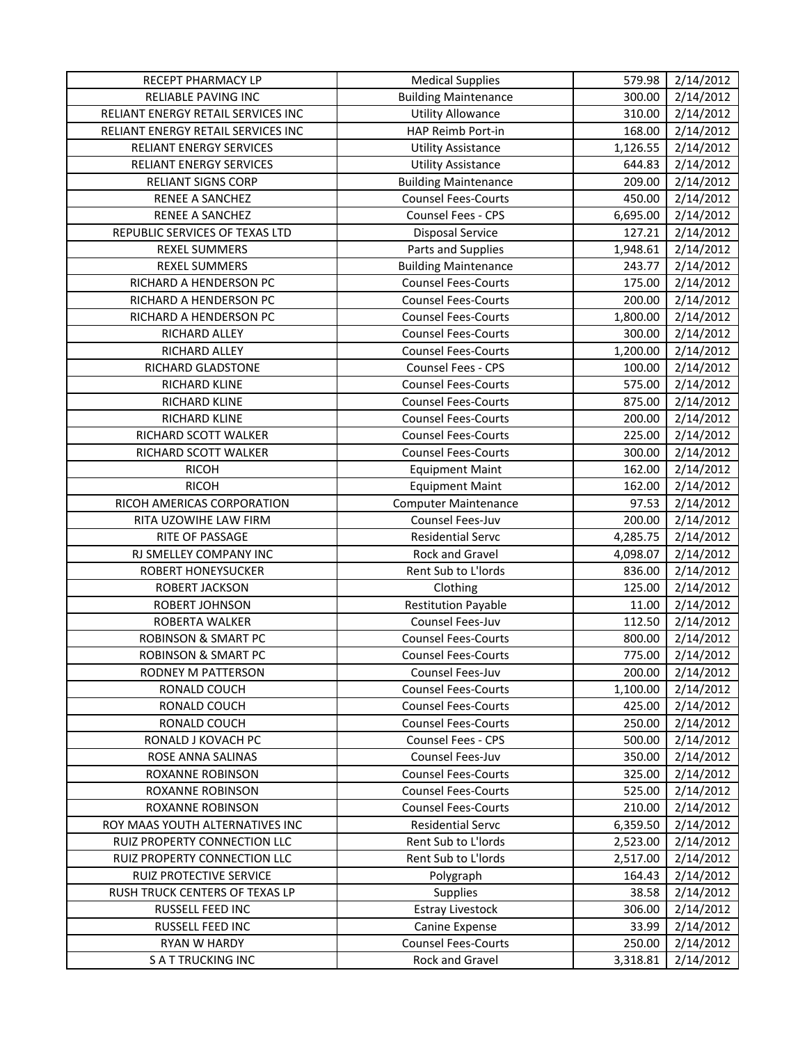| RECEPT PHARMACY LP | Medical Supplies | 579.98 | 2/14/2012 |
|---|---|---|---|
| RELIABLE PAVING INC | Building Maintenance | 300.00 | 2/14/2012 |
| RELIANT ENERGY RETAIL SERVICES INC | Utility Allowance | 310.00 | 2/14/2012 |
| RELIANT ENERGY RETAIL SERVICES INC | HAP Reimb Port-in | 168.00 | 2/14/2012 |
| RELIANT ENERGY SERVICES | Utility Assistance | 1,126.55 | 2/14/2012 |
| RELIANT ENERGY SERVICES | Utility Assistance | 644.83 | 2/14/2012 |
| RELIANT SIGNS CORP | Building Maintenance | 209.00 | 2/14/2012 |
| RENEE A SANCHEZ | Counsel Fees-Courts | 450.00 | 2/14/2012 |
| RENEE A SANCHEZ | Counsel Fees - CPS | 6,695.00 | 2/14/2012 |
| REPUBLIC SERVICES OF TEXAS LTD | Disposal Service | 127.21 | 2/14/2012 |
| REXEL SUMMERS | Parts and Supplies | 1,948.61 | 2/14/2012 |
| REXEL SUMMERS | Building Maintenance | 243.77 | 2/14/2012 |
| RICHARD A HENDERSON PC | Counsel Fees-Courts | 175.00 | 2/14/2012 |
| RICHARD A HENDERSON PC | Counsel Fees-Courts | 200.00 | 2/14/2012 |
| RICHARD A HENDERSON PC | Counsel Fees-Courts | 1,800.00 | 2/14/2012 |
| RICHARD ALLEY | Counsel Fees-Courts | 300.00 | 2/14/2012 |
| RICHARD ALLEY | Counsel Fees-Courts | 1,200.00 | 2/14/2012 |
| RICHARD GLADSTONE | Counsel Fees - CPS | 100.00 | 2/14/2012 |
| RICHARD KLINE | Counsel Fees-Courts | 575.00 | 2/14/2012 |
| RICHARD KLINE | Counsel Fees-Courts | 875.00 | 2/14/2012 |
| RICHARD KLINE | Counsel Fees-Courts | 200.00 | 2/14/2012 |
| RICHARD SCOTT WALKER | Counsel Fees-Courts | 225.00 | 2/14/2012 |
| RICHARD SCOTT WALKER | Counsel Fees-Courts | 300.00 | 2/14/2012 |
| RICOH | Equipment Maint | 162.00 | 2/14/2012 |
| RICOH | Equipment Maint | 162.00 | 2/14/2012 |
| RICOH AMERICAS CORPORATION | Computer Maintenance | 97.53 | 2/14/2012 |
| RITA UZOWIHE LAW FIRM | Counsel Fees-Juv | 200.00 | 2/14/2012 |
| RITE OF PASSAGE | Residential Servc | 4,285.75 | 2/14/2012 |
| RJ SMELLEY COMPANY INC | Rock and Gravel | 4,098.07 | 2/14/2012 |
| ROBERT HONEYSUCKER | Rent Sub to L'lords | 836.00 | 2/14/2012 |
| ROBERT JACKSON | Clothing | 125.00 | 2/14/2012 |
| ROBERT JOHNSON | Restitution Payable | 11.00 | 2/14/2012 |
| ROBERTA WALKER | Counsel Fees-Juv | 112.50 | 2/14/2012 |
| ROBINSON & SMART PC | Counsel Fees-Courts | 800.00 | 2/14/2012 |
| ROBINSON & SMART PC | Counsel Fees-Courts | 775.00 | 2/14/2012 |
| RODNEY M PATTERSON | Counsel Fees-Juv | 200.00 | 2/14/2012 |
| RONALD COUCH | Counsel Fees-Courts | 1,100.00 | 2/14/2012 |
| RONALD COUCH | Counsel Fees-Courts | 425.00 | 2/14/2012 |
| RONALD COUCH | Counsel Fees-Courts | 250.00 | 2/14/2012 |
| RONALD J KOVACH PC | Counsel Fees - CPS | 500.00 | 2/14/2012 |
| ROSE ANNA SALINAS | Counsel Fees-Juv | 350.00 | 2/14/2012 |
| ROXANNE ROBINSON | Counsel Fees-Courts | 325.00 | 2/14/2012 |
| ROXANNE ROBINSON | Counsel Fees-Courts | 525.00 | 2/14/2012 |
| ROXANNE ROBINSON | Counsel Fees-Courts | 210.00 | 2/14/2012 |
| ROY MAAS YOUTH ALTERNATIVES INC | Residential Servc | 6,359.50 | 2/14/2012 |
| RUIZ PROPERTY CONNECTION LLC | Rent Sub to L'lords | 2,523.00 | 2/14/2012 |
| RUIZ PROPERTY CONNECTION LLC | Rent Sub to L'lords | 2,517.00 | 2/14/2012 |
| RUIZ PROTECTIVE SERVICE | Polygraph | 164.43 | 2/14/2012 |
| RUSH TRUCK CENTERS OF TEXAS LP | Supplies | 38.58 | 2/14/2012 |
| RUSSELL FEED INC | Estray Livestock | 306.00 | 2/14/2012 |
| RUSSELL FEED INC | Canine Expense | 33.99 | 2/14/2012 |
| RYAN W HARDY | Counsel Fees-Courts | 250.00 | 2/14/2012 |
| S A T TRUCKING INC | Rock and Gravel | 3,318.81 | 2/14/2012 |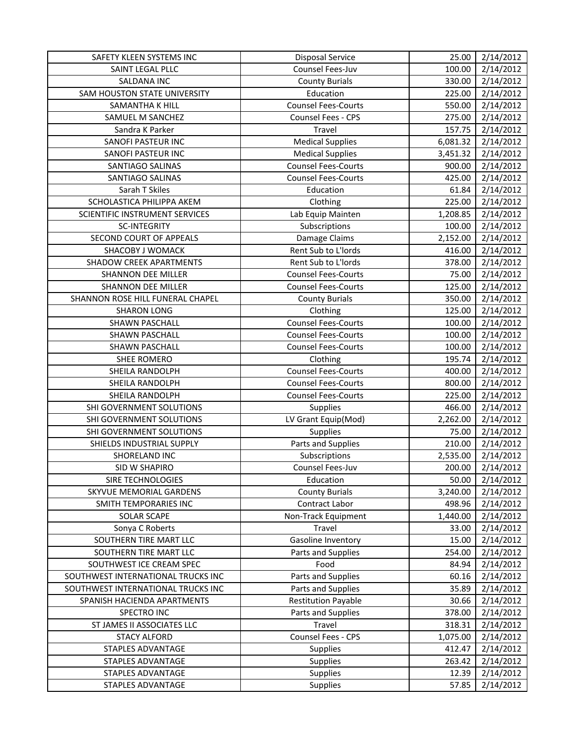| SAFETY KLEEN SYSTEMS INC | Disposal Service | 25.00 | 2/14/2012 |
|---|---|---|---|
| SAINT LEGAL PLLC | Counsel Fees-Juv | 100.00 | 2/14/2012 |
| SALDANA INC | County Burials | 330.00 | 2/14/2012 |
| SAM HOUSTON STATE UNIVERSITY | Education | 225.00 | 2/14/2012 |
| SAMANTHA K HILL | Counsel Fees-Courts | 550.00 | 2/14/2012 |
| SAMUEL M SANCHEZ | Counsel Fees - CPS | 275.00 | 2/14/2012 |
| Sandra K Parker | Travel | 157.75 | 2/14/2012 |
| SANOFI PASTEUR INC | Medical Supplies | 6,081.32 | 2/14/2012 |
| SANOFI PASTEUR INC | Medical Supplies | 3,451.32 | 2/14/2012 |
| SANTIAGO SALINAS | Counsel Fees-Courts | 900.00 | 2/14/2012 |
| SANTIAGO SALINAS | Counsel Fees-Courts | 425.00 | 2/14/2012 |
| Sarah T Skiles | Education | 61.84 | 2/14/2012 |
| SCHOLASTICA PHILIPPA AKEM | Clothing | 225.00 | 2/14/2012 |
| SCIENTIFIC INSTRUMENT SERVICES | Lab Equip Mainten | 1,208.85 | 2/14/2012 |
| SC-INTEGRITY | Subscriptions | 100.00 | 2/14/2012 |
| SECOND COURT OF APPEALS | Damage Claims | 2,152.00 | 2/14/2012 |
| SHACOBY J WOMACK | Rent Sub to L'lords | 416.00 | 2/14/2012 |
| SHADOW CREEK APARTMENTS | Rent Sub to L'lords | 378.00 | 2/14/2012 |
| SHANNON DEE MILLER | Counsel Fees-Courts | 75.00 | 2/14/2012 |
| SHANNON DEE MILLER | Counsel Fees-Courts | 125.00 | 2/14/2012 |
| SHANNON ROSE HILL FUNERAL CHAPEL | County Burials | 350.00 | 2/14/2012 |
| SHARON LONG | Clothing | 125.00 | 2/14/2012 |
| SHAWN PASCHALL | Counsel Fees-Courts | 100.00 | 2/14/2012 |
| SHAWN PASCHALL | Counsel Fees-Courts | 100.00 | 2/14/2012 |
| SHAWN PASCHALL | Counsel Fees-Courts | 100.00 | 2/14/2012 |
| SHEE ROMERO | Clothing | 195.74 | 2/14/2012 |
| SHEILA RANDOLPH | Counsel Fees-Courts | 400.00 | 2/14/2012 |
| SHEILA RANDOLPH | Counsel Fees-Courts | 800.00 | 2/14/2012 |
| SHEILA RANDOLPH | Counsel Fees-Courts | 225.00 | 2/14/2012 |
| SHI GOVERNMENT SOLUTIONS | Supplies | 466.00 | 2/14/2012 |
| SHI GOVERNMENT SOLUTIONS | LV Grant Equip(Mod) | 2,262.00 | 2/14/2012 |
| SHI GOVERNMENT SOLUTIONS | Supplies | 75.00 | 2/14/2012 |
| SHIELDS INDUSTRIAL SUPPLY | Parts and Supplies | 210.00 | 2/14/2012 |
| SHORELAND INC | Subscriptions | 2,535.00 | 2/14/2012 |
| SID W SHAPIRO | Counsel Fees-Juv | 200.00 | 2/14/2012 |
| SIRE TECHNOLOGIES | Education | 50.00 | 2/14/2012 |
| SKYVUE MEMORIAL GARDENS | County Burials | 3,240.00 | 2/14/2012 |
| SMITH TEMPORARIES INC | Contract Labor | 498.96 | 2/14/2012 |
| SOLAR SCAPE | Non-Track Equipment | 1,440.00 | 2/14/2012 |
| Sonya C Roberts | Travel | 33.00 | 2/14/2012 |
| SOUTHERN TIRE MART LLC | Gasoline Inventory | 15.00 | 2/14/2012 |
| SOUTHERN TIRE MART LLC | Parts and Supplies | 254.00 | 2/14/2012 |
| SOUTHWEST ICE CREAM SPEC | Food | 84.94 | 2/14/2012 |
| SOUTHWEST INTERNATIONAL TRUCKS INC | Parts and Supplies | 60.16 | 2/14/2012 |
| SOUTHWEST INTERNATIONAL TRUCKS INC | Parts and Supplies | 35.89 | 2/14/2012 |
| SPANISH HACIENDA APARTMENTS | Restitution Payable | 30.66 | 2/14/2012 |
| SPECTRO INC | Parts and Supplies | 378.00 | 2/14/2012 |
| ST JAMES II ASSOCIATES LLC | Travel | 318.31 | 2/14/2012 |
| STACY ALFORD | Counsel Fees - CPS | 1,075.00 | 2/14/2012 |
| STAPLES ADVANTAGE | Supplies | 412.47 | 2/14/2012 |
| STAPLES ADVANTAGE | Supplies | 263.42 | 2/14/2012 |
| STAPLES ADVANTAGE | Supplies | 12.39 | 2/14/2012 |
| STAPLES ADVANTAGE | Supplies | 57.85 | 2/14/2012 |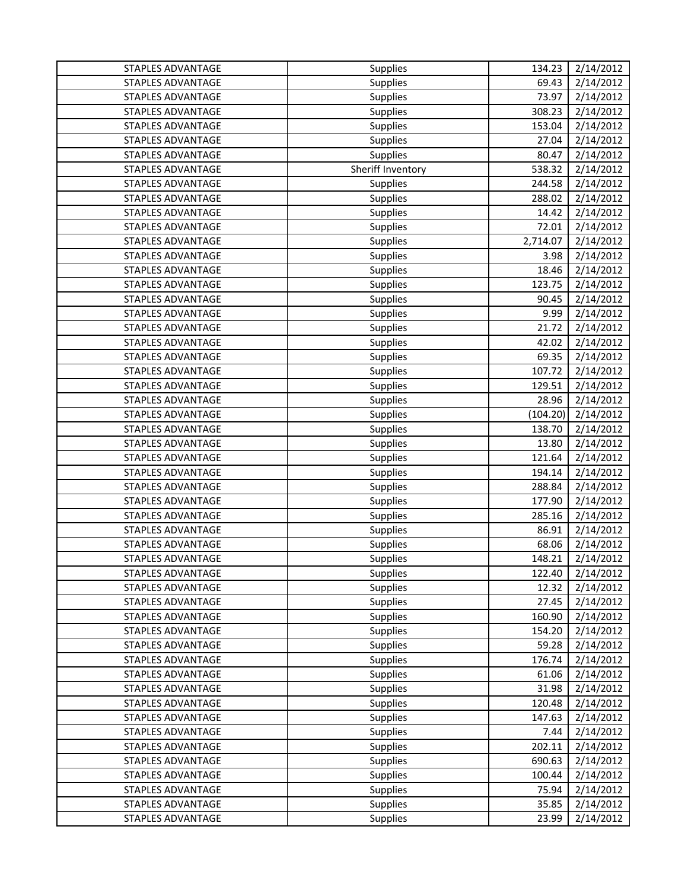| STAPLES ADVANTAGE | Supplies | 134.23 | 2/14/2012 |
|---|---|---|---|
| STAPLES ADVANTAGE | Supplies | 69.43 | 2/14/2012 |
| STAPLES ADVANTAGE | Supplies | 73.97 | 2/14/2012 |
| STAPLES ADVANTAGE | Supplies | 308.23 | 2/14/2012 |
| STAPLES ADVANTAGE | Supplies | 153.04 | 2/14/2012 |
| STAPLES ADVANTAGE | Supplies | 27.04 | 2/14/2012 |
| STAPLES ADVANTAGE | Supplies | 80.47 | 2/14/2012 |
| STAPLES ADVANTAGE | Sheriff Inventory | 538.32 | 2/14/2012 |
| STAPLES ADVANTAGE | Supplies | 244.58 | 2/14/2012 |
| STAPLES ADVANTAGE | Supplies | 288.02 | 2/14/2012 |
| STAPLES ADVANTAGE | Supplies | 14.42 | 2/14/2012 |
| STAPLES ADVANTAGE | Supplies | 72.01 | 2/14/2012 |
| STAPLES ADVANTAGE | Supplies | 2,714.07 | 2/14/2012 |
| STAPLES ADVANTAGE | Supplies | 3.98 | 2/14/2012 |
| STAPLES ADVANTAGE | Supplies | 18.46 | 2/14/2012 |
| STAPLES ADVANTAGE | Supplies | 123.75 | 2/14/2012 |
| STAPLES ADVANTAGE | Supplies | 90.45 | 2/14/2012 |
| STAPLES ADVANTAGE | Supplies | 9.99 | 2/14/2012 |
| STAPLES ADVANTAGE | Supplies | 21.72 | 2/14/2012 |
| STAPLES ADVANTAGE | Supplies | 42.02 | 2/14/2012 |
| STAPLES ADVANTAGE | Supplies | 69.35 | 2/14/2012 |
| STAPLES ADVANTAGE | Supplies | 107.72 | 2/14/2012 |
| STAPLES ADVANTAGE | Supplies | 129.51 | 2/14/2012 |
| STAPLES ADVANTAGE | Supplies | 28.96 | 2/14/2012 |
| STAPLES ADVANTAGE | Supplies | (104.20) | 2/14/2012 |
| STAPLES ADVANTAGE | Supplies | 138.70 | 2/14/2012 |
| STAPLES ADVANTAGE | Supplies | 13.80 | 2/14/2012 |
| STAPLES ADVANTAGE | Supplies | 121.64 | 2/14/2012 |
| STAPLES ADVANTAGE | Supplies | 194.14 | 2/14/2012 |
| STAPLES ADVANTAGE | Supplies | 288.84 | 2/14/2012 |
| STAPLES ADVANTAGE | Supplies | 177.90 | 2/14/2012 |
| STAPLES ADVANTAGE | Supplies | 285.16 | 2/14/2012 |
| STAPLES ADVANTAGE | Supplies | 86.91 | 2/14/2012 |
| STAPLES ADVANTAGE | Supplies | 68.06 | 2/14/2012 |
| STAPLES ADVANTAGE | Supplies | 148.21 | 2/14/2012 |
| STAPLES ADVANTAGE | Supplies | 122.40 | 2/14/2012 |
| STAPLES ADVANTAGE | Supplies | 12.32 | 2/14/2012 |
| STAPLES ADVANTAGE | Supplies | 27.45 | 2/14/2012 |
| STAPLES ADVANTAGE | Supplies | 160.90 | 2/14/2012 |
| STAPLES ADVANTAGE | Supplies | 154.20 | 2/14/2012 |
| STAPLES ADVANTAGE | Supplies | 59.28 | 2/14/2012 |
| STAPLES ADVANTAGE | Supplies | 176.74 | 2/14/2012 |
| STAPLES ADVANTAGE | Supplies | 61.06 | 2/14/2012 |
| STAPLES ADVANTAGE | Supplies | 31.98 | 2/14/2012 |
| STAPLES ADVANTAGE | Supplies | 120.48 | 2/14/2012 |
| STAPLES ADVANTAGE | Supplies | 147.63 | 2/14/2012 |
| STAPLES ADVANTAGE | Supplies | 7.44 | 2/14/2012 |
| STAPLES ADVANTAGE | Supplies | 202.11 | 2/14/2012 |
| STAPLES ADVANTAGE | Supplies | 690.63 | 2/14/2012 |
| STAPLES ADVANTAGE | Supplies | 100.44 | 2/14/2012 |
| STAPLES ADVANTAGE | Supplies | 75.94 | 2/14/2012 |
| STAPLES ADVANTAGE | Supplies | 35.85 | 2/14/2012 |
| STAPLES ADVANTAGE | Supplies | 23.99 | 2/14/2012 |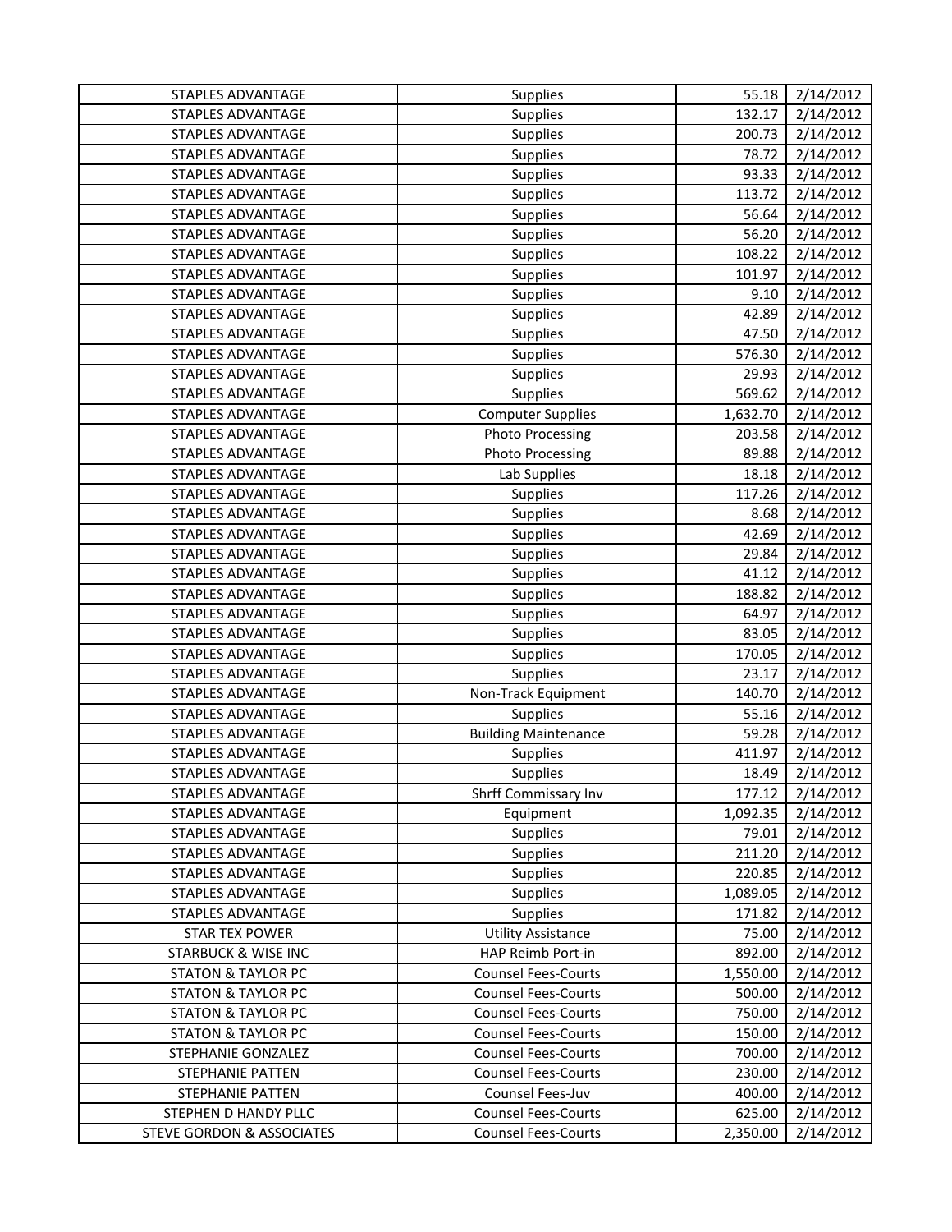| STAPLES ADVANTAGE | Supplies | 55.18 | 2/14/2012 |
|---|---|---|---|
| STAPLES ADVANTAGE | Supplies | 132.17 | 2/14/2012 |
| STAPLES ADVANTAGE | Supplies | 200.73 | 2/14/2012 |
| STAPLES ADVANTAGE | Supplies | 78.72 | 2/14/2012 |
| STAPLES ADVANTAGE | Supplies | 93.33 | 2/14/2012 |
| STAPLES ADVANTAGE | Supplies | 113.72 | 2/14/2012 |
| STAPLES ADVANTAGE | Supplies | 56.64 | 2/14/2012 |
| STAPLES ADVANTAGE | Supplies | 56.20 | 2/14/2012 |
| STAPLES ADVANTAGE | Supplies | 108.22 | 2/14/2012 |
| STAPLES ADVANTAGE | Supplies | 101.97 | 2/14/2012 |
| STAPLES ADVANTAGE | Supplies | 9.10 | 2/14/2012 |
| STAPLES ADVANTAGE | Supplies | 42.89 | 2/14/2012 |
| STAPLES ADVANTAGE | Supplies | 47.50 | 2/14/2012 |
| STAPLES ADVANTAGE | Supplies | 576.30 | 2/14/2012 |
| STAPLES ADVANTAGE | Supplies | 29.93 | 2/14/2012 |
| STAPLES ADVANTAGE | Supplies | 569.62 | 2/14/2012 |
| STAPLES ADVANTAGE | Computer Supplies | 1,632.70 | 2/14/2012 |
| STAPLES ADVANTAGE | Photo Processing | 203.58 | 2/14/2012 |
| STAPLES ADVANTAGE | Photo Processing | 89.88 | 2/14/2012 |
| STAPLES ADVANTAGE | Lab Supplies | 18.18 | 2/14/2012 |
| STAPLES ADVANTAGE | Supplies | 117.26 | 2/14/2012 |
| STAPLES ADVANTAGE | Supplies | 8.68 | 2/14/2012 |
| STAPLES ADVANTAGE | Supplies | 42.69 | 2/14/2012 |
| STAPLES ADVANTAGE | Supplies | 29.84 | 2/14/2012 |
| STAPLES ADVANTAGE | Supplies | 41.12 | 2/14/2012 |
| STAPLES ADVANTAGE | Supplies | 188.82 | 2/14/2012 |
| STAPLES ADVANTAGE | Supplies | 64.97 | 2/14/2012 |
| STAPLES ADVANTAGE | Supplies | 83.05 | 2/14/2012 |
| STAPLES ADVANTAGE | Supplies | 170.05 | 2/14/2012 |
| STAPLES ADVANTAGE | Supplies | 23.17 | 2/14/2012 |
| STAPLES ADVANTAGE | Non-Track Equipment | 140.70 | 2/14/2012 |
| STAPLES ADVANTAGE | Supplies | 55.16 | 2/14/2012 |
| STAPLES ADVANTAGE | Building Maintenance | 59.28 | 2/14/2012 |
| STAPLES ADVANTAGE | Supplies | 411.97 | 2/14/2012 |
| STAPLES ADVANTAGE | Supplies | 18.49 | 2/14/2012 |
| STAPLES ADVANTAGE | Shrff Commissary Inv | 177.12 | 2/14/2012 |
| STAPLES ADVANTAGE | Equipment | 1,092.35 | 2/14/2012 |
| STAPLES ADVANTAGE | Supplies | 79.01 | 2/14/2012 |
| STAPLES ADVANTAGE | Supplies | 211.20 | 2/14/2012 |
| STAPLES ADVANTAGE | Supplies | 220.85 | 2/14/2012 |
| STAPLES ADVANTAGE | Supplies | 1,089.05 | 2/14/2012 |
| STAPLES ADVANTAGE | Supplies | 171.82 | 2/14/2012 |
| STAR TEX POWER | Utility Assistance | 75.00 | 2/14/2012 |
| STARBUCK & WISE INC | HAP Reimb Port-in | 892.00 | 2/14/2012 |
| STATON & TAYLOR PC | Counsel Fees-Courts | 1,550.00 | 2/14/2012 |
| STATON & TAYLOR PC | Counsel Fees-Courts | 500.00 | 2/14/2012 |
| STATON & TAYLOR PC | Counsel Fees-Courts | 750.00 | 2/14/2012 |
| STATON & TAYLOR PC | Counsel Fees-Courts | 150.00 | 2/14/2012 |
| STEPHANIE GONZALEZ | Counsel Fees-Courts | 700.00 | 2/14/2012 |
| STEPHANIE PATTEN | Counsel Fees-Courts | 230.00 | 2/14/2012 |
| STEPHANIE PATTEN | Counsel Fees-Juv | 400.00 | 2/14/2012 |
| STEPHEN D HANDY PLLC | Counsel Fees-Courts | 625.00 | 2/14/2012 |
| STEVE GORDON & ASSOCIATES | Counsel Fees-Courts | 2,350.00 | 2/14/2012 |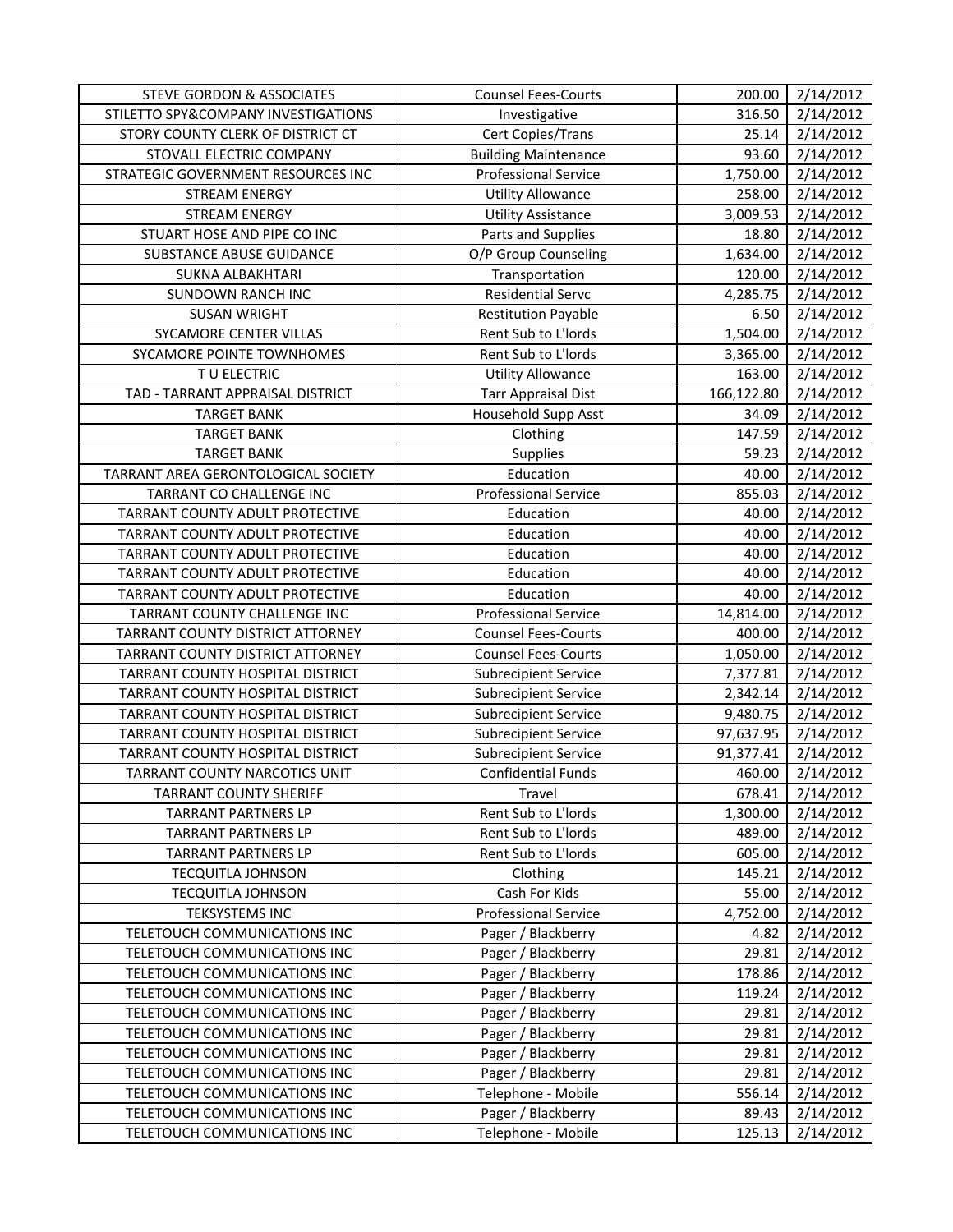| STEVE GORDON & ASSOCIATES | Counsel Fees-Courts | 200.00 | 2/14/2012 |
|---|---|---|---|
| STILETTO SPY&COMPANY INVESTIGATIONS | Investigative | 316.50 | 2/14/2012 |
| STORY COUNTY CLERK OF DISTRICT CT | Cert Copies/Trans | 25.14 | 2/14/2012 |
| STOVALL ELECTRIC COMPANY | Building Maintenance | 93.60 | 2/14/2012 |
| STRATEGIC GOVERNMENT RESOURCES INC | Professional Service | 1,750.00 | 2/14/2012 |
| STREAM ENERGY | Utility Allowance | 258.00 | 2/14/2012 |
| STREAM ENERGY | Utility Assistance | 3,009.53 | 2/14/2012 |
| STUART HOSE AND PIPE CO INC | Parts and Supplies | 18.80 | 2/14/2012 |
| SUBSTANCE ABUSE GUIDANCE | O/P Group Counseling | 1,634.00 | 2/14/2012 |
| SUKNA ALBAKHTARI | Transportation | 120.00 | 2/14/2012 |
| SUNDOWN RANCH INC | Residential Servc | 4,285.75 | 2/14/2012 |
| SUSAN WRIGHT | Restitution Payable | 6.50 | 2/14/2012 |
| SYCAMORE CENTER VILLAS | Rent Sub to L'lords | 1,504.00 | 2/14/2012 |
| SYCAMORE POINTE TOWNHOMES | Rent Sub to L'lords | 3,365.00 | 2/14/2012 |
| T U ELECTRIC | Utility Allowance | 163.00 | 2/14/2012 |
| TAD - TARRANT APPRAISAL DISTRICT | Tarr Appraisal Dist | 166,122.80 | 2/14/2012 |
| TARGET BANK | Household Supp Asst | 34.09 | 2/14/2012 |
| TARGET BANK | Clothing | 147.59 | 2/14/2012 |
| TARGET BANK | Supplies | 59.23 | 2/14/2012 |
| TARRANT AREA GERONTOLOGICAL SOCIETY | Education | 40.00 | 2/14/2012 |
| TARRANT CO CHALLENGE INC | Professional Service | 855.03 | 2/14/2012 |
| TARRANT COUNTY ADULT PROTECTIVE | Education | 40.00 | 2/14/2012 |
| TARRANT COUNTY ADULT PROTECTIVE | Education | 40.00 | 2/14/2012 |
| TARRANT COUNTY ADULT PROTECTIVE | Education | 40.00 | 2/14/2012 |
| TARRANT COUNTY ADULT PROTECTIVE | Education | 40.00 | 2/14/2012 |
| TARRANT COUNTY CHALLENGE INC | Professional Service | 14,814.00 | 2/14/2012 |
| TARRANT COUNTY DISTRICT ATTORNEY | Counsel Fees-Courts | 400.00 | 2/14/2012 |
| TARRANT COUNTY DISTRICT ATTORNEY | Counsel Fees-Courts | 1,050.00 | 2/14/2012 |
| TARRANT COUNTY HOSPITAL DISTRICT | Subrecipient Service | 7,377.81 | 2/14/2012 |
| TARRANT COUNTY HOSPITAL DISTRICT | Subrecipient Service | 2,342.14 | 2/14/2012 |
| TARRANT COUNTY HOSPITAL DISTRICT | Subrecipient Service | 9,480.75 | 2/14/2012 |
| TARRANT COUNTY HOSPITAL DISTRICT | Subrecipient Service | 97,637.95 | 2/14/2012 |
| TARRANT COUNTY HOSPITAL DISTRICT | Subrecipient Service | 91,377.41 | 2/14/2012 |
| TARRANT COUNTY NARCOTICS UNIT | Confidential Funds | 460.00 | 2/14/2012 |
| TARRANT COUNTY SHERIFF | Travel | 678.41 | 2/14/2012 |
| TARRANT PARTNERS LP | Rent Sub to L'lords | 1,300.00 | 2/14/2012 |
| TARRANT PARTNERS LP | Rent Sub to L'lords | 489.00 | 2/14/2012 |
| TARRANT PARTNERS LP | Rent Sub to L'lords | 605.00 | 2/14/2012 |
| TECQUITLA JOHNSON | Clothing | 145.21 | 2/14/2012 |
| TECQUITLA JOHNSON | Cash For Kids | 55.00 | 2/14/2012 |
| TEKSYSTEMS INC | Professional Service | 4,752.00 | 2/14/2012 |
| TELETOUCH COMMUNICATIONS INC | Pager / Blackberry | 4.82 | 2/14/2012 |
| TELETOUCH COMMUNICATIONS INC | Pager / Blackberry | 29.81 | 2/14/2012 |
| TELETOUCH COMMUNICATIONS INC | Pager / Blackberry | 178.86 | 2/14/2012 |
| TELETOUCH COMMUNICATIONS INC | Pager / Blackberry | 119.24 | 2/14/2012 |
| TELETOUCH COMMUNICATIONS INC | Pager / Blackberry | 29.81 | 2/14/2012 |
| TELETOUCH COMMUNICATIONS INC | Pager / Blackberry | 29.81 | 2/14/2012 |
| TELETOUCH COMMUNICATIONS INC | Pager / Blackberry | 29.81 | 2/14/2012 |
| TELETOUCH COMMUNICATIONS INC | Pager / Blackberry | 29.81 | 2/14/2012 |
| TELETOUCH COMMUNICATIONS INC | Telephone - Mobile | 556.14 | 2/14/2012 |
| TELETOUCH COMMUNICATIONS INC | Pager / Blackberry | 89.43 | 2/14/2012 |
| TELETOUCH COMMUNICATIONS INC | Telephone - Mobile | 125.13 | 2/14/2012 |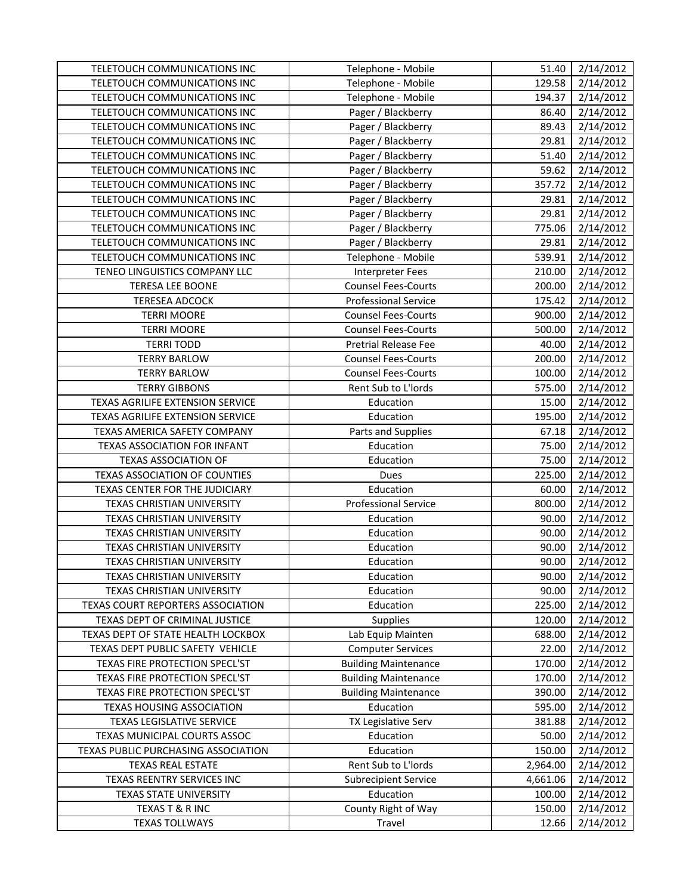| TELETOUCH COMMUNICATIONS INC | Telephone - Mobile | 51.40 | 2/14/2012 |
|---|---|---|---|
| TELETOUCH COMMUNICATIONS INC | Telephone - Mobile | 129.58 | 2/14/2012 |
| TELETOUCH COMMUNICATIONS INC | Telephone - Mobile | 194.37 | 2/14/2012 |
| TELETOUCH COMMUNICATIONS INC | Pager / Blackberry | 86.40 | 2/14/2012 |
| TELETOUCH COMMUNICATIONS INC | Pager / Blackberry | 89.43 | 2/14/2012 |
| TELETOUCH COMMUNICATIONS INC | Pager / Blackberry | 29.81 | 2/14/2012 |
| TELETOUCH COMMUNICATIONS INC | Pager / Blackberry | 51.40 | 2/14/2012 |
| TELETOUCH COMMUNICATIONS INC | Pager / Blackberry | 59.62 | 2/14/2012 |
| TELETOUCH COMMUNICATIONS INC | Pager / Blackberry | 357.72 | 2/14/2012 |
| TELETOUCH COMMUNICATIONS INC | Pager / Blackberry | 29.81 | 2/14/2012 |
| TELETOUCH COMMUNICATIONS INC | Pager / Blackberry | 29.81 | 2/14/2012 |
| TELETOUCH COMMUNICATIONS INC | Pager / Blackberry | 775.06 | 2/14/2012 |
| TELETOUCH COMMUNICATIONS INC | Pager / Blackberry | 29.81 | 2/14/2012 |
| TELETOUCH COMMUNICATIONS INC | Telephone - Mobile | 539.91 | 2/14/2012 |
| TENEO LINGUISTICS COMPANY LLC | Interpreter Fees | 210.00 | 2/14/2012 |
| TERESA LEE BOONE | Counsel Fees-Courts | 200.00 | 2/14/2012 |
| TERESEA ADCOCK | Professional Service | 175.42 | 2/14/2012 |
| TERRI MOORE | Counsel Fees-Courts | 900.00 | 2/14/2012 |
| TERRI MOORE | Counsel Fees-Courts | 500.00 | 2/14/2012 |
| TERRI TODD | Pretrial Release Fee | 40.00 | 2/14/2012 |
| TERRY BARLOW | Counsel Fees-Courts | 200.00 | 2/14/2012 |
| TERRY BARLOW | Counsel Fees-Courts | 100.00 | 2/14/2012 |
| TERRY GIBBONS | Rent Sub to L'lords | 575.00 | 2/14/2012 |
| TEXAS AGRILIFE EXTENSION SERVICE | Education | 15.00 | 2/14/2012 |
| TEXAS AGRILIFE EXTENSION SERVICE | Education | 195.00 | 2/14/2012 |
| TEXAS AMERICA SAFETY COMPANY | Parts and Supplies | 67.18 | 2/14/2012 |
| TEXAS ASSOCIATION FOR INFANT | Education | 75.00 | 2/14/2012 |
| TEXAS ASSOCIATION OF | Education | 75.00 | 2/14/2012 |
| TEXAS ASSOCIATION OF COUNTIES | Dues | 225.00 | 2/14/2012 |
| TEXAS CENTER FOR THE JUDICIARY | Education | 60.00 | 2/14/2012 |
| TEXAS CHRISTIAN UNIVERSITY | Professional Service | 800.00 | 2/14/2012 |
| TEXAS CHRISTIAN UNIVERSITY | Education | 90.00 | 2/14/2012 |
| TEXAS CHRISTIAN UNIVERSITY | Education | 90.00 | 2/14/2012 |
| TEXAS CHRISTIAN UNIVERSITY | Education | 90.00 | 2/14/2012 |
| TEXAS CHRISTIAN UNIVERSITY | Education | 90.00 | 2/14/2012 |
| TEXAS CHRISTIAN UNIVERSITY | Education | 90.00 | 2/14/2012 |
| TEXAS CHRISTIAN UNIVERSITY | Education | 90.00 | 2/14/2012 |
| TEXAS COURT REPORTERS ASSOCIATION | Education | 225.00 | 2/14/2012 |
| TEXAS DEPT OF CRIMINAL JUSTICE | Supplies | 120.00 | 2/14/2012 |
| TEXAS DEPT OF STATE HEALTH LOCKBOX | Lab Equip Mainten | 688.00 | 2/14/2012 |
| TEXAS DEPT PUBLIC SAFETY VEHICLE | Computer Services | 22.00 | 2/14/2012 |
| TEXAS FIRE PROTECTION SPECL'ST | Building Maintenance | 170.00 | 2/14/2012 |
| TEXAS FIRE PROTECTION SPECL'ST | Building Maintenance | 170.00 | 2/14/2012 |
| TEXAS FIRE PROTECTION SPECL'ST | Building Maintenance | 390.00 | 2/14/2012 |
| TEXAS HOUSING ASSOCIATION | Education | 595.00 | 2/14/2012 |
| TEXAS LEGISLATIVE SERVICE | TX Legislative Serv | 381.88 | 2/14/2012 |
| TEXAS MUNICIPAL COURTS ASSOC | Education | 50.00 | 2/14/2012 |
| TEXAS PUBLIC PURCHASING ASSOCIATION | Education | 150.00 | 2/14/2012 |
| TEXAS REAL ESTATE | Rent Sub to L'lords | 2,964.00 | 2/14/2012 |
| TEXAS REENTRY SERVICES INC | Subrecipient Service | 4,661.06 | 2/14/2012 |
| TEXAS STATE UNIVERSITY | Education | 100.00 | 2/14/2012 |
| TEXAS T & R INC | County Right of Way | 150.00 | 2/14/2012 |
| TEXAS TOLLWAYS | Travel | 12.66 | 2/14/2012 |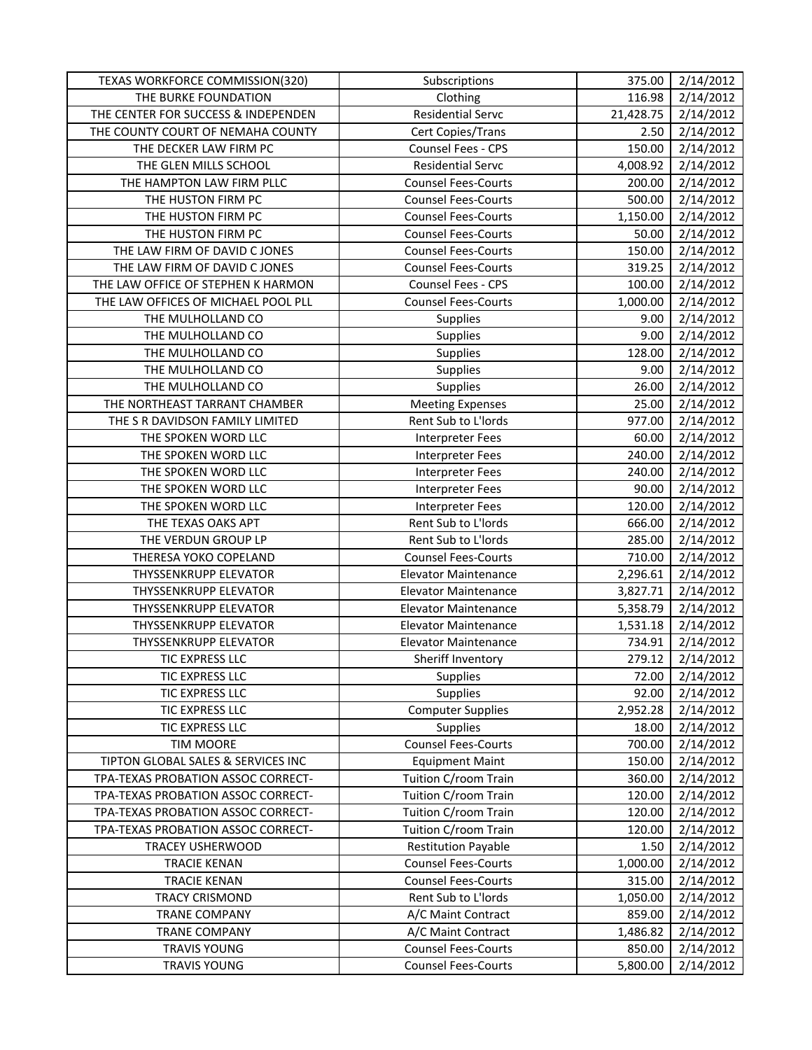| | | | |
|---|---|---|---|
| TEXAS WORKFORCE COMMISSION(320) | Subscriptions | 375.00 | 2/14/2012 |
| THE BURKE FOUNDATION | Clothing | 116.98 | 2/14/2012 |
| THE CENTER FOR SUCCESS & INDEPENDEN | Residential Servc | 21,428.75 | 2/14/2012 |
| THE COUNTY COURT OF NEMAHA COUNTY | Cert Copies/Trans | 2.50 | 2/14/2012 |
| THE DECKER LAW FIRM PC | Counsel Fees - CPS | 150.00 | 2/14/2012 |
| THE GLEN MILLS SCHOOL | Residential Servc | 4,008.92 | 2/14/2012 |
| THE HAMPTON LAW FIRM PLLC | Counsel Fees-Courts | 200.00 | 2/14/2012 |
| THE HUSTON FIRM PC | Counsel Fees-Courts | 500.00 | 2/14/2012 |
| THE HUSTON FIRM PC | Counsel Fees-Courts | 1,150.00 | 2/14/2012 |
| THE HUSTON FIRM PC | Counsel Fees-Courts | 50.00 | 2/14/2012 |
| THE LAW FIRM OF DAVID C JONES | Counsel Fees-Courts | 150.00 | 2/14/2012 |
| THE LAW FIRM OF DAVID C JONES | Counsel Fees-Courts | 319.25 | 2/14/2012 |
| THE LAW OFFICE OF STEPHEN K HARMON | Counsel Fees - CPS | 100.00 | 2/14/2012 |
| THE LAW OFFICES OF MICHAEL POOL PLL | Counsel Fees-Courts | 1,000.00 | 2/14/2012 |
| THE MULHOLLAND CO | Supplies | 9.00 | 2/14/2012 |
| THE MULHOLLAND CO | Supplies | 9.00 | 2/14/2012 |
| THE MULHOLLAND CO | Supplies | 128.00 | 2/14/2012 |
| THE MULHOLLAND CO | Supplies | 9.00 | 2/14/2012 |
| THE MULHOLLAND CO | Supplies | 26.00 | 2/14/2012 |
| THE NORTHEAST TARRANT CHAMBER | Meeting Expenses | 25.00 | 2/14/2012 |
| THE S R DAVIDSON FAMILY LIMITED | Rent Sub to L'lords | 977.00 | 2/14/2012 |
| THE SPOKEN WORD LLC | Interpreter Fees | 60.00 | 2/14/2012 |
| THE SPOKEN WORD LLC | Interpreter Fees | 240.00 | 2/14/2012 |
| THE SPOKEN WORD LLC | Interpreter Fees | 240.00 | 2/14/2012 |
| THE SPOKEN WORD LLC | Interpreter Fees | 90.00 | 2/14/2012 |
| THE SPOKEN WORD LLC | Interpreter Fees | 120.00 | 2/14/2012 |
| THE TEXAS OAKS APT | Rent Sub to L'lords | 666.00 | 2/14/2012 |
| THE VERDUN GROUP LP | Rent Sub to L'lords | 285.00 | 2/14/2012 |
| THERESA YOKO COPELAND | Counsel Fees-Courts | 710.00 | 2/14/2012 |
| THYSSENKRUPP ELEVATOR | Elevator Maintenance | 2,296.61 | 2/14/2012 |
| THYSSENKRUPP ELEVATOR | Elevator Maintenance | 3,827.71 | 2/14/2012 |
| THYSSENKRUPP ELEVATOR | Elevator Maintenance | 5,358.79 | 2/14/2012 |
| THYSSENKRUPP ELEVATOR | Elevator Maintenance | 1,531.18 | 2/14/2012 |
| THYSSENKRUPP ELEVATOR | Elevator Maintenance | 734.91 | 2/14/2012 |
| TIC EXPRESS LLC | Sheriff Inventory | 279.12 | 2/14/2012 |
| TIC EXPRESS LLC | Supplies | 72.00 | 2/14/2012 |
| TIC EXPRESS LLC | Supplies | 92.00 | 2/14/2012 |
| TIC EXPRESS LLC | Computer Supplies | 2,952.28 | 2/14/2012 |
| TIC EXPRESS LLC | Supplies | 18.00 | 2/14/2012 |
| TIM MOORE | Counsel Fees-Courts | 700.00 | 2/14/2012 |
| TIPTON GLOBAL SALES & SERVICES INC | Equipment Maint | 150.00 | 2/14/2012 |
| TPA-TEXAS PROBATION ASSOC CORRECT- | Tuition C/room Train | 360.00 | 2/14/2012 |
| TPA-TEXAS PROBATION ASSOC CORRECT- | Tuition C/room Train | 120.00 | 2/14/2012 |
| TPA-TEXAS PROBATION ASSOC CORRECT- | Tuition C/room Train | 120.00 | 2/14/2012 |
| TPA-TEXAS PROBATION ASSOC CORRECT- | Tuition C/room Train | 120.00 | 2/14/2012 |
| TRACEY USHERWOOD | Restitution Payable | 1.50 | 2/14/2012 |
| TRACIE KENAN | Counsel Fees-Courts | 1,000.00 | 2/14/2012 |
| TRACIE KENAN | Counsel Fees-Courts | 315.00 | 2/14/2012 |
| TRACY CRISMOND | Rent Sub to L'lords | 1,050.00 | 2/14/2012 |
| TRANE COMPANY | A/C Maint Contract | 859.00 | 2/14/2012 |
| TRANE COMPANY | A/C Maint Contract | 1,486.82 | 2/14/2012 |
| TRAVIS YOUNG | Counsel Fees-Courts | 850.00 | 2/14/2012 |
| TRAVIS YOUNG | Counsel Fees-Courts | 5,800.00 | 2/14/2012 |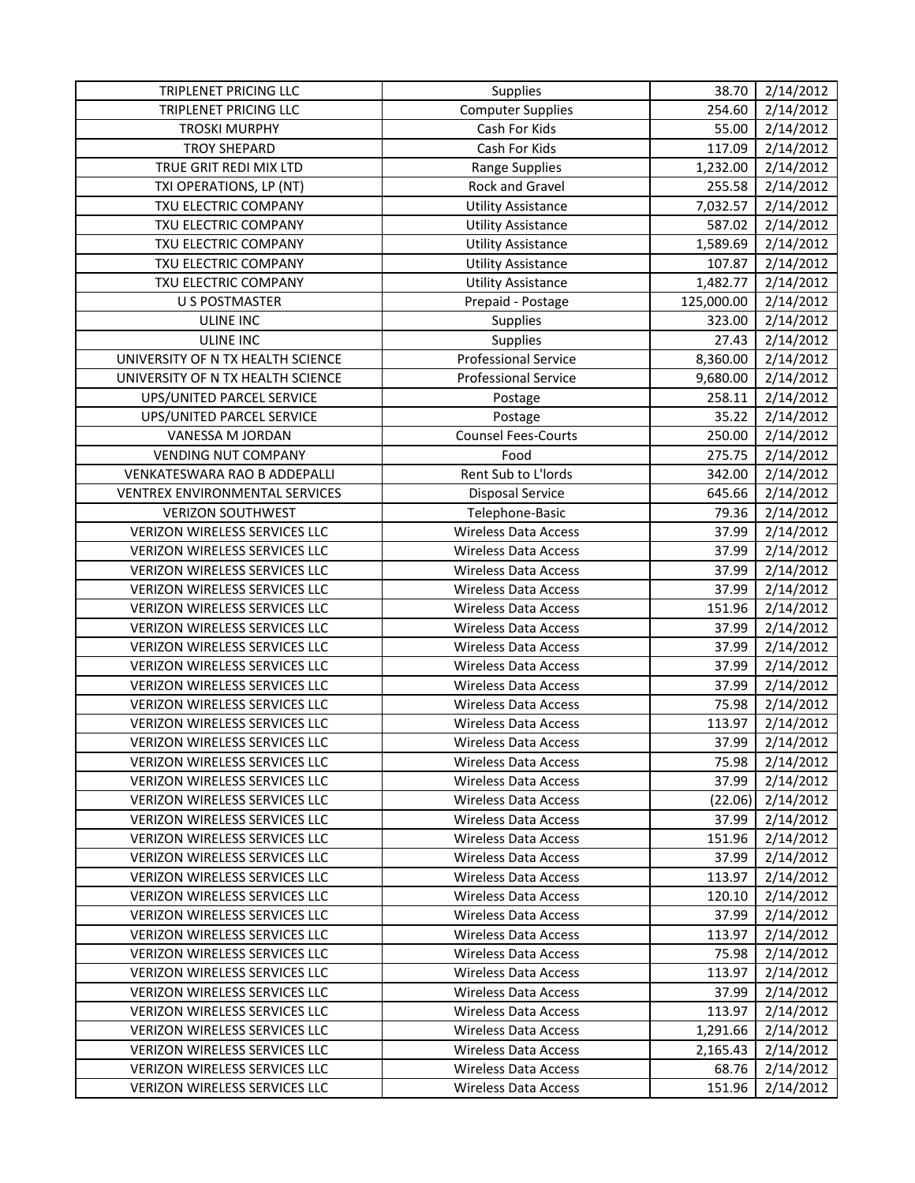| | | | |
|---|---|---|---|
| TRIPLENET PRICING LLC | Supplies | 38.70 | 2/14/2012 |
| TRIPLENET PRICING LLC | Computer Supplies | 254.60 | 2/14/2012 |
| TROSKI MURPHY | Cash For Kids | 55.00 | 2/14/2012 |
| TROY SHEPARD | Cash For Kids | 117.09 | 2/14/2012 |
| TRUE GRIT REDI MIX LTD | Range Supplies | 1,232.00 | 2/14/2012 |
| TXI OPERATIONS, LP (NT) | Rock and Gravel | 255.58 | 2/14/2012 |
| TXU ELECTRIC COMPANY | Utility Assistance | 7,032.57 | 2/14/2012 |
| TXU ELECTRIC COMPANY | Utility Assistance | 587.02 | 2/14/2012 |
| TXU ELECTRIC COMPANY | Utility Assistance | 1,589.69 | 2/14/2012 |
| TXU ELECTRIC COMPANY | Utility Assistance | 107.87 | 2/14/2012 |
| TXU ELECTRIC COMPANY | Utility Assistance | 1,482.77 | 2/14/2012 |
| U S POSTMASTER | Prepaid - Postage | 125,000.00 | 2/14/2012 |
| ULINE INC | Supplies | 323.00 | 2/14/2012 |
| ULINE INC | Supplies | 27.43 | 2/14/2012 |
| UNIVERSITY OF N TX HEALTH SCIENCE | Professional Service | 8,360.00 | 2/14/2012 |
| UNIVERSITY OF N TX HEALTH SCIENCE | Professional Service | 9,680.00 | 2/14/2012 |
| UPS/UNITED PARCEL SERVICE | Postage | 258.11 | 2/14/2012 |
| UPS/UNITED PARCEL SERVICE | Postage | 35.22 | 2/14/2012 |
| VANESSA M JORDAN | Counsel Fees-Courts | 250.00 | 2/14/2012 |
| VENDING NUT COMPANY | Food | 275.75 | 2/14/2012 |
| VENKATESWARA RAO B ADDEPALLI | Rent Sub to L'lords | 342.00 | 2/14/2012 |
| VENTREX ENVIRONMENTAL SERVICES | Disposal Service | 645.66 | 2/14/2012 |
| VERIZON SOUTHWEST | Telephone-Basic | 79.36 | 2/14/2012 |
| VERIZON WIRELESS SERVICES LLC | Wireless Data Access | 37.99 | 2/14/2012 |
| VERIZON WIRELESS SERVICES LLC | Wireless Data Access | 37.99 | 2/14/2012 |
| VERIZON WIRELESS SERVICES LLC | Wireless Data Access | 37.99 | 2/14/2012 |
| VERIZON WIRELESS SERVICES LLC | Wireless Data Access | 37.99 | 2/14/2012 |
| VERIZON WIRELESS SERVICES LLC | Wireless Data Access | 151.96 | 2/14/2012 |
| VERIZON WIRELESS SERVICES LLC | Wireless Data Access | 37.99 | 2/14/2012 |
| VERIZON WIRELESS SERVICES LLC | Wireless Data Access | 37.99 | 2/14/2012 |
| VERIZON WIRELESS SERVICES LLC | Wireless Data Access | 37.99 | 2/14/2012 |
| VERIZON WIRELESS SERVICES LLC | Wireless Data Access | 37.99 | 2/14/2012 |
| VERIZON WIRELESS SERVICES LLC | Wireless Data Access | 75.98 | 2/14/2012 |
| VERIZON WIRELESS SERVICES LLC | Wireless Data Access | 113.97 | 2/14/2012 |
| VERIZON WIRELESS SERVICES LLC | Wireless Data Access | 37.99 | 2/14/2012 |
| VERIZON WIRELESS SERVICES LLC | Wireless Data Access | 75.98 | 2/14/2012 |
| VERIZON WIRELESS SERVICES LLC | Wireless Data Access | 37.99 | 2/14/2012 |
| VERIZON WIRELESS SERVICES LLC | Wireless Data Access | (22.06) | 2/14/2012 |
| VERIZON WIRELESS SERVICES LLC | Wireless Data Access | 37.99 | 2/14/2012 |
| VERIZON WIRELESS SERVICES LLC | Wireless Data Access | 151.96 | 2/14/2012 |
| VERIZON WIRELESS SERVICES LLC | Wireless Data Access | 37.99 | 2/14/2012 |
| VERIZON WIRELESS SERVICES LLC | Wireless Data Access | 113.97 | 2/14/2012 |
| VERIZON WIRELESS SERVICES LLC | Wireless Data Access | 120.10 | 2/14/2012 |
| VERIZON WIRELESS SERVICES LLC | Wireless Data Access | 37.99 | 2/14/2012 |
| VERIZON WIRELESS SERVICES LLC | Wireless Data Access | 113.97 | 2/14/2012 |
| VERIZON WIRELESS SERVICES LLC | Wireless Data Access | 75.98 | 2/14/2012 |
| VERIZON WIRELESS SERVICES LLC | Wireless Data Access | 113.97 | 2/14/2012 |
| VERIZON WIRELESS SERVICES LLC | Wireless Data Access | 37.99 | 2/14/2012 |
| VERIZON WIRELESS SERVICES LLC | Wireless Data Access | 113.97 | 2/14/2012 |
| VERIZON WIRELESS SERVICES LLC | Wireless Data Access | 1,291.66 | 2/14/2012 |
| VERIZON WIRELESS SERVICES LLC | Wireless Data Access | 2,165.43 | 2/14/2012 |
| VERIZON WIRELESS SERVICES LLC | Wireless Data Access | 68.76 | 2/14/2012 |
| VERIZON WIRELESS SERVICES LLC | Wireless Data Access | 151.96 | 2/14/2012 |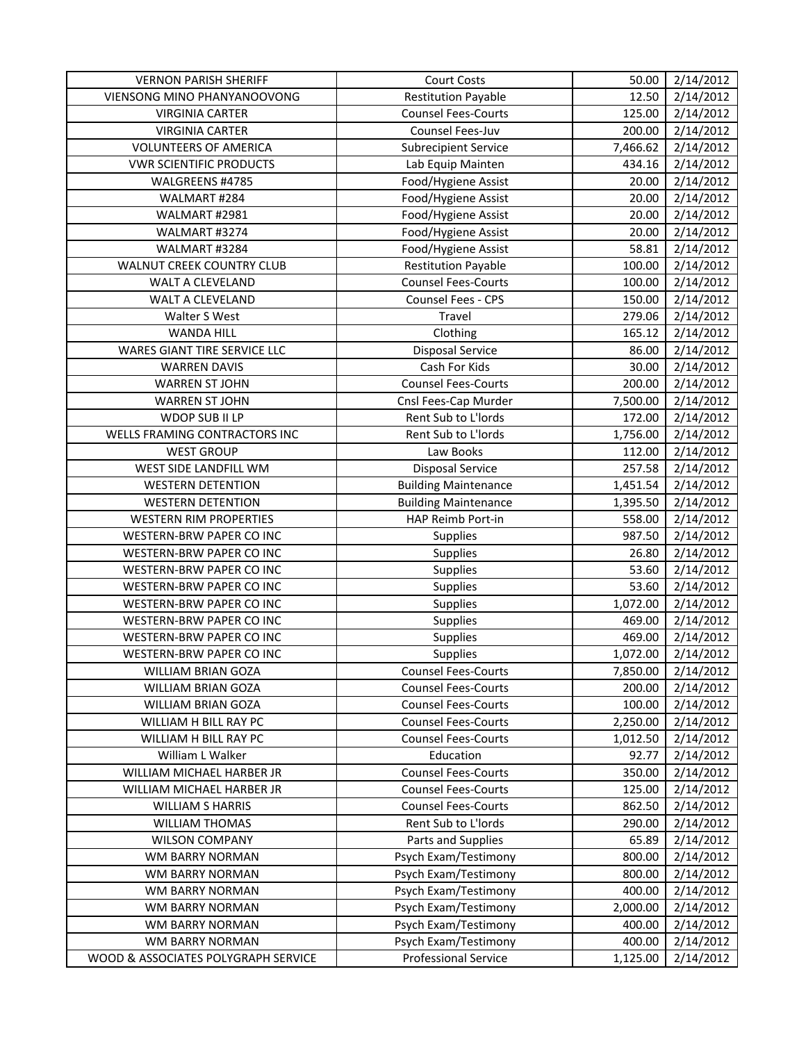| VERNON PARISH SHERIFF | Court Costs | 50.00 | 2/14/2012 |
|---|---|---|---|
| VIENSONG MINO PHANYANOOVONG | Restitution Payable | 12.50 | 2/14/2012 |
| VIRGINIA CARTER | Counsel Fees-Courts | 125.00 | 2/14/2012 |
| VIRGINIA CARTER | Counsel Fees-Juv | 200.00 | 2/14/2012 |
| VOLUNTEERS OF AMERICA | Subrecipient Service | 7,466.62 | 2/14/2012 |
| VWR SCIENTIFIC PRODUCTS | Lab Equip Mainten | 434.16 | 2/14/2012 |
| WALGREENS #4785 | Food/Hygiene Assist | 20.00 | 2/14/2012 |
| WALMART #284 | Food/Hygiene Assist | 20.00 | 2/14/2012 |
| WALMART #2981 | Food/Hygiene Assist | 20.00 | 2/14/2012 |
| WALMART #3274 | Food/Hygiene Assist | 20.00 | 2/14/2012 |
| WALMART #3284 | Food/Hygiene Assist | 58.81 | 2/14/2012 |
| WALNUT CREEK COUNTRY CLUB | Restitution Payable | 100.00 | 2/14/2012 |
| WALT A CLEVELAND | Counsel Fees-Courts | 100.00 | 2/14/2012 |
| WALT A CLEVELAND | Counsel Fees - CPS | 150.00 | 2/14/2012 |
| Walter S West | Travel | 279.06 | 2/14/2012 |
| WANDA HILL | Clothing | 165.12 | 2/14/2012 |
| WARES GIANT TIRE SERVICE LLC | Disposal Service | 86.00 | 2/14/2012 |
| WARREN DAVIS | Cash For Kids | 30.00 | 2/14/2012 |
| WARREN ST JOHN | Counsel Fees-Courts | 200.00 | 2/14/2012 |
| WARREN ST JOHN | Cnsl Fees-Cap Murder | 7,500.00 | 2/14/2012 |
| WDOP SUB II LP | Rent Sub to L'lords | 172.00 | 2/14/2012 |
| WELLS FRAMING CONTRACTORS INC | Rent Sub to L'lords | 1,756.00 | 2/14/2012 |
| WEST GROUP | Law Books | 112.00 | 2/14/2012 |
| WEST SIDE LANDFILL WM | Disposal Service | 257.58 | 2/14/2012 |
| WESTERN DETENTION | Building Maintenance | 1,451.54 | 2/14/2012 |
| WESTERN DETENTION | Building Maintenance | 1,395.50 | 2/14/2012 |
| WESTERN RIM PROPERTIES | HAP Reimb Port-in | 558.00 | 2/14/2012 |
| WESTERN-BRW PAPER CO INC | Supplies | 987.50 | 2/14/2012 |
| WESTERN-BRW PAPER CO INC | Supplies | 26.80 | 2/14/2012 |
| WESTERN-BRW PAPER CO INC | Supplies | 53.60 | 2/14/2012 |
| WESTERN-BRW PAPER CO INC | Supplies | 53.60 | 2/14/2012 |
| WESTERN-BRW PAPER CO INC | Supplies | 1,072.00 | 2/14/2012 |
| WESTERN-BRW PAPER CO INC | Supplies | 469.00 | 2/14/2012 |
| WESTERN-BRW PAPER CO INC | Supplies | 469.00 | 2/14/2012 |
| WESTERN-BRW PAPER CO INC | Supplies | 1,072.00 | 2/14/2012 |
| WILLIAM BRIAN GOZA | Counsel Fees-Courts | 7,850.00 | 2/14/2012 |
| WILLIAM BRIAN GOZA | Counsel Fees-Courts | 200.00 | 2/14/2012 |
| WILLIAM BRIAN GOZA | Counsel Fees-Courts | 100.00 | 2/14/2012 |
| WILLIAM H BILL RAY PC | Counsel Fees-Courts | 2,250.00 | 2/14/2012 |
| WILLIAM H BILL RAY PC | Counsel Fees-Courts | 1,012.50 | 2/14/2012 |
| William L Walker | Education | 92.77 | 2/14/2012 |
| WILLIAM MICHAEL HARBER JR | Counsel Fees-Courts | 350.00 | 2/14/2012 |
| WILLIAM MICHAEL HARBER JR | Counsel Fees-Courts | 125.00 | 2/14/2012 |
| WILLIAM S HARRIS | Counsel Fees-Courts | 862.50 | 2/14/2012 |
| WILLIAM THOMAS | Rent Sub to L'lords | 290.00 | 2/14/2012 |
| WILSON COMPANY | Parts and Supplies | 65.89 | 2/14/2012 |
| WM BARRY NORMAN | Psych Exam/Testimony | 800.00 | 2/14/2012 |
| WM BARRY NORMAN | Psych Exam/Testimony | 800.00 | 2/14/2012 |
| WM BARRY NORMAN | Psych Exam/Testimony | 400.00 | 2/14/2012 |
| WM BARRY NORMAN | Psych Exam/Testimony | 2,000.00 | 2/14/2012 |
| WM BARRY NORMAN | Psych Exam/Testimony | 400.00 | 2/14/2012 |
| WM BARRY NORMAN | Psych Exam/Testimony | 400.00 | 2/14/2012 |
| WOOD & ASSOCIATES POLYGRAPH SERVICE | Professional Service | 1,125.00 | 2/14/2012 |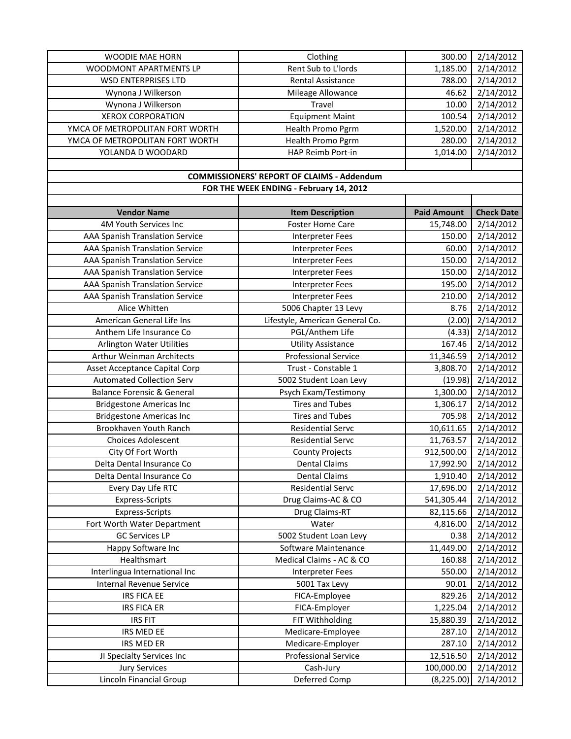| | | | |
|---|---|---|---|
| WOODIE MAE HORN | Clothing | 300.00 | 2/14/2012 |
| WOODMONT APARTMENTS LP | Rent Sub to L'lords | 1,185.00 | 2/14/2012 |
| WSD ENTERPRISES LTD | Rental Assistance | 788.00 | 2/14/2012 |
| Wynona J Wilkerson | Mileage Allowance | 46.62 | 2/14/2012 |
| Wynona J Wilkerson | Travel | 10.00 | 2/14/2012 |
| XEROX CORPORATION | Equipment Maint | 100.54 | 2/14/2012 |
| YMCA OF METROPOLITAN FORT WORTH | Health Promo Pgrm | 1,520.00 | 2/14/2012 |
| YMCA OF METROPOLITAN FORT WORTH | Health Promo Pgrm | 280.00 | 2/14/2012 |
| YOLANDA D WOODARD | HAP Reimb Port-in | 1,014.00 | 2/14/2012 |

**COMMISSIONERS' REPORT OF CLAIMS - Addendum**

**FOR THE WEEK ENDING - February 14, 2012**

| Vendor Name | Item Description | Paid Amount | Check Date |
|---|---|---|---|
| 4M Youth Services Inc | Foster Home Care | 15,748.00 | 2/14/2012 |
| AAA Spanish Translation Service | Interpreter Fees | 150.00 | 2/14/2012 |
| AAA Spanish Translation Service | Interpreter Fees | 60.00 | 2/14/2012 |
| AAA Spanish Translation Service | Interpreter Fees | 150.00 | 2/14/2012 |
| AAA Spanish Translation Service | Interpreter Fees | 150.00 | 2/14/2012 |
| AAA Spanish Translation Service | Interpreter Fees | 195.00 | 2/14/2012 |
| AAA Spanish Translation Service | Interpreter Fees | 210.00 | 2/14/2012 |
| Alice Whitten | 5006 Chapter 13 Levy | 8.76 | 2/14/2012 |
| American General Life Ins | Lifestyle, American General Co. | (2.00) | 2/14/2012 |
| Anthem Life Insurance Co | PGL/Anthem Life | (4.33) | 2/14/2012 |
| Arlington Water Utilities | Utility Assistance | 167.46 | 2/14/2012 |
| Arthur Weinman Architects | Professional Service | 11,346.59 | 2/14/2012 |
| Asset Acceptance Capital Corp | Trust - Constable 1 | 3,808.70 | 2/14/2012 |
| Automated Collection Serv | 5002 Student Loan Levy | (19.98) | 2/14/2012 |
| Balance Forensic & General | Psych Exam/Testimony | 1,300.00 | 2/14/2012 |
| Bridgestone Americas Inc | Tires and Tubes | 1,306.17 | 2/14/2012 |
| Bridgestone Americas Inc | Tires and Tubes | 705.98 | 2/14/2012 |
| Brookhaven Youth Ranch | Residential Servc | 10,611.65 | 2/14/2012 |
| Choices Adolescent | Residential Servc | 11,763.57 | 2/14/2012 |
| City Of Fort Worth | County Projects | 912,500.00 | 2/14/2012 |
| Delta Dental Insurance Co | Dental Claims | 17,992.90 | 2/14/2012 |
| Delta Dental Insurance Co | Dental Claims | 1,910.40 | 2/14/2012 |
| Every Day Life RTC | Residential Servc | 17,696.00 | 2/14/2012 |
| Express-Scripts | Drug Claims-AC & CO | 541,305.44 | 2/14/2012 |
| Express-Scripts | Drug Claims-RT | 82,115.66 | 2/14/2012 |
| Fort Worth Water Department | Water | 4,816.00 | 2/14/2012 |
| GC Services LP | 5002 Student Loan Levy | 0.38 | 2/14/2012 |
| Happy Software Inc | Software Maintenance | 11,449.00 | 2/14/2012 |
| Healthsmart | Medical Claims - AC & CO | 160.88 | 2/14/2012 |
| Interlingua International Inc | Interpreter Fees | 550.00 | 2/14/2012 |
| Internal Revenue Service | 5001 Tax Levy | 90.01 | 2/14/2012 |
| IRS FICA EE | FICA-Employee | 829.26 | 2/14/2012 |
| IRS FICA ER | FICA-Employer | 1,225.04 | 2/14/2012 |
| IRS FIT | FIT Withholding | 15,880.39 | 2/14/2012 |
| IRS MED EE | Medicare-Employee | 287.10 | 2/14/2012 |
| IRS MED ER | Medicare-Employer | 287.10 | 2/14/2012 |
| JI Specialty Services Inc | Professional Service | 12,516.50 | 2/14/2012 |
| Jury Services | Cash-Jury | 100,000.00 | 2/14/2012 |
| Lincoln Financial Group | Deferred Comp | (8,225.00) | 2/14/2012 |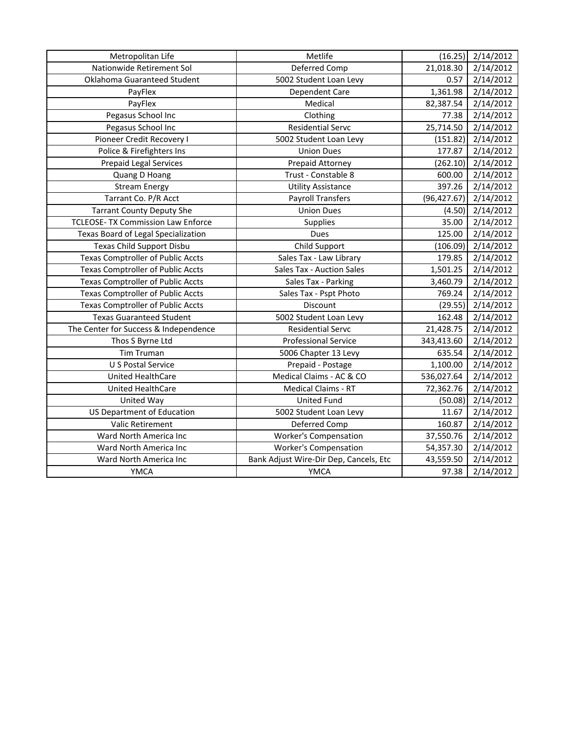| | | | |
|---|---|---|---|
| Metropolitan Life | Metlife | (16.25) | 2/14/2012 |
| Nationwide Retirement Sol | Deferred Comp | 21,018.30 | 2/14/2012 |
| Oklahoma Guaranteed Student | 5002 Student Loan Levy | 0.57 | 2/14/2012 |
| PayFlex | Dependent Care | 1,361.98 | 2/14/2012 |
| PayFlex | Medical | 82,387.54 | 2/14/2012 |
| Pegasus School Inc | Clothing | 77.38 | 2/14/2012 |
| Pegasus School Inc | Residential Servc | 25,714.50 | 2/14/2012 |
| Pioneer Credit Recovery I | 5002 Student Loan Levy | (151.82) | 2/14/2012 |
| Police & Firefighters Ins | Union Dues | 177.87 | 2/14/2012 |
| Prepaid Legal Services | Prepaid Attorney | (262.10) | 2/14/2012 |
| Quang D Hoang | Trust - Constable 8 | 600.00 | 2/14/2012 |
| Stream Energy | Utility Assistance | 397.26 | 2/14/2012 |
| Tarrant Co. P/R Acct | Payroll Transfers | (96,427.67) | 2/14/2012 |
| Tarrant County Deputy She | Union Dues | (4.50) | 2/14/2012 |
| TCLEOSE- TX Commission Law Enforce | Supplies | 35.00 | 2/14/2012 |
| Texas Board of Legal Specialization | Dues | 125.00 | 2/14/2012 |
| Texas Child Support Disbu | Child Support | (106.09) | 2/14/2012 |
| Texas Comptroller of Public Accts | Sales Tax - Law Library | 179.85 | 2/14/2012 |
| Texas Comptroller of Public Accts | Sales Tax - Auction Sales | 1,501.25 | 2/14/2012 |
| Texas Comptroller of Public Accts | Sales Tax - Parking | 3,460.79 | 2/14/2012 |
| Texas Comptroller of Public Accts | Sales Tax - Pspt Photo | 769.24 | 2/14/2012 |
| Texas Comptroller of Public Accts | Discount | (29.55) | 2/14/2012 |
| Texas Guaranteed Student | 5002 Student Loan Levy | 162.48 | 2/14/2012 |
| The Center for Success & Independence | Residential Servc | 21,428.75 | 2/14/2012 |
| Thos S Byrne Ltd | Professional Service | 343,413.60 | 2/14/2012 |
| Tim Truman | 5006 Chapter 13 Levy | 635.54 | 2/14/2012 |
| U S Postal Service | Prepaid - Postage | 1,100.00 | 2/14/2012 |
| United HealthCare | Medical Claims - AC & CO | 536,027.64 | 2/14/2012 |
| United HealthCare | Medical Claims - RT | 72,362.76 | 2/14/2012 |
| United Way | United Fund | (50.08) | 2/14/2012 |
| US Department of Education | 5002 Student Loan Levy | 11.67 | 2/14/2012 |
| Valic Retirement | Deferred Comp | 160.87 | 2/14/2012 |
| Ward North America Inc | Worker's Compensation | 37,550.76 | 2/14/2012 |
| Ward North America Inc | Worker's Compensation | 54,357.30 | 2/14/2012 |
| Ward North America Inc | Bank Adjust Wire-Dir Dep, Cancels, Etc | 43,559.50 | 2/14/2012 |
| YMCA | YMCA | 97.38 | 2/14/2012 |